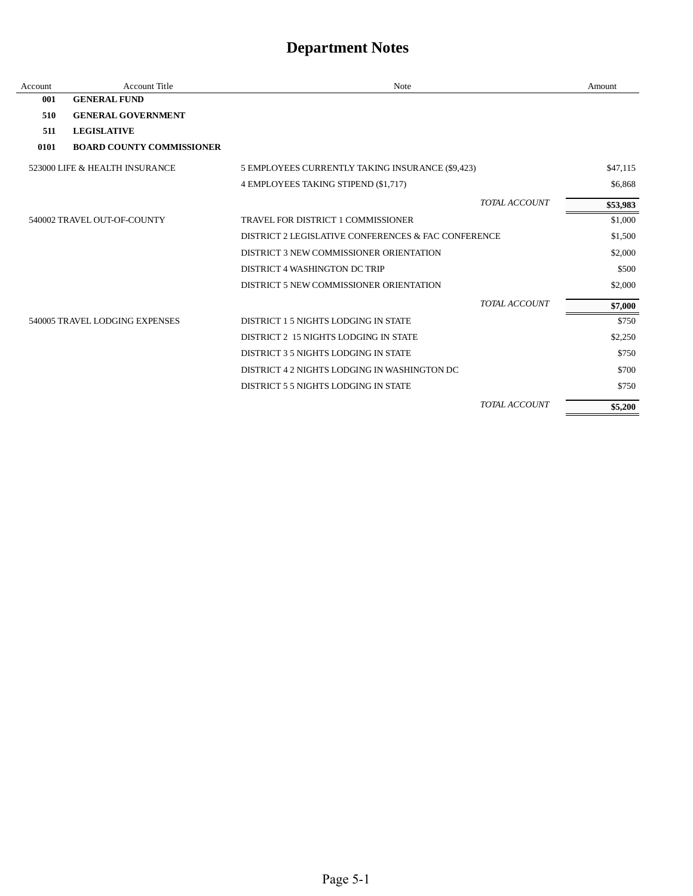# Department Notes

| Account | Account Title | Note | Amount |
|---|---|---|---|
| **001** | **GENERAL FUND** | | |
| **510** | **GENERAL GOVERNMENT** | | |
| **511** | **LEGISLATIVE** | | |
| **0101** | **BOARD COUNTY COMMISSIONER** | | |
| 523000 | LIFE & HEALTH INSURANCE | 5 EMPLOYEES CURRENTLY TAKING INSURANCE ($9,423) | $47,115 |
| | | 4 EMPLOYEES TAKING STIPEND ($1,717) | $6,868 |
| | | *TOTAL ACCOUNT* | **$53,983** |
| 540002 | TRAVEL OUT-OF-COUNTY | TRAVEL FOR DISTRICT 1 COMMISSIONER | $1,000 |
| | | DISTRICT 2 LEGISLATIVE CONFERENCES & FAC CONFERENCE | $1,500 |
| | | DISTRICT 3 NEW COMMISSIONER ORIENTATION | $2,000 |
| | | DISTRICT 4 WASHINGTON DC TRIP | $500 |
| | | DISTRICT 5 NEW COMMISSIONER ORIENTATION | $2,000 |
| | | *TOTAL ACCOUNT* | **$7,000** |
| 540005 | TRAVEL LODGING EXPENSES | DISTRICT 1 5 NIGHTS LODGING IN STATE | $750 |
| | | DISTRICT 2 15 NIGHTS LODGING IN STATE | $2,250 |
| | | DISTRICT 3 5 NIGHTS LODGING IN STATE | $750 |
| | | DISTRICT 4 2 NIGHTS LODGING IN WASHINGTON DC | $700 |
| | | DISTRICT 5 5 NIGHTS LODGING IN STATE | $750 |
| | | *TOTAL ACCOUNT* | **$5,200** |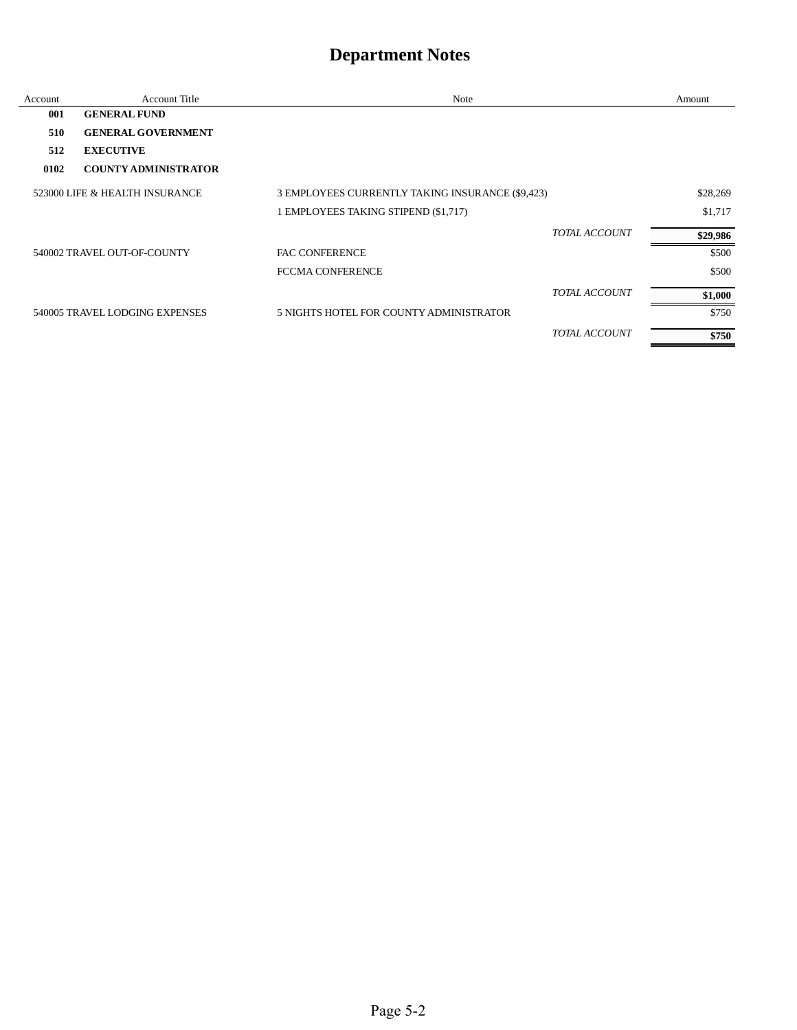# Department Notes

| Account | Account Title | Note | | Amount |
|---|---|---|---|---|
| **001** | **GENERAL FUND** | | | |
| **510** | **GENERAL GOVERNMENT** | | | |
| **512** | **EXECUTIVE** | | | |
| **0102** | **COUNTY ADMINISTRATOR** | | | |
| 523000 | LIFE & HEALTH INSURANCE | 3 EMPLOYEES CURRENTLY TAKING INSURANCE ($9,423) | | $28,269 |
| | | 1 EMPLOYEES TAKING STIPEND ($1,717) | | $1,717 |
| | | | *TOTAL ACCOUNT* | **$29,986** |
| 540002 | TRAVEL OUT-OF-COUNTY | FAC CONFERENCE | | $500 |
| | | FCCMA CONFERENCE | | $500 |
| | | | *TOTAL ACCOUNT* | **$1,000** |
| 540005 | TRAVEL LODGING EXPENSES | 5 NIGHTS HOTEL FOR COUNTY ADMINISTRATOR | | $750 |
| | | | *TOTAL ACCOUNT* | **$750** |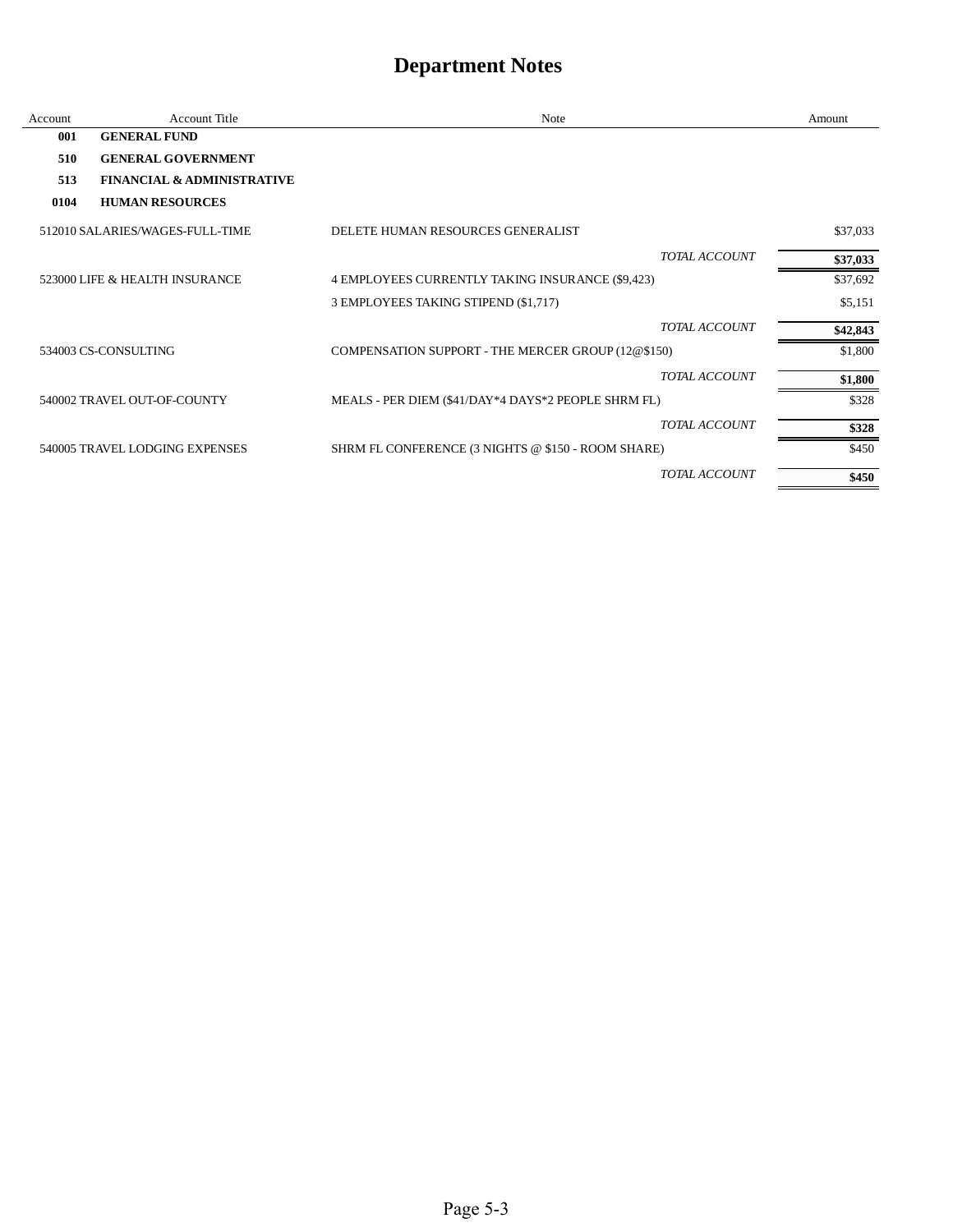# Department Notes

| Account | Account Title | Note | Amount |
|---|---|---|---|
| **001** | **GENERAL FUND** | | |
| **510** | **GENERAL GOVERNMENT** | | |
| **513** | **FINANCIAL & ADMINISTRATIVE** | | |
| **0104** | **HUMAN RESOURCES** | | |
| 512010 | SALARIES/WAGES-FULL-TIME | DELETE HUMAN RESOURCES GENERALIST | $37,033 |
| | | *TOTAL ACCOUNT* | **$37,033** |
| 523000 | LIFE & HEALTH INSURANCE | 4 EMPLOYEES CURRENTLY TAKING INSURANCE ($9,423) | $37,692 |
| | | 3 EMPLOYEES TAKING STIPEND ($1,717) | $5,151 |
| | | *TOTAL ACCOUNT* | **$42,843** |
| 534003 | CS-CONSULTING | COMPENSATION SUPPORT - THE MERCER GROUP (12@$150) | $1,800 |
| | | *TOTAL ACCOUNT* | **$1,800** |
| 540002 | TRAVEL OUT-OF-COUNTY | MEALS - PER DIEM ($41/DAY*4 DAYS*2 PEOPLE SHRM FL) | $328 |
| | | *TOTAL ACCOUNT* | **$328** |
| 540005 | TRAVEL LODGING EXPENSES | SHRM FL CONFERENCE (3 NIGHTS @ $150 - ROOM SHARE) | $450 |
| | | *TOTAL ACCOUNT* | **$450** |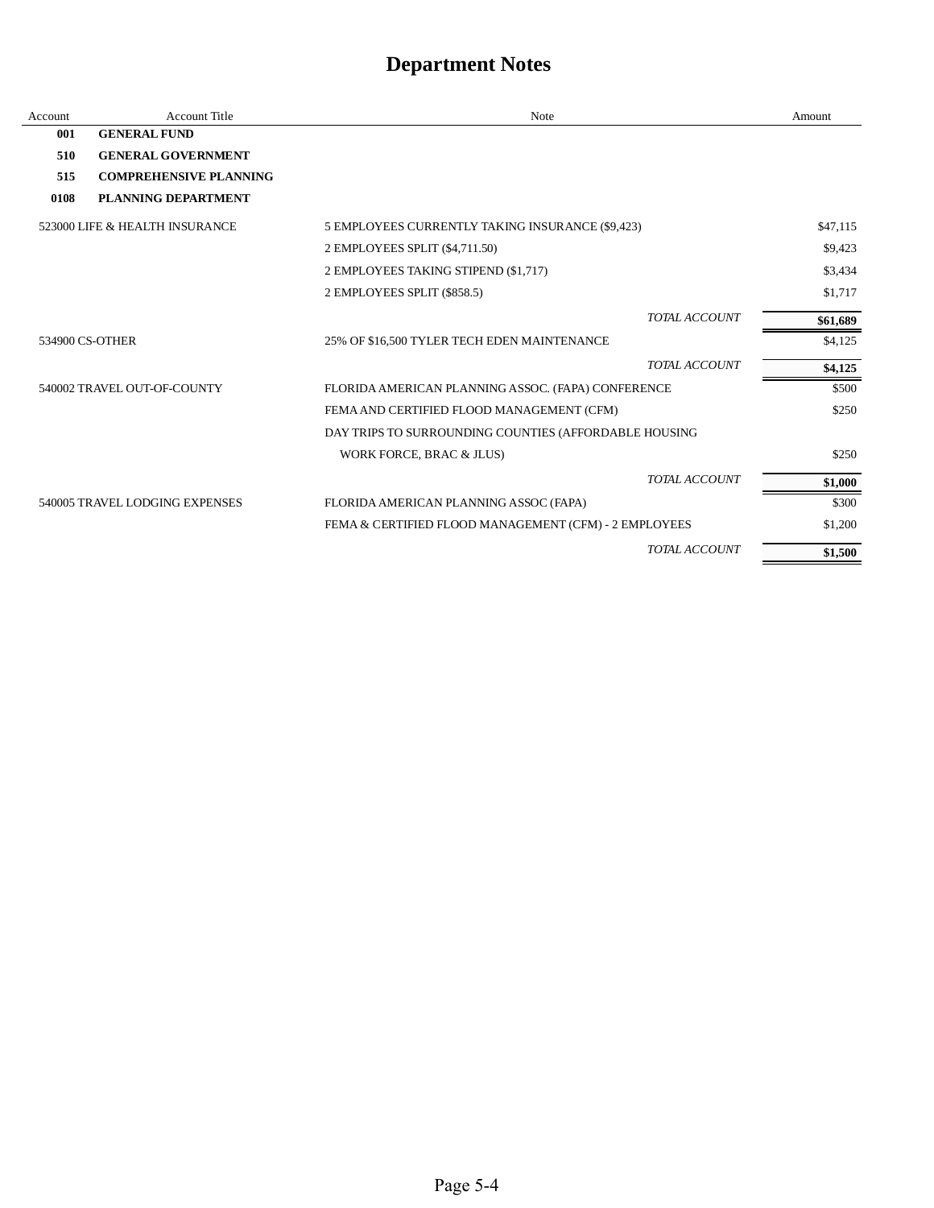# Department Notes

| Account | Account Title | Note | Amount |
|---|---|---|---|
| **001** | **GENERAL FUND** | | |
| **510** | **GENERAL GOVERNMENT** | | |
| **515** | **COMPREHENSIVE PLANNING** | | |
| **0108** | **PLANNING DEPARTMENT** | | |
| 523000 | LIFE & HEALTH INSURANCE | 5 EMPLOYEES CURRENTLY TAKING INSURANCE ($9,423) | $47,115 |
| | | 2 EMPLOYEES SPLIT ($4,711.50) | $9,423 |
| | | 2 EMPLOYEES TAKING STIPEND ($1,717) | $3,434 |
| | | 2 EMPLOYEES SPLIT ($858.5) | $1,717 |
| | | *TOTAL ACCOUNT* | **$61,689** |
| 534900 | CS-OTHER | 25% OF $16,500 TYLER TECH EDEN MAINTENANCE | $4,125 |
| | | *TOTAL ACCOUNT* | **$4,125** |
| 540002 | TRAVEL OUT-OF-COUNTY | FLORIDA AMERICAN PLANNING ASSOC. (FAPA) CONFERENCE | $500 |
| | | FEMA AND CERTIFIED FLOOD MANAGEMENT (CFM) | $250 |
| | | DAY TRIPS TO SURROUNDING COUNTIES (AFFORDABLE HOUSING WORK FORCE, BRAC & JLUS) | $250 |
| | | *TOTAL ACCOUNT* | **$1,000** |
| 540005 | TRAVEL LODGING EXPENSES | FLORIDA AMERICAN PLANNING ASSOC (FAPA) | $300 |
| | | FEMA & CERTIFIED FLOOD MANAGEMENT (CFM) - 2 EMPLOYEES | $1,200 |
| | | *TOTAL ACCOUNT* | **$1,500** |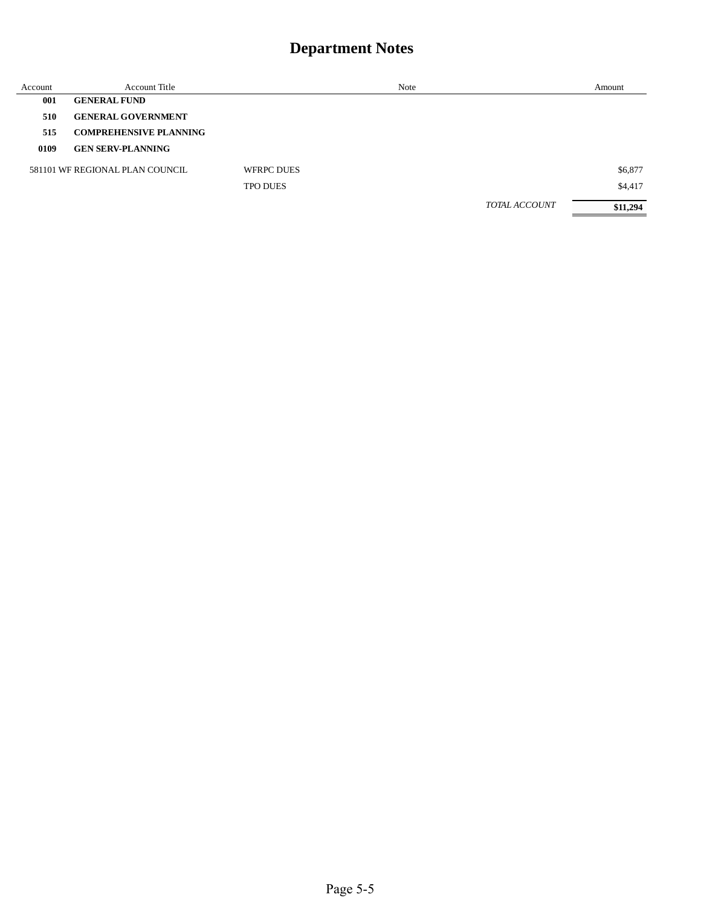# Department Notes

| Account | Account Title | Note | Amount |
|---|---|---|---|
| **001** | **GENERAL FUND** | | |
| **510** | **GENERAL GOVERNMENT** | | |
| **515** | **COMPREHENSIVE PLANNING** | | |
| **0109** | **GEN SERV-PLANNING** | | |
| 581101 | WF REGIONAL PLAN COUNCIL | WFRPC DUES | $6,877 |
| | | TPO DUES | $4,417 |
| | | *TOTAL ACCOUNT* | **$11,294** |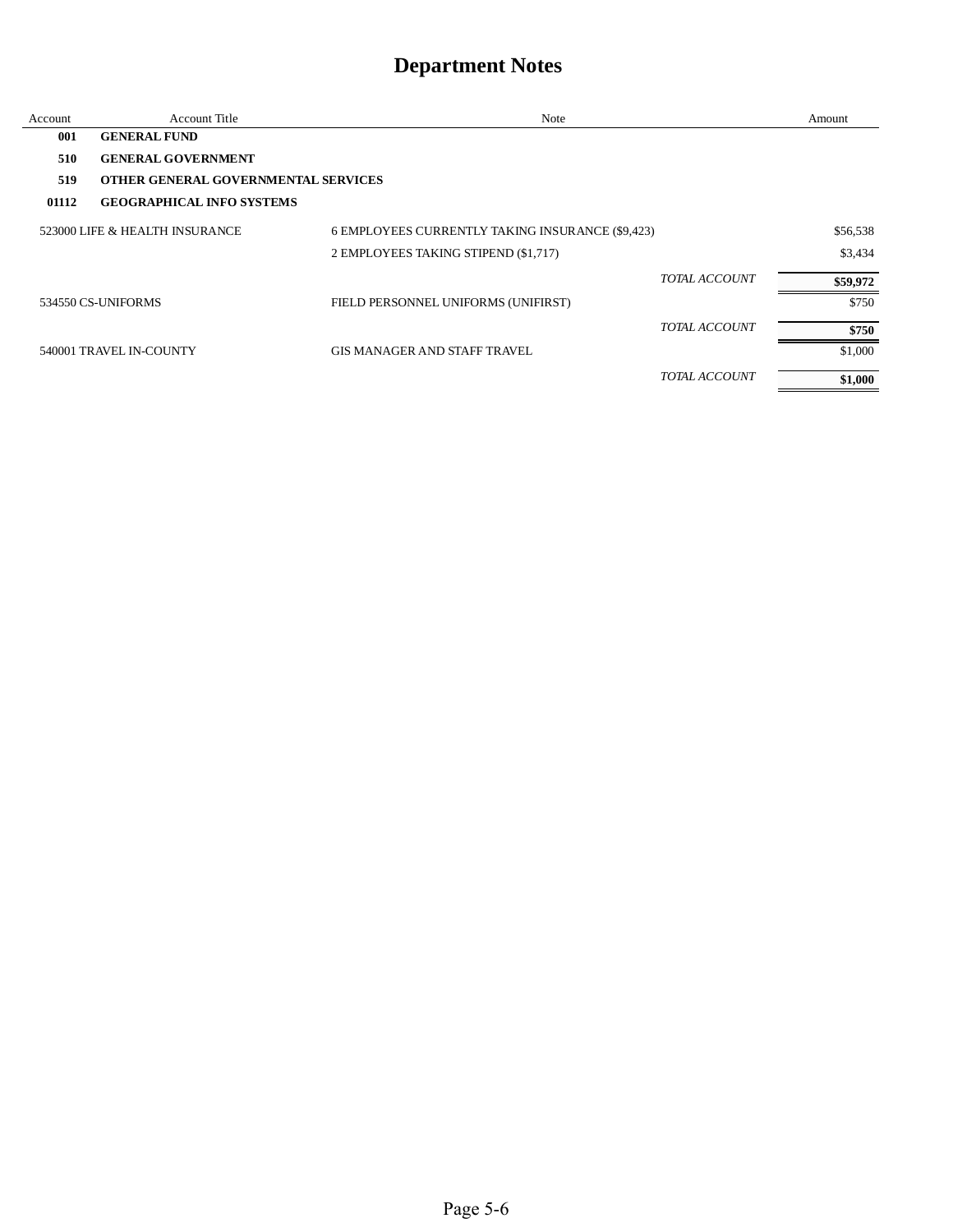# Department Notes

| Account | Account Title | Note | | Amount |
|---|---|---|---|---|
| **001** | **GENERAL FUND** | | | |
| **510** | **GENERAL GOVERNMENT** | | | |
| **519** | **OTHER GENERAL GOVERNMENTAL SERVICES** | | | |
| **01112** | **GEOGRAPHICAL INFO SYSTEMS** | | | |
| 523000 | LIFE & HEALTH INSURANCE | 6 EMPLOYEES CURRENTLY TAKING INSURANCE ($9,423) | | $56,538 |
| | | 2 EMPLOYEES TAKING STIPEND ($1,717) | | $3,434 |
| | | | *TOTAL ACCOUNT* | **$59,972** |
| 534550 | CS-UNIFORMS | FIELD PERSONNEL UNIFORMS (UNIFIRST) | | $750 |
| | | | *TOTAL ACCOUNT* | **$750** |
| 540001 | TRAVEL IN-COUNTY | GIS MANAGER AND STAFF TRAVEL | | $1,000 |
| | | | *TOTAL ACCOUNT* | **$1,000** |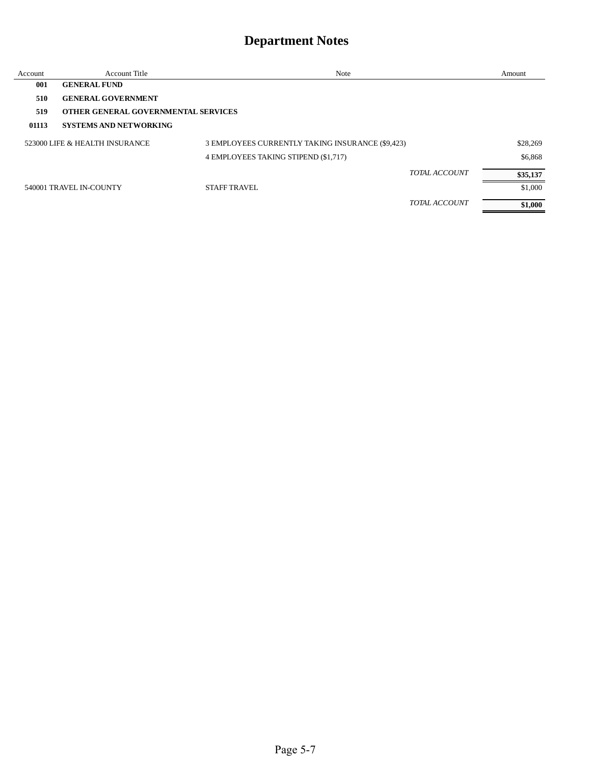# Department Notes

| Account | Account Title | Note | | Amount |
|---|---|---|---|---|
| **001** | **GENERAL FUND** | | | |
| **510** | **GENERAL GOVERNMENT** | | | |
| **519** | **OTHER GENERAL GOVERNMENTAL SERVICES** | | | |
| **01113** | **SYSTEMS AND NETWORKING** | | | |
| 523000 | LIFE & HEALTH INSURANCE | 3 EMPLOYEES CURRENTLY TAKING INSURANCE ($9,423) | | $28,269 |
| | | 4 EMPLOYEES TAKING STIPEND ($1,717) | | $6,868 |
| | | | *TOTAL ACCOUNT* | **$35,137** |
| 540001 | TRAVEL IN-COUNTY | STAFF TRAVEL | | $1,000 |
| | | | *TOTAL ACCOUNT* | **$1,000** |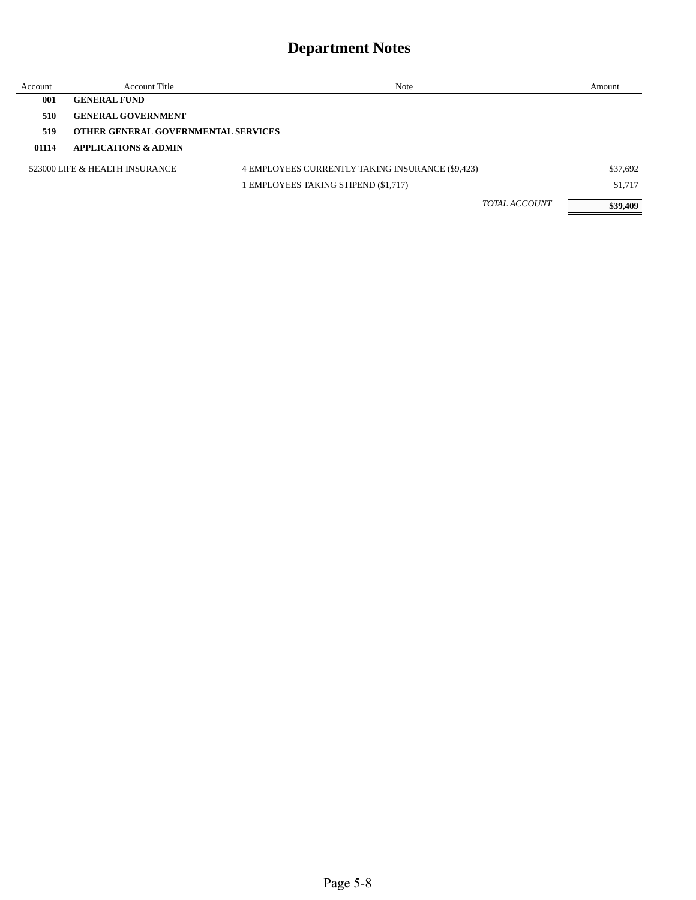# Department Notes

| Account | Account Title | Note | Amount |
|---|---|---|---|
| **001** | **GENERAL FUND** | | |
| **510** | **GENERAL GOVERNMENT** | | |
| **519** | **OTHER GENERAL GOVERNMENTAL SERVICES** | | |
| **01114** | **APPLICATIONS & ADMIN** | | |
| 523000 | LIFE & HEALTH INSURANCE | 4 EMPLOYEES CURRENTLY TAKING INSURANCE ($9,423) | $37,692 |
| | | 1 EMPLOYEES TAKING STIPEND ($1,717) | $1,717 |
| | | *TOTAL ACCOUNT* | **$39,409** |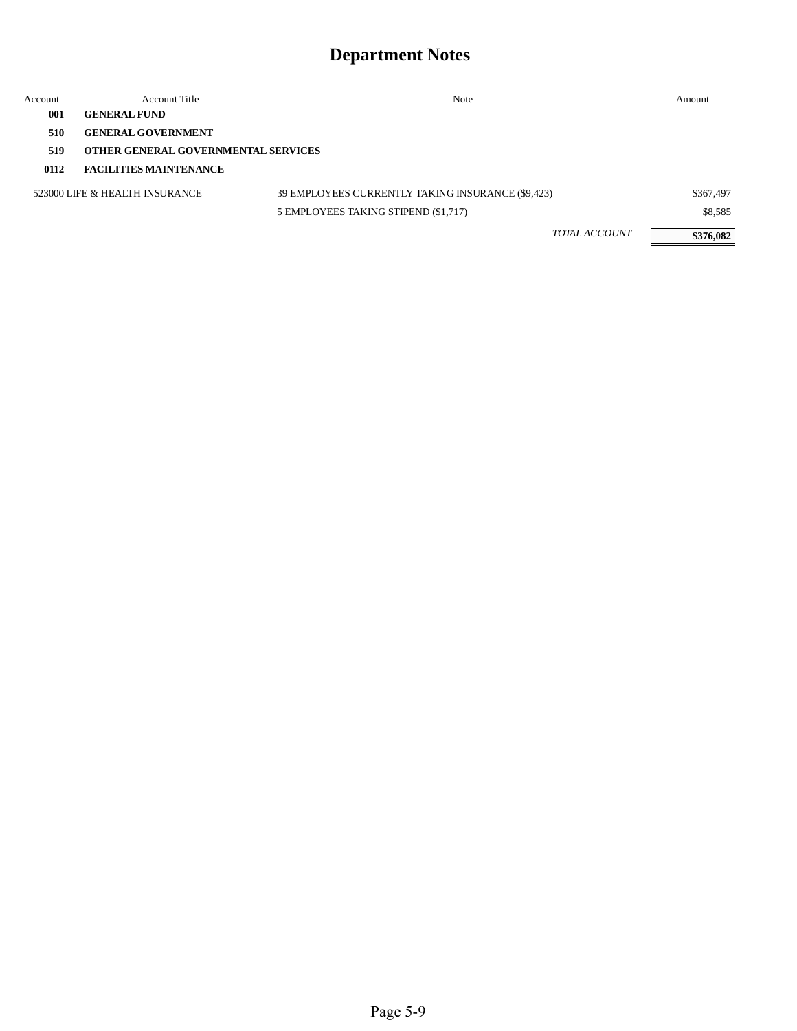# Department Notes

| Account | Account Title | Note | Amount |
|---|---|---|---|
| **001** | **GENERAL FUND** | | |
| **510** | **GENERAL GOVERNMENT** | | |
| **519** | **OTHER GENERAL GOVERNMENTAL SERVICES** | | |
| **0112** | **FACILITIES MAINTENANCE** | | |
| 523000 | LIFE & HEALTH INSURANCE | 39 EMPLOYEES CURRENTLY TAKING INSURANCE ($9,423) | $367,497 |
| | | 5 EMPLOYEES TAKING STIPEND ($1,717) | $8,585 |
| | | *TOTAL ACCOUNT* | **$376,082** |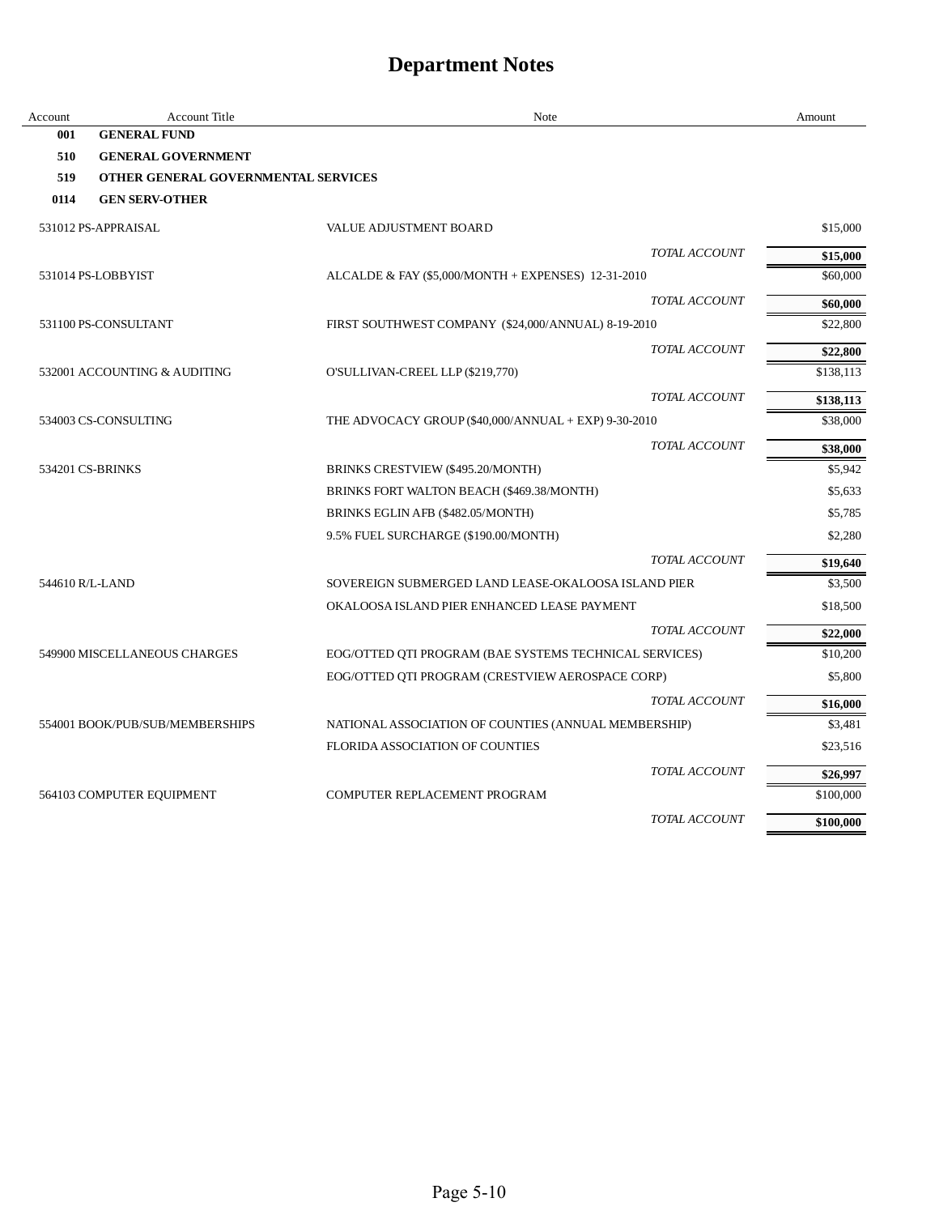# Department Notes

| Account | Account Title | Note | Amount |
|---|---|---|---|
| **001** | **GENERAL FUND** | | |
| **510** | **GENERAL GOVERNMENT** | | |
| **519** | **OTHER GENERAL GOVERNMENTAL SERVICES** | | |
| **0114** | **GEN SERV-OTHER** | | |
| 531012 | PS-APPRAISAL | VALUE ADJUSTMENT BOARD | $15,000 |
| | | *TOTAL ACCOUNT* | **$15,000** |
| 531014 | PS-LOBBYIST | ALCALDE & FAY ($5,000/MONTH + EXPENSES) 12-31-2010 | $60,000 |
| | | *TOTAL ACCOUNT* | **$60,000** |
| 531100 | PS-CONSULTANT | FIRST SOUTHWEST COMPANY ($24,000/ANNUAL) 8-19-2010 | $22,800 |
| | | *TOTAL ACCOUNT* | **$22,800** |
| 532001 | ACCOUNTING & AUDITING | O'SULLIVAN-CREEL LLP ($219,770) | $138,113 |
| | | *TOTAL ACCOUNT* | **$138,113** |
| 534003 | CS-CONSULTING | THE ADVOCACY GROUP ($40,000/ANNUAL + EXP) 9-30-2010 | $38,000 |
| | | *TOTAL ACCOUNT* | **$38,000** |
| 534201 | CS-BRINKS | BRINKS CRESTVIEW ($495.20/MONTH) | $5,942 |
| | | BRINKS FORT WALTON BEACH ($469.38/MONTH) | $5,633 |
| | | BRINKS EGLIN AFB ($482.05/MONTH) | $5,785 |
| | | 9.5% FUEL SURCHARGE ($190.00/MONTH) | $2,280 |
| | | *TOTAL ACCOUNT* | **$19,640** |
| 544610 | R/L-LAND | SOVEREIGN SUBMERGED LAND LEASE-OKALOOSA ISLAND PIER | $3,500 |
| | | OKALOOSA ISLAND PIER ENHANCED LEASE PAYMENT | $18,500 |
| | | *TOTAL ACCOUNT* | **$22,000** |
| 549900 | MISCELLANEOUS CHARGES | EOG/OTTED QTI PROGRAM (BAE SYSTEMS TECHNICAL SERVICES) | $10,200 |
| | | EOG/OTTED QTI PROGRAM (CRESTVIEW AEROSPACE CORP) | $5,800 |
| | | *TOTAL ACCOUNT* | **$16,000** |
| 554001 | BOOK/PUB/SUB/MEMBERSHIPS | NATIONAL ASSOCIATION OF COUNTIES (ANNUAL MEMBERSHIP) | $3,481 |
| | | FLORIDA ASSOCIATION OF COUNTIES | $23,516 |
| | | *TOTAL ACCOUNT* | **$26,997** |
| 564103 | COMPUTER EQUIPMENT | COMPUTER REPLACEMENT PROGRAM | $100,000 |
| | | *TOTAL ACCOUNT* | **$100,000** |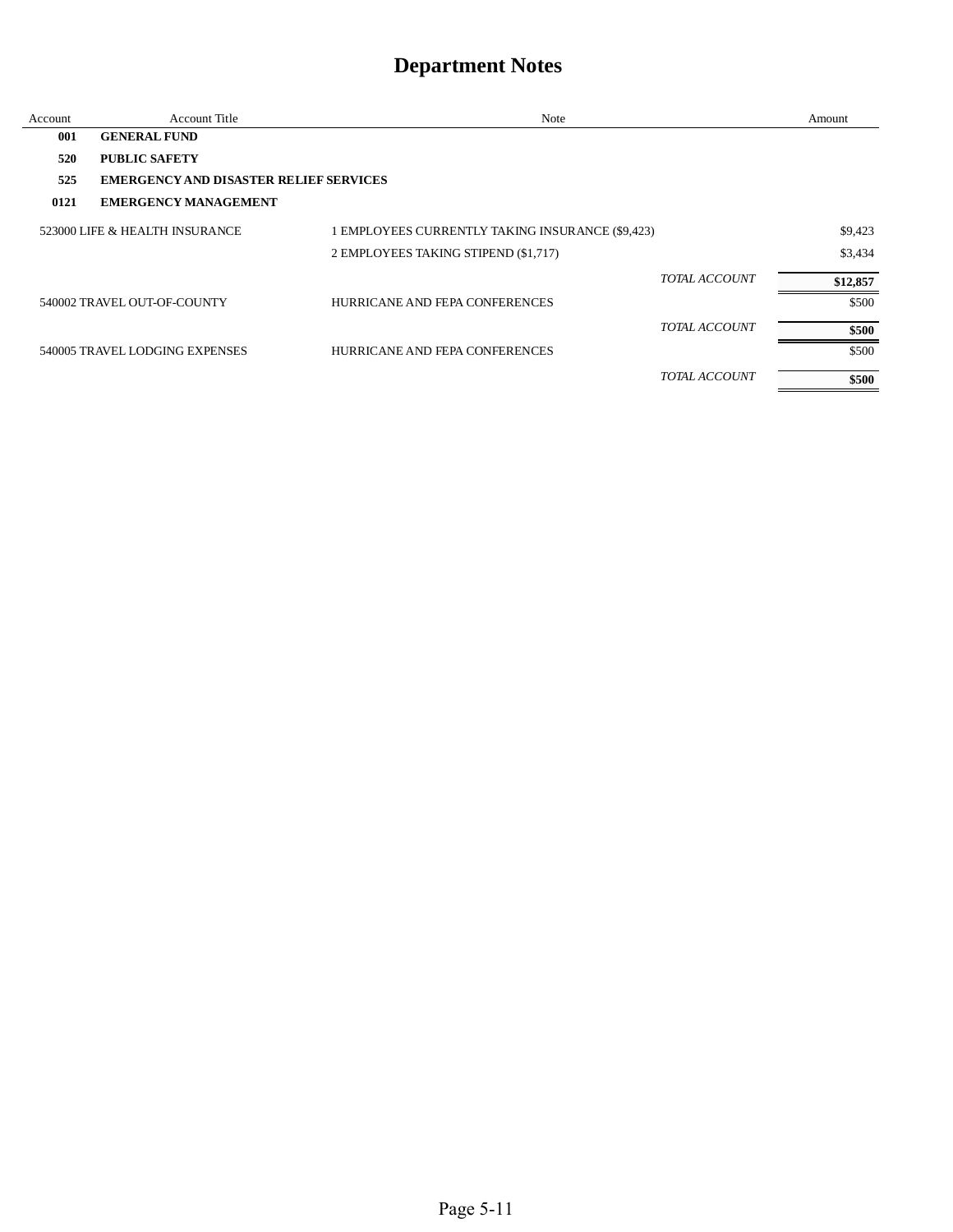# Department Notes

| Account | Account Title | Note | | Amount |
|---|---|---|---|---|
| **001** | **GENERAL FUND** | | | |
| **520** | **PUBLIC SAFETY** | | | |
| **525** | **EMERGENCY AND DISASTER RELIEF SERVICES** | | | |
| **0121** | **EMERGENCY MANAGEMENT** | | | |
| 523000 | LIFE & HEALTH INSURANCE | 1 EMPLOYEES CURRENTLY TAKING INSURANCE ($9,423) | | $9,423 |
| | | 2 EMPLOYEES TAKING STIPEND ($1,717) | | $3,434 |
| | | | *TOTAL ACCOUNT* | **$12,857** |
| 540002 | TRAVEL OUT-OF-COUNTY | HURRICANE AND FEPA CONFERENCES | | $500 |
| | | | *TOTAL ACCOUNT* | **$500** |
| 540005 | TRAVEL LODGING EXPENSES | HURRICANE AND FEPA CONFERENCES | | $500 |
| | | | *TOTAL ACCOUNT* | **$500** |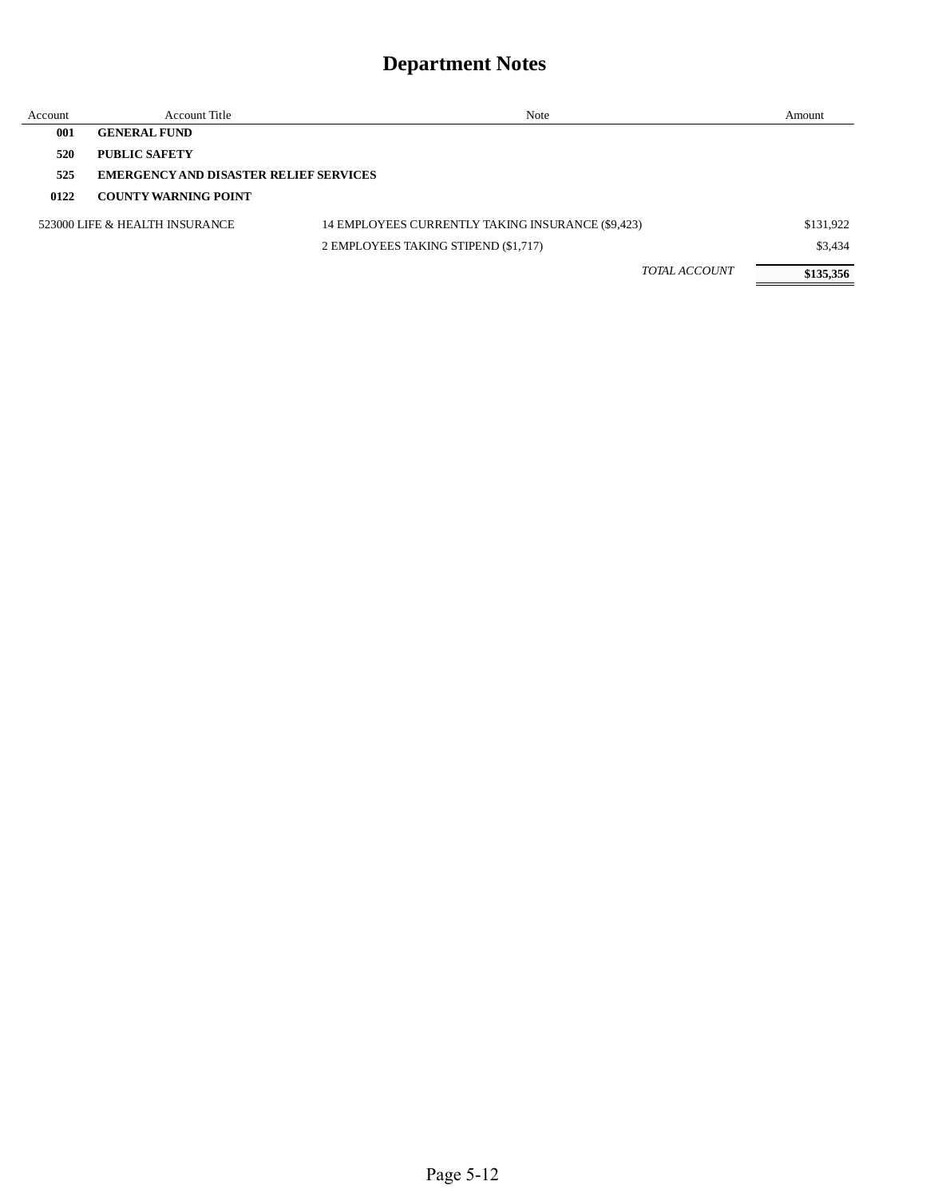# Department Notes

| Account | Account Title | Note | Amount |
|---|---|---|---|
| **001** | **GENERAL FUND** | | |
| **520** | **PUBLIC SAFETY** | | |
| **525** | **EMERGENCY AND DISASTER RELIEF SERVICES** | | |
| **0122** | **COUNTY WARNING POINT** | | |
| 523000 | LIFE & HEALTH INSURANCE | 14 EMPLOYEES CURRENTLY TAKING INSURANCE ($9,423) | $131,922 |
| | | 2 EMPLOYEES TAKING STIPEND ($1,717) | $3,434 |
| | | *TOTAL ACCOUNT* | **$135,356** |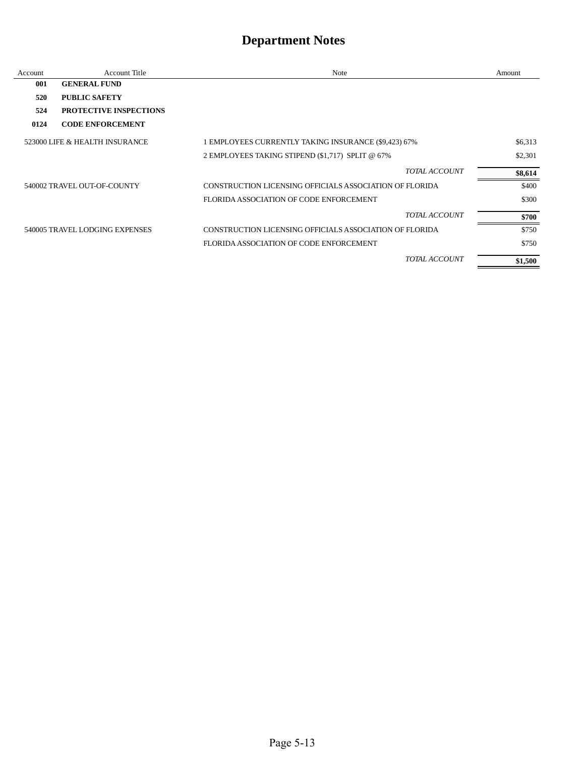# Department Notes

| Account | Account Title | Note | Amount |
|---|---|---|---|
| **001** | **GENERAL FUND** | | |
| **520** | **PUBLIC SAFETY** | | |
| **524** | **PROTECTIVE INSPECTIONS** | | |
| **0124** | **CODE ENFORCEMENT** | | |
| 523000 | LIFE & HEALTH INSURANCE | 1 EMPLOYEES CURRENTLY TAKING INSURANCE ($9,423) 67% | $6,313 |
| | | 2 EMPLOYEES TAKING STIPEND ($1,717) SPLIT @ 67% | $2,301 |
| | | *TOTAL ACCOUNT* | **$8,614** |
| 540002 | TRAVEL OUT-OF-COUNTY | CONSTRUCTION LICENSING OFFICIALS ASSOCIATION OF FLORIDA | $400 |
| | | FLORIDA ASSOCIATION OF CODE ENFORCEMENT | $300 |
| | | *TOTAL ACCOUNT* | **$700** |
| 540005 | TRAVEL LODGING EXPENSES | CONSTRUCTION LICENSING OFFICIALS ASSOCIATION OF FLORIDA | $750 |
| | | FLORIDA ASSOCIATION OF CODE ENFORCEMENT | $750 |
| | | *TOTAL ACCOUNT* | **$1,500** |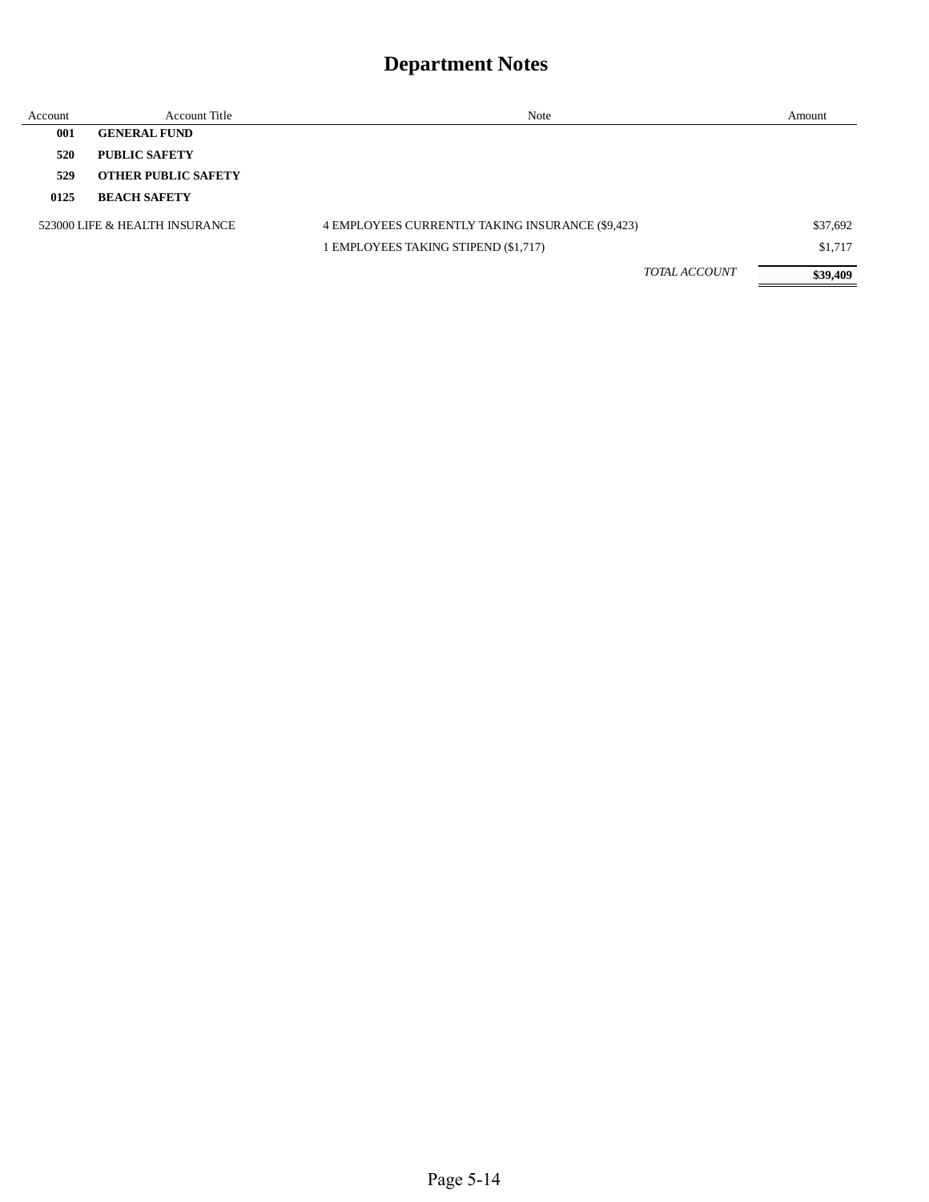# Department Notes

| Account | Account Title | Note | Amount |
|---|---|---|---|
| **001** | **GENERAL FUND** | | |
| **520** | **PUBLIC SAFETY** | | |
| **529** | **OTHER PUBLIC SAFETY** | | |
| **0125** | **BEACH SAFETY** | | |
| 523000 | LIFE & HEALTH INSURANCE | 4 EMPLOYEES CURRENTLY TAKING INSURANCE ($9,423) | $37,692 |
| | | 1 EMPLOYEES TAKING STIPEND ($1,717) | $1,717 |
| | | *TOTAL ACCOUNT* | **$39,409** |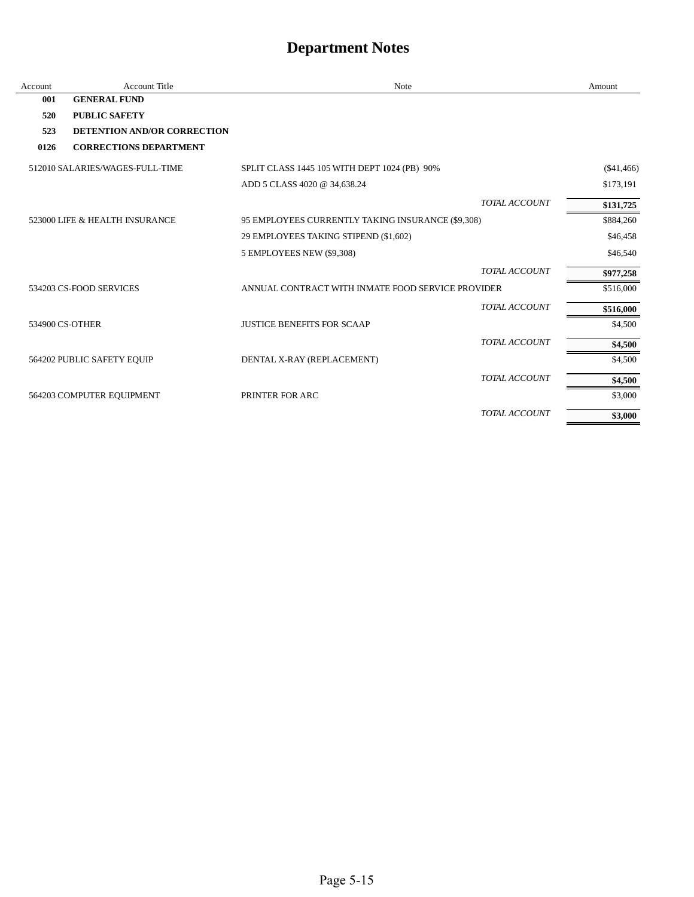# Department Notes

| Account | Account Title | Note | Amount |
|---|---|---|---|
| **001** | **GENERAL FUND** | | |
| **520** | **PUBLIC SAFETY** | | |
| **523** | **DETENTION AND/OR CORRECTION** | | |
| **0126** | **CORRECTIONS DEPARTMENT** | | |
| 512010 | SALARIES/WAGES-FULL-TIME | SPLIT CLASS 1445 105 WITH DEPT 1024 (PB) 90% | ($41,466) |
| | | ADD 5 CLASS 4020 @ 34,638.24 | $173,191 |
| | | *TOTAL ACCOUNT* | **$131,725** |
| 523000 | LIFE & HEALTH INSURANCE | 95 EMPLOYEES CURRENTLY TAKING INSURANCE ($9,308) | $884,260 |
| | | 29 EMPLOYEES TAKING STIPEND ($1,602) | $46,458 |
| | | 5 EMPLOYEES NEW ($9,308) | $46,540 |
| | | *TOTAL ACCOUNT* | **$977,258** |
| 534203 | CS-FOOD SERVICES | ANNUAL CONTRACT WITH INMATE FOOD SERVICE PROVIDER | $516,000 |
| | | *TOTAL ACCOUNT* | **$516,000** |
| 534900 | CS-OTHER | JUSTICE BENEFITS FOR SCAAP | $4,500 |
| | | *TOTAL ACCOUNT* | **$4,500** |
| 564202 | PUBLIC SAFETY EQUIP | DENTAL X-RAY (REPLACEMENT) | $4,500 |
| | | *TOTAL ACCOUNT* | **$4,500** |
| 564203 | COMPUTER EQUIPMENT | PRINTER FOR ARC | $3,000 |
| | | *TOTAL ACCOUNT* | **$3,000** |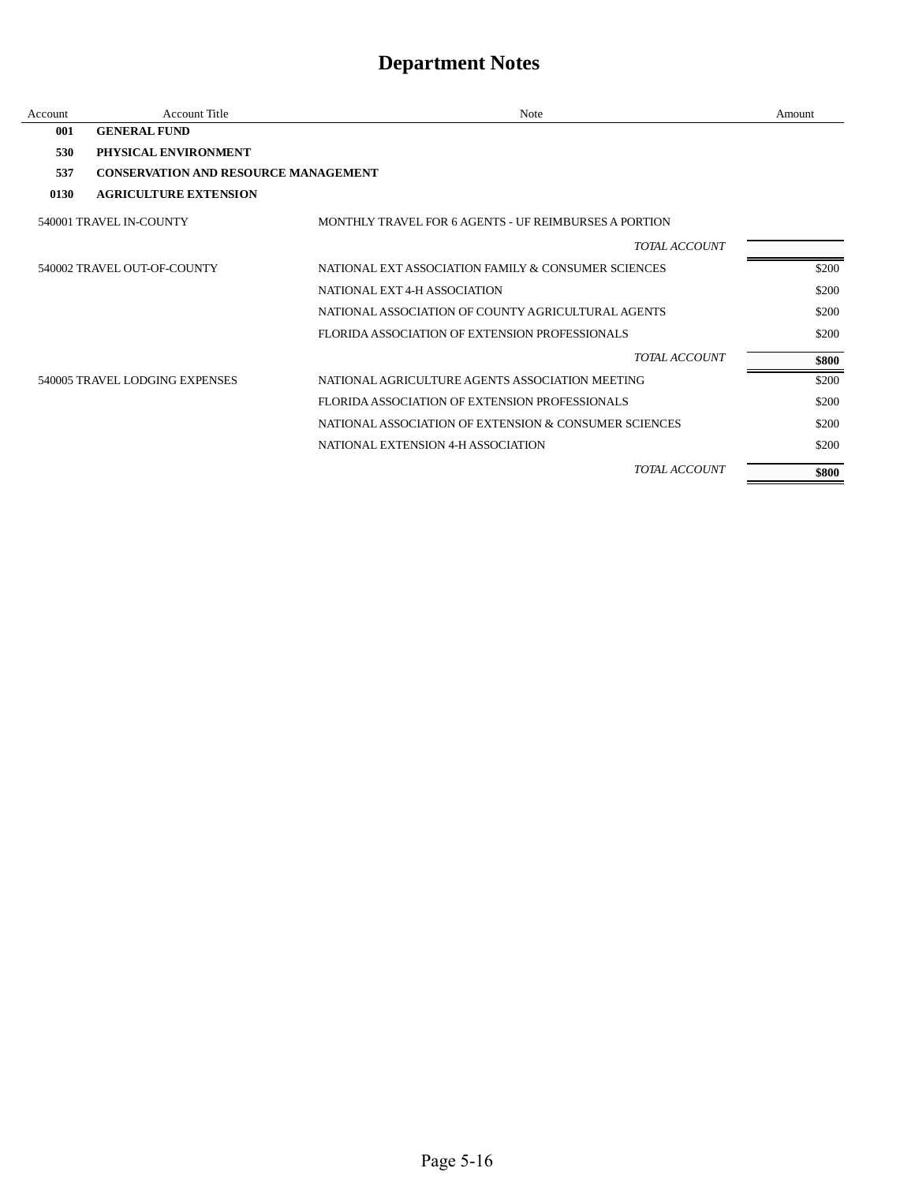# Department Notes

| Account | Account Title | Note | Amount |
|---|---|---|---|
| **001** | **GENERAL FUND** | | |
| **530** | **PHYSICAL ENVIRONMENT** | | |
| **537** | **CONSERVATION AND RESOURCE MANAGEMENT** | | |
| **0130** | **AGRICULTURE EXTENSION** | | |
| 540001 | TRAVEL IN-COUNTY | MONTHLY TRAVEL FOR 6 AGENTS - UF REIMBURSES A PORTION | |
| | | *TOTAL ACCOUNT* | |
| 540002 | TRAVEL OUT-OF-COUNTY | NATIONAL EXT ASSOCIATION FAMILY & CONSUMER SCIENCES | $200 |
| | | NATIONAL EXT 4-H ASSOCIATION | $200 |
| | | NATIONAL ASSOCIATION OF COUNTY AGRICULTURAL AGENTS | $200 |
| | | FLORIDA ASSOCIATION OF EXTENSION PROFESSIONALS | $200 |
| | | *TOTAL ACCOUNT* | **$800** |
| 540005 | TRAVEL LODGING EXPENSES | NATIONAL AGRICULTURE AGENTS ASSOCIATION MEETING | $200 |
| | | FLORIDA ASSOCIATION OF EXTENSION PROFESSIONALS | $200 |
| | | NATIONAL ASSOCIATION OF EXTENSION & CONSUMER SCIENCES | $200 |
| | | NATIONAL EXTENSION 4-H ASSOCIATION | $200 |
| | | *TOTAL ACCOUNT* | **$800** |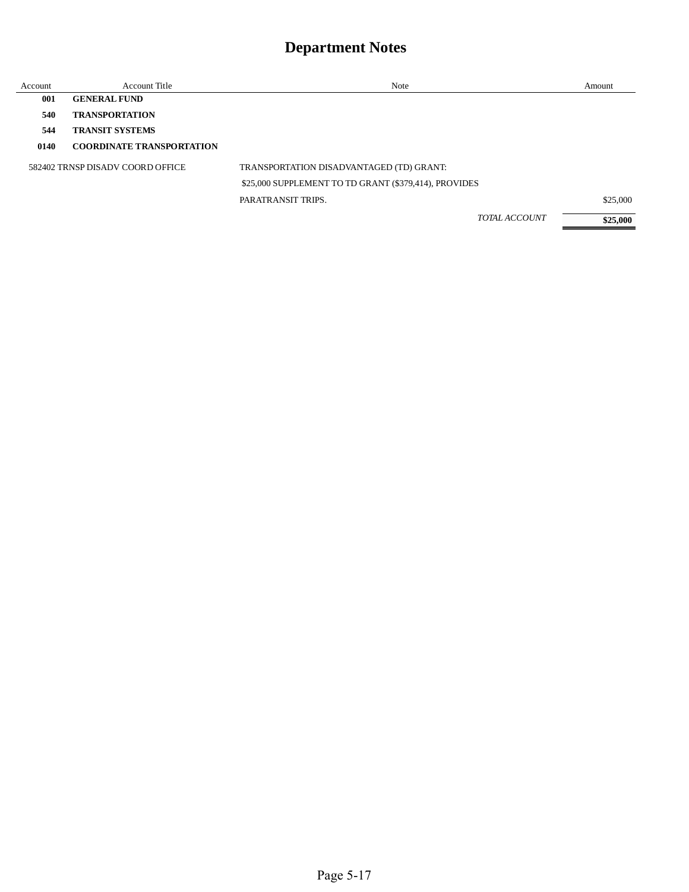# Department Notes

| Account | Account Title | Note | Amount |
|---|---|---|---|
| **001** | **GENERAL FUND** | | |
| **540** | **TRANSPORTATION** | | |
| **544** | **TRANSIT SYSTEMS** | | |
| **0140** | **COORDINATE TRANSPORTATION** | | |
| 582402 | TRNSP DISADV COORD OFFICE | TRANSPORTATION DISADVANTAGED (TD) GRANT: $25,000 SUPPLEMENT TO TD GRANT ($379,414), PROVIDES PARATRANSIT TRIPS. | $25,000 |
| | | *TOTAL ACCOUNT* | **$25,000** |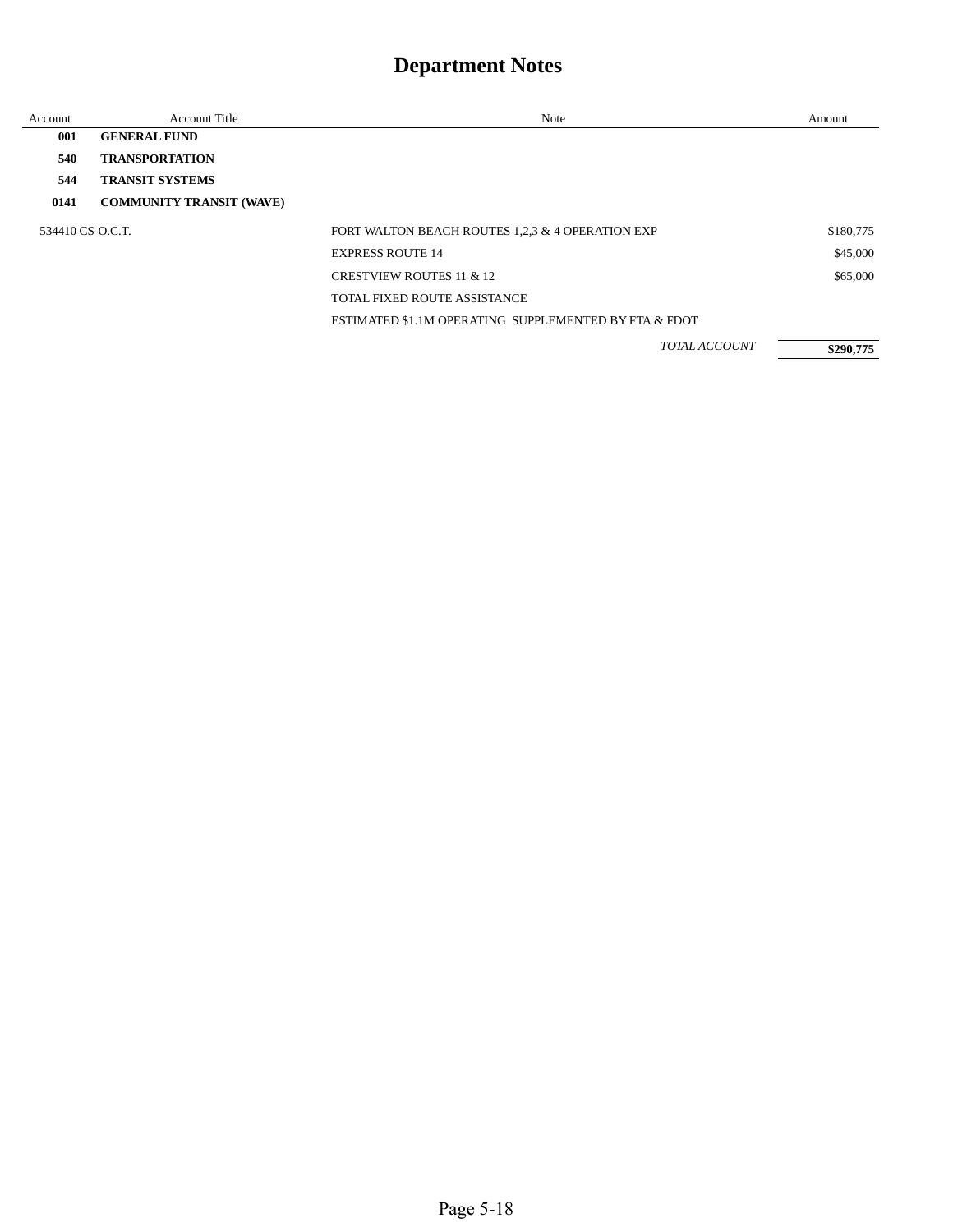# Department Notes

| Account | Account Title | Note | Amount |
|---|---|---|---|
| **001** | **GENERAL FUND** | | |
| **540** | **TRANSPORTATION** | | |
| **544** | **TRANSIT SYSTEMS** | | |
| **0141** | **COMMUNITY TRANSIT (WAVE)** | | |
| 534410 | CS-O.C.T. | FORT WALTON BEACH ROUTES 1,2,3 & 4 OPERATION EXP | $180,775 |
| | | EXPRESS ROUTE 14 | $45,000 |
| | | CRESTVIEW ROUTES 11 & 12 | $65,000 |
| | | TOTAL FIXED ROUTE ASSISTANCE | |
| | | ESTIMATED $1.1M OPERATING SUPPLEMENTED BY FTA & FDOT | |
| | | *TOTAL ACCOUNT* | **$290,775** |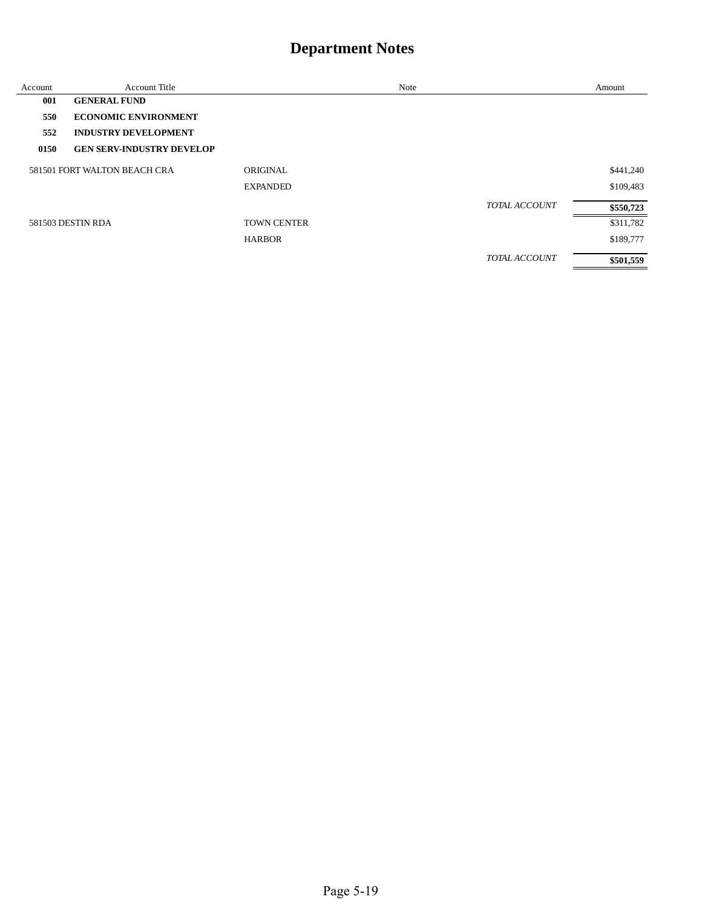# Department Notes

| Account | Account Title | Note | | Amount |
|---|---|---|---|---|
| **001** | **GENERAL FUND** | | | |
| **550** | **ECONOMIC ENVIRONMENT** | | | |
| **552** | **INDUSTRY DEVELOPMENT** | | | |
| **0150** | **GEN SERV-INDUSTRY DEVELOP** | | | |
| 581501 | FORT WALTON BEACH CRA | ORIGINAL | | $441,240 |
| | | EXPANDED | | $109,483 |
| | | | *TOTAL ACCOUNT* | **$550,723** |
| 581503 | DESTIN RDA | TOWN CENTER | | $311,782 |
| | | HARBOR | | $189,777 |
| | | | *TOTAL ACCOUNT* | **$501,559** |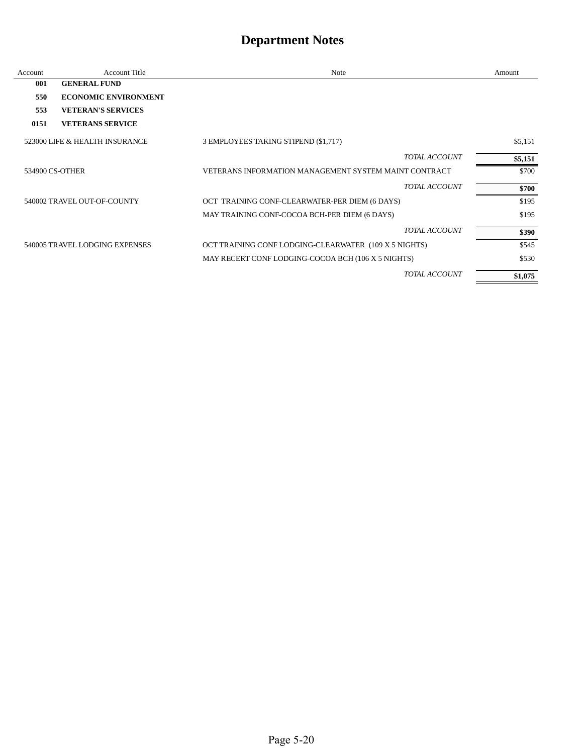# Department Notes

| Account | Account Title | Note | Amount |
|---|---|---|---|
| **001** | **GENERAL FUND** | | |
| **550** | **ECONOMIC ENVIRONMENT** | | |
| **553** | **VETERAN'S SERVICES** | | |
| **0151** | **VETERANS SERVICE** | | |
| 523000 | LIFE & HEALTH INSURANCE | 3 EMPLOYEES TAKING STIPEND ($1,717) | $5,151 |
| | | *TOTAL ACCOUNT* | **$5,151** |
| 534900 | CS-OTHER | VETERANS INFORMATION MANAGEMENT SYSTEM MAINT CONTRACT | $700 |
| | | *TOTAL ACCOUNT* | **$700** |
| 540002 | TRAVEL OUT-OF-COUNTY | OCT TRAINING CONF-CLEARWATER-PER DIEM (6 DAYS) | $195 |
| | | MAY TRAINING CONF-COCOA BCH-PER DIEM (6 DAYS) | $195 |
| | | *TOTAL ACCOUNT* | **$390** |
| 540005 | TRAVEL LODGING EXPENSES | OCT TRAINING CONF LODGING-CLEARWATER (109 X 5 NIGHTS) | $545 |
| | | MAY RECERT CONF LODGING-COCOA BCH (106 X 5 NIGHTS) | $530 |
| | | *TOTAL ACCOUNT* | **$1,075** |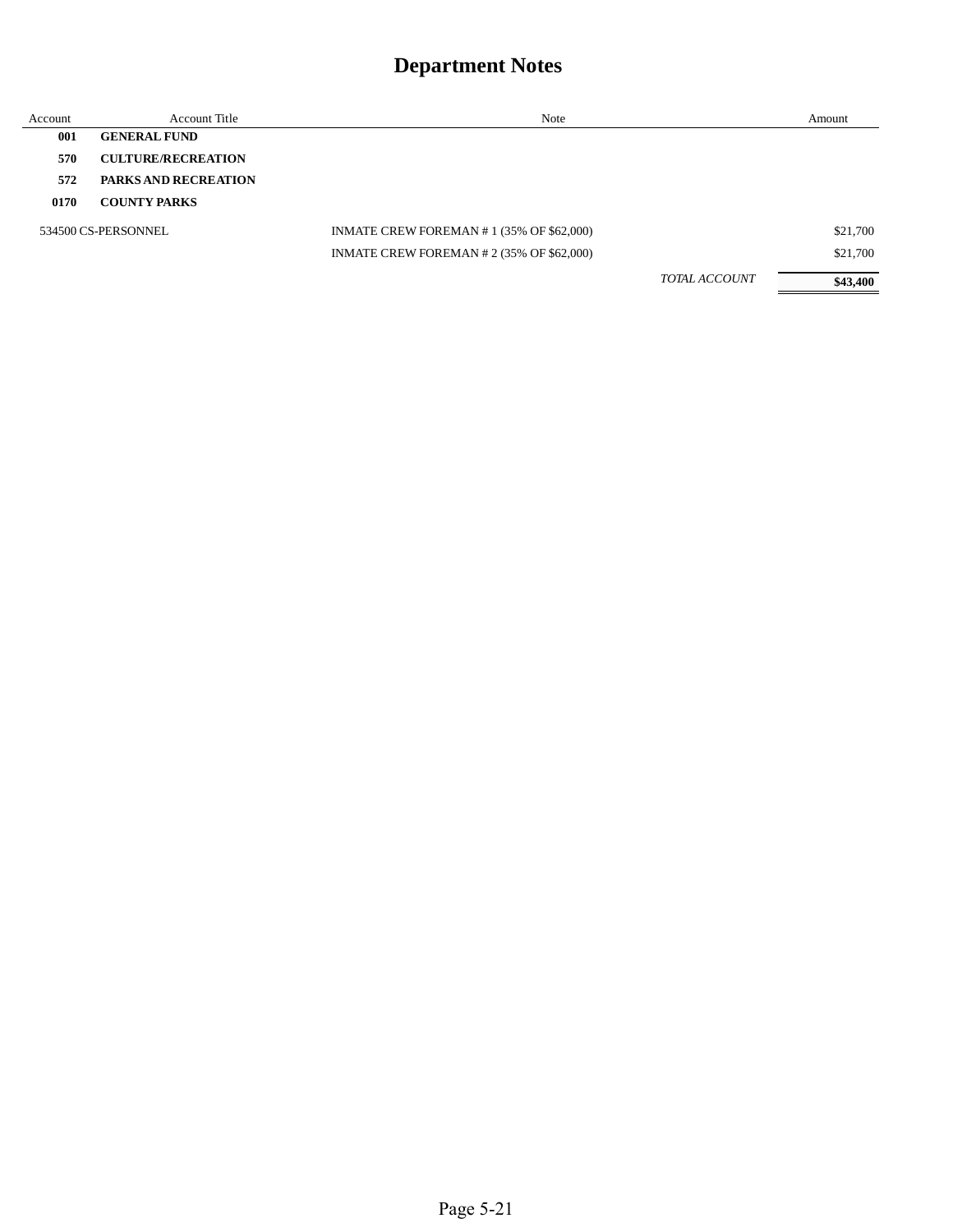# Department Notes

| Account | Account Title | Note | Amount |
|---|---|---|---|
| **001** | **GENERAL FUND** | | |
| **570** | **CULTURE/RECREATION** | | |
| **572** | **PARKS AND RECREATION** | | |
| **0170** | **COUNTY PARKS** | | |
| 534500 | CS-PERSONNEL | INMATE CREW FOREMAN # 1 (35% OF $62,000) | $21,700 |
| | | INMATE CREW FOREMAN # 2 (35% OF $62,000) | $21,700 |
| | | *TOTAL ACCOUNT* | **$43,400** |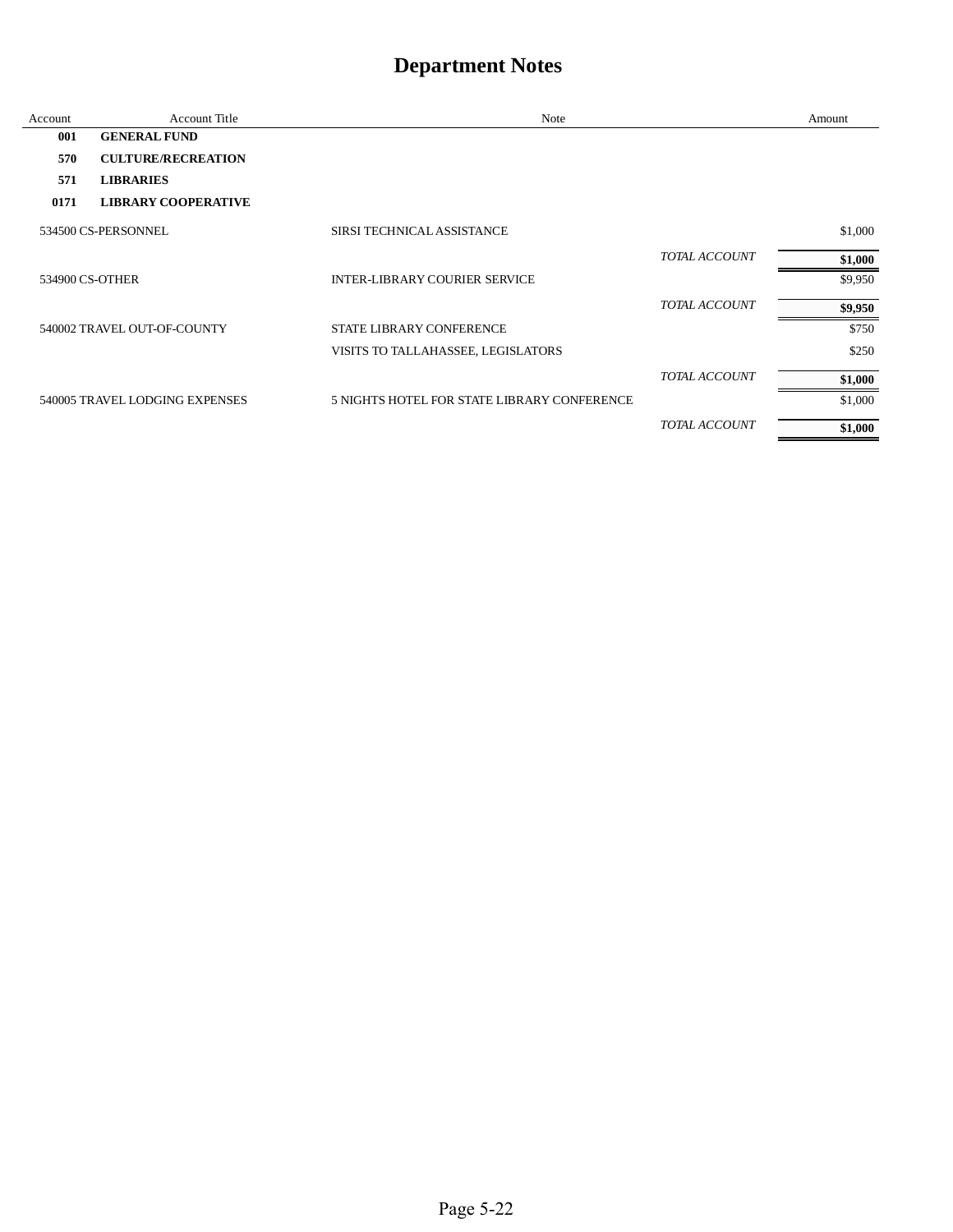# Department Notes

| Account | Account Title | Note | | Amount |
|---|---|---|---|---|
| **001** | **GENERAL FUND** | | | |
| **570** | **CULTURE/RECREATION** | | | |
| **571** | **LIBRARIES** | | | |
| **0171** | **LIBRARY COOPERATIVE** | | | |
| 534500 | CS-PERSONNEL | SIRSI TECHNICAL ASSISTANCE | | $1,000 |
| | | | *TOTAL ACCOUNT* | **$1,000** |
| 534900 | CS-OTHER | INTER-LIBRARY COURIER SERVICE | | $9,950 |
| | | | *TOTAL ACCOUNT* | **$9,950** |
| 540002 | TRAVEL OUT-OF-COUNTY | STATE LIBRARY CONFERENCE | | $750 |
| | | VISITS TO TALLAHASSEE, LEGISLATORS | | $250 |
| | | | *TOTAL ACCOUNT* | **$1,000** |
| 540005 | TRAVEL LODGING EXPENSES | 5 NIGHTS HOTEL FOR STATE LIBRARY CONFERENCE | | $1,000 |
| | | | *TOTAL ACCOUNT* | **$1,000** |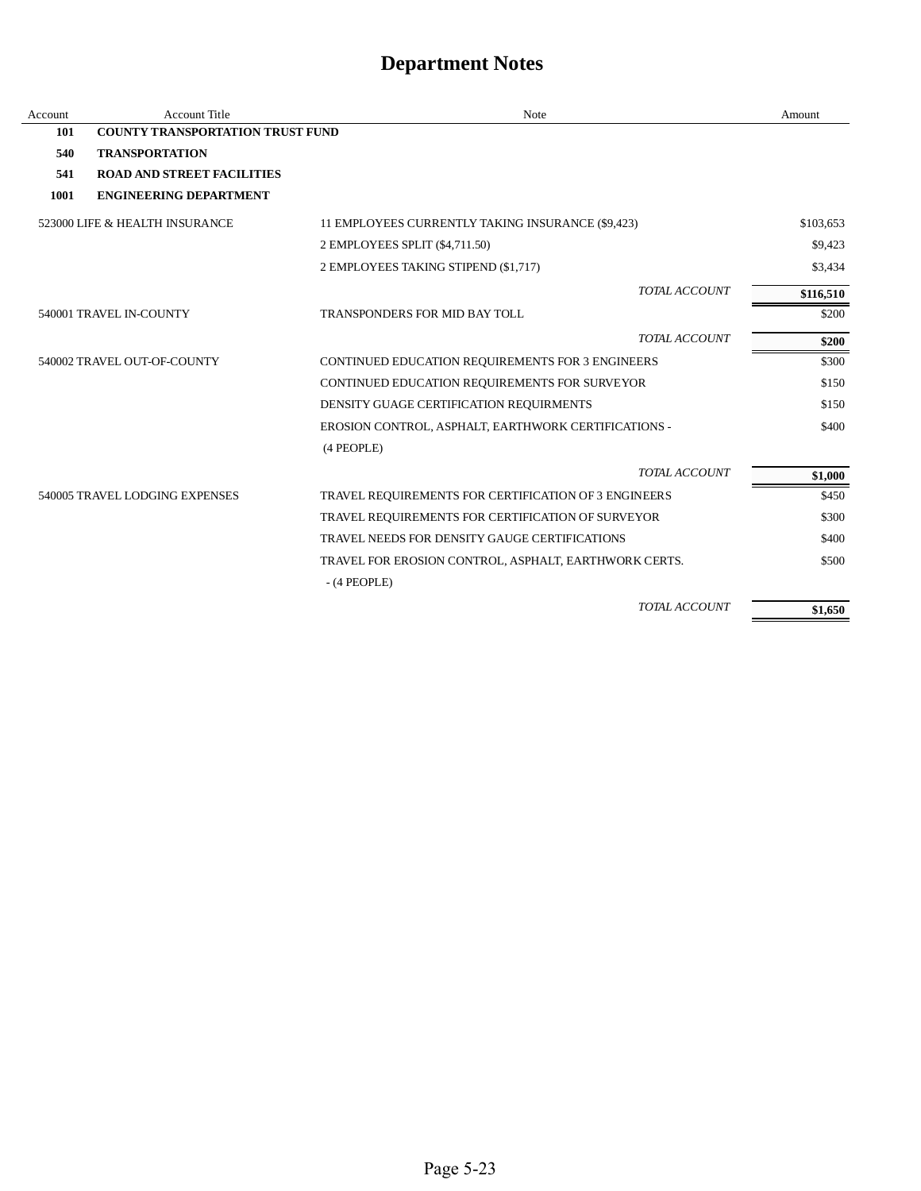# Department Notes

| Account | Account Title | Note | Amount |
|---|---|---|---|
| **101** | **COUNTY TRANSPORTATION TRUST FUND** | | |
| **540** | **TRANSPORTATION** | | |
| **541** | **ROAD AND STREET FACILITIES** | | |
| **1001** | **ENGINEERING DEPARTMENT** | | |
| 523000 LIFE & HEALTH INSURANCE | | 11 EMPLOYEES CURRENTLY TAKING INSURANCE ($9,423) | $103,653 |
| | | 2 EMPLOYEES SPLIT ($4,711.50) | $9,423 |
| | | 2 EMPLOYEES TAKING STIPEND ($1,717) | $3,434 |
| | | *TOTAL ACCOUNT* | **$116,510** |
| 540001 TRAVEL IN-COUNTY | | TRANSPONDERS FOR MID BAY TOLL | $200 |
| | | *TOTAL ACCOUNT* | **$200** |
| 540002 TRAVEL OUT-OF-COUNTY | | CONTINUED EDUCATION REQUIREMENTS FOR 3 ENGINEERS | $300 |
| | | CONTINUED EDUCATION REQUIREMENTS FOR SURVEYOR | $150 |
| | | DENSITY GUAGE CERTIFICATION REQUIRMENTS | $150 |
| | | EROSION CONTROL, ASPHALT, EARTHWORK CERTIFICATIONS - (4 PEOPLE) | $400 |
| | | *TOTAL ACCOUNT* | **$1,000** |
| 540005 TRAVEL LODGING EXPENSES | | TRAVEL REQUIREMENTS FOR CERTIFICATION OF 3 ENGINEERS | $450 |
| | | TRAVEL REQUIREMENTS FOR CERTIFICATION OF SURVEYOR | $300 |
| | | TRAVEL NEEDS FOR DENSITY GAUGE CERTIFICATIONS | $400 |
| | | TRAVEL FOR EROSION CONTROL, ASPHALT, EARTHWORK CERTS. - (4 PEOPLE) | $500 |
| | | *TOTAL ACCOUNT* | **$1,650** |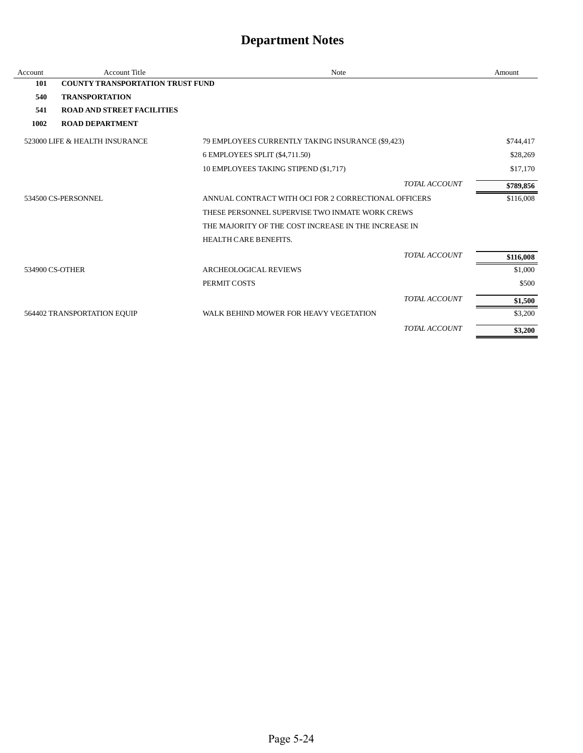# Department Notes

| Account | Account Title | Note | Amount |
|---|---|---|---|
| **101** | **COUNTY TRANSPORTATION TRUST FUND** | | |
| **540** | **TRANSPORTATION** | | |
| **541** | **ROAD AND STREET FACILITIES** | | |
| **1002** | **ROAD DEPARTMENT** | | |
| 523000 | LIFE & HEALTH INSURANCE | 79 EMPLOYEES CURRENTLY TAKING INSURANCE ($9,423) | $744,417 |
| | | 6 EMPLOYEES SPLIT ($4,711.50) | $28,269 |
| | | 10 EMPLOYEES TAKING STIPEND ($1,717) | $17,170 |
| | | *TOTAL ACCOUNT* | **$789,856** |
| 534500 | CS-PERSONNEL | ANNUAL CONTRACT WITH OCI FOR 2 CORRECTIONAL OFFICERS | $116,008 |
| | | THESE PERSONNEL SUPERVISE TWO INMATE WORK CREWS | |
| | | THE MAJORITY OF THE COST INCREASE IN THE INCREASE IN | |
| | | HEALTH CARE BENEFITS. | |
| | | *TOTAL ACCOUNT* | **$116,008** |
| 534900 | CS-OTHER | ARCHEOLOGICAL REVIEWS | $1,000 |
| | | PERMIT COSTS | $500 |
| | | *TOTAL ACCOUNT* | **$1,500** |
| 564402 | TRANSPORTATION EQUIP | WALK BEHIND MOWER FOR HEAVY VEGETATION | $3,200 |
| | | *TOTAL ACCOUNT* | **$3,200** |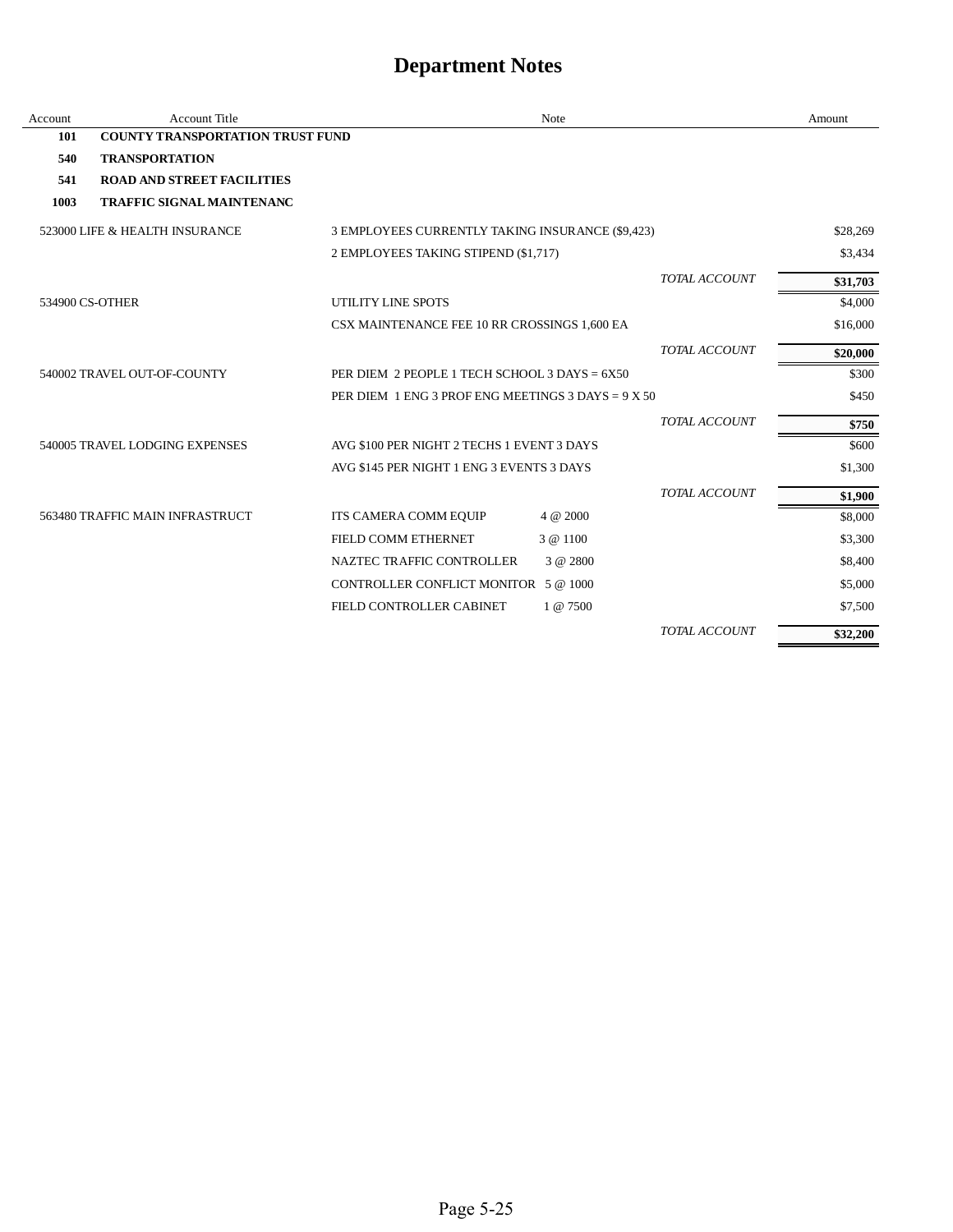# Department Notes

| Account | Account Title | Note | | | Amount |
|---|---|---|---|---|---|
| **101** | **COUNTY TRANSPORTATION TRUST FUND** | | | | |
| **540** | **TRANSPORTATION** | | | | |
| **541** | **ROAD AND STREET FACILITIES** | | | | |
| **1003** | **TRAFFIC SIGNAL MAINTENANC** | | | | |
| 523000 | LIFE & HEALTH INSURANCE | 3 EMPLOYEES CURRENTLY TAKING INSURANCE ($9,423) | | | $28,269 |
| | | 2 EMPLOYEES TAKING STIPEND ($1,717) | | | $3,434 |
| | | | | *TOTAL ACCOUNT* | **$31,703** |
| 534900 | CS-OTHER | UTILITY LINE SPOTS | | | $4,000 |
| | | CSX MAINTENANCE FEE 10 RR CROSSINGS 1,600 EA | | | $16,000 |
| | | | | *TOTAL ACCOUNT* | **$20,000** |
| 540002 | TRAVEL OUT-OF-COUNTY | PER DIEM 2 PEOPLE 1 TECH SCHOOL 3 DAYS = 6X50 | | | $300 |
| | | PER DIEM 1 ENG 3 PROF ENG MEETINGS 3 DAYS = 9 X 50 | | | $450 |
| | | | | *TOTAL ACCOUNT* | **$750** |
| 540005 | TRAVEL LODGING EXPENSES | AVG $100 PER NIGHT 2 TECHS 1 EVENT 3 DAYS | | | $600 |
| | | AVG $145 PER NIGHT 1 ENG 3 EVENTS 3 DAYS | | | $1,300 |
| | | | | *TOTAL ACCOUNT* | **$1,900** |
| 563480 | TRAFFIC MAIN INFRASTRUCT | ITS CAMERA COMM EQUIP | 4 @ 2000 | | $8,000 |
| | | FIELD COMM ETHERNET | 3 @ 1100 | | $3,300 |
| | | NAZTEC TRAFFIC CONTROLLER | 3 @ 2800 | | $8,400 |
| | | CONTROLLER CONFLICT MONITOR | 5 @ 1000 | | $5,000 |
| | | FIELD CONTROLLER CABINET | 1 @ 7500 | | $7,500 |
| | | | | *TOTAL ACCOUNT* | **$32,200** |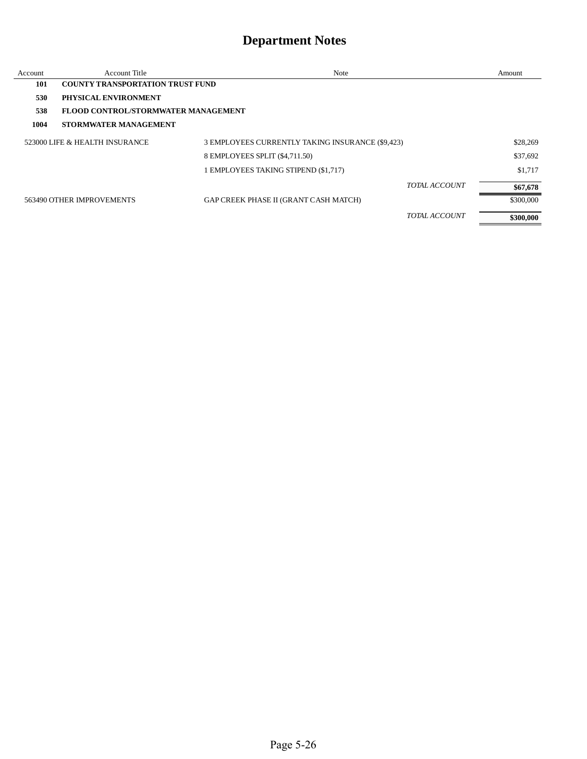# Department Notes

| Account | Account Title | Note | Amount |
|---|---|---|---|
| **101** | **COUNTY TRANSPORTATION TRUST FUND** | | |
| **530** | **PHYSICAL ENVIRONMENT** | | |
| **538** | **FLOOD CONTROL/STORMWATER MANAGEMENT** | | |
| **1004** | **STORMWATER MANAGEMENT** | | |
| 523000 | LIFE & HEALTH INSURANCE | 3 EMPLOYEES CURRENTLY TAKING INSURANCE ($9,423) | $28,269 |
| | | 8 EMPLOYEES SPLIT ($4,711.50) | $37,692 |
| | | 1 EMPLOYEES TAKING STIPEND ($1,717) | $1,717 |
| | | *TOTAL ACCOUNT* | **$67,678** |
| 563490 | OTHER IMPROVEMENTS | GAP CREEK PHASE II (GRANT CASH MATCH) | $300,000 |
| | | *TOTAL ACCOUNT* | **$300,000** |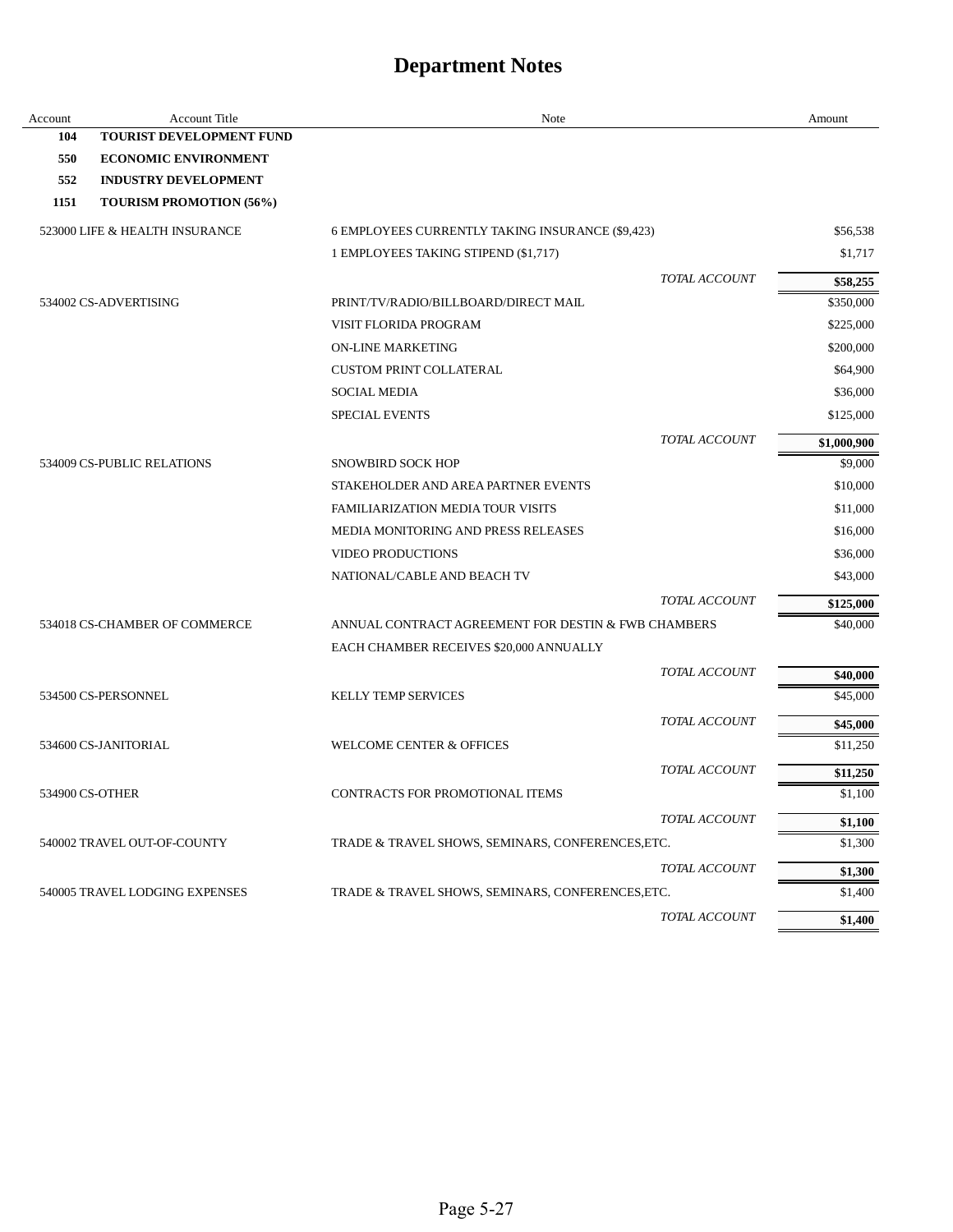# Department Notes

| Account | Account Title | Note | Amount |
|---|---|---|---|
| **104** | **TOURIST DEVELOPMENT FUND** | | |
| **550** | **ECONOMIC ENVIRONMENT** | | |
| **552** | **INDUSTRY DEVELOPMENT** | | |
| **1151** | **TOURISM PROMOTION (56%)** | | |
| 523000 | LIFE & HEALTH INSURANCE | 6 EMPLOYEES CURRENTLY TAKING INSURANCE ($9,423) | $56,538 |
| | | 1 EMPLOYEES TAKING STIPEND ($1,717) | $1,717 |
| | | *TOTAL ACCOUNT* | **$58,255** |
| 534002 | CS-ADVERTISING | PRINT/TV/RADIO/BILLBOARD/DIRECT MAIL | $350,000 |
| | | VISIT FLORIDA PROGRAM | $225,000 |
| | | ON-LINE MARKETING | $200,000 |
| | | CUSTOM PRINT COLLATERAL | $64,900 |
| | | SOCIAL MEDIA | $36,000 |
| | | SPECIAL EVENTS | $125,000 |
| | | *TOTAL ACCOUNT* | **$1,000,900** |
| 534009 | CS-PUBLIC RELATIONS | SNOWBIRD SOCK HOP | $9,000 |
| | | STAKEHOLDER AND AREA PARTNER EVENTS | $10,000 |
| | | FAMILIARIZATION MEDIA TOUR VISITS | $11,000 |
| | | MEDIA MONITORING AND PRESS RELEASES | $16,000 |
| | | VIDEO PRODUCTIONS | $36,000 |
| | | NATIONAL/CABLE AND BEACH TV | $43,000 |
| | | *TOTAL ACCOUNT* | **$125,000** |
| 534018 | CS-CHAMBER OF COMMERCE | ANNUAL CONTRACT AGREEMENT FOR DESTIN & FWB CHAMBERS | $40,000 |
| | | EACH CHAMBER RECEIVES $20,000 ANNUALLY | |
| | | *TOTAL ACCOUNT* | **$40,000** |
| 534500 | CS-PERSONNEL | KELLY TEMP SERVICES | $45,000 |
| | | *TOTAL ACCOUNT* | **$45,000** |
| 534600 | CS-JANITORIAL | WELCOME CENTER & OFFICES | $11,250 |
| | | *TOTAL ACCOUNT* | **$11,250** |
| 534900 | CS-OTHER | CONTRACTS FOR PROMOTIONAL ITEMS | $1,100 |
| | | *TOTAL ACCOUNT* | **$1,100** |
| 540002 | TRAVEL OUT-OF-COUNTY | TRADE & TRAVEL SHOWS, SEMINARS, CONFERENCES,ETC. | $1,300 |
| | | *TOTAL ACCOUNT* | **$1,300** |
| 540005 | TRAVEL LODGING EXPENSES | TRADE & TRAVEL SHOWS, SEMINARS, CONFERENCES,ETC. | $1,400 |
| | | *TOTAL ACCOUNT* | **$1,400** |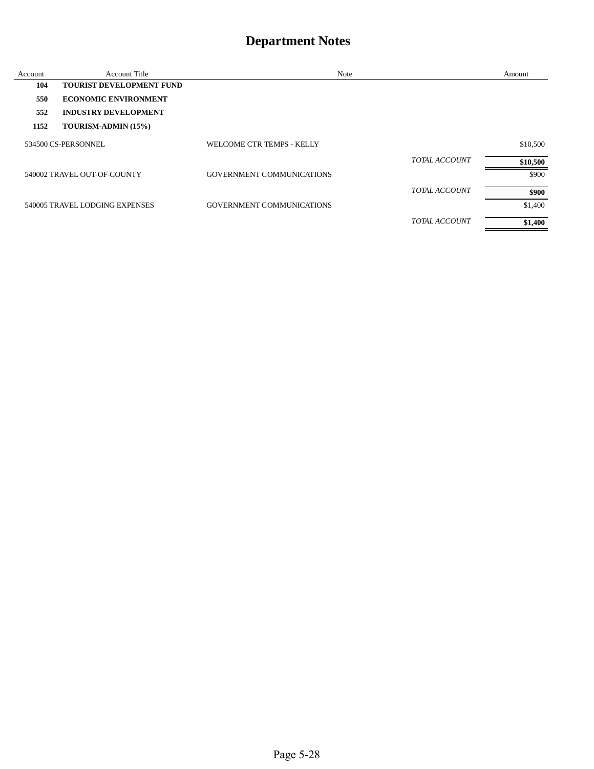# Department Notes

| Account | Account Title | Note | | Amount |
|---|---|---|---|---|
| **104** | **TOURIST DEVELOPMENT FUND** | | | |
| **550** | **ECONOMIC ENVIRONMENT** | | | |
| **552** | **INDUSTRY DEVELOPMENT** | | | |
| **1152** | **TOURISM-ADMIN (15%)** | | | |
| 534500 | CS-PERSONNEL | WELCOME CTR TEMPS - KELLY | | $10,500 |
| | | | *TOTAL ACCOUNT* | **$10,500** |
| 540002 | TRAVEL OUT-OF-COUNTY | GOVERNMENT COMMUNICATIONS | | $900 |
| | | | *TOTAL ACCOUNT* | **$900** |
| 540005 | TRAVEL LODGING EXPENSES | GOVERNMENT COMMUNICATIONS | | $1,400 |
| | | | *TOTAL ACCOUNT* | **$1,400** |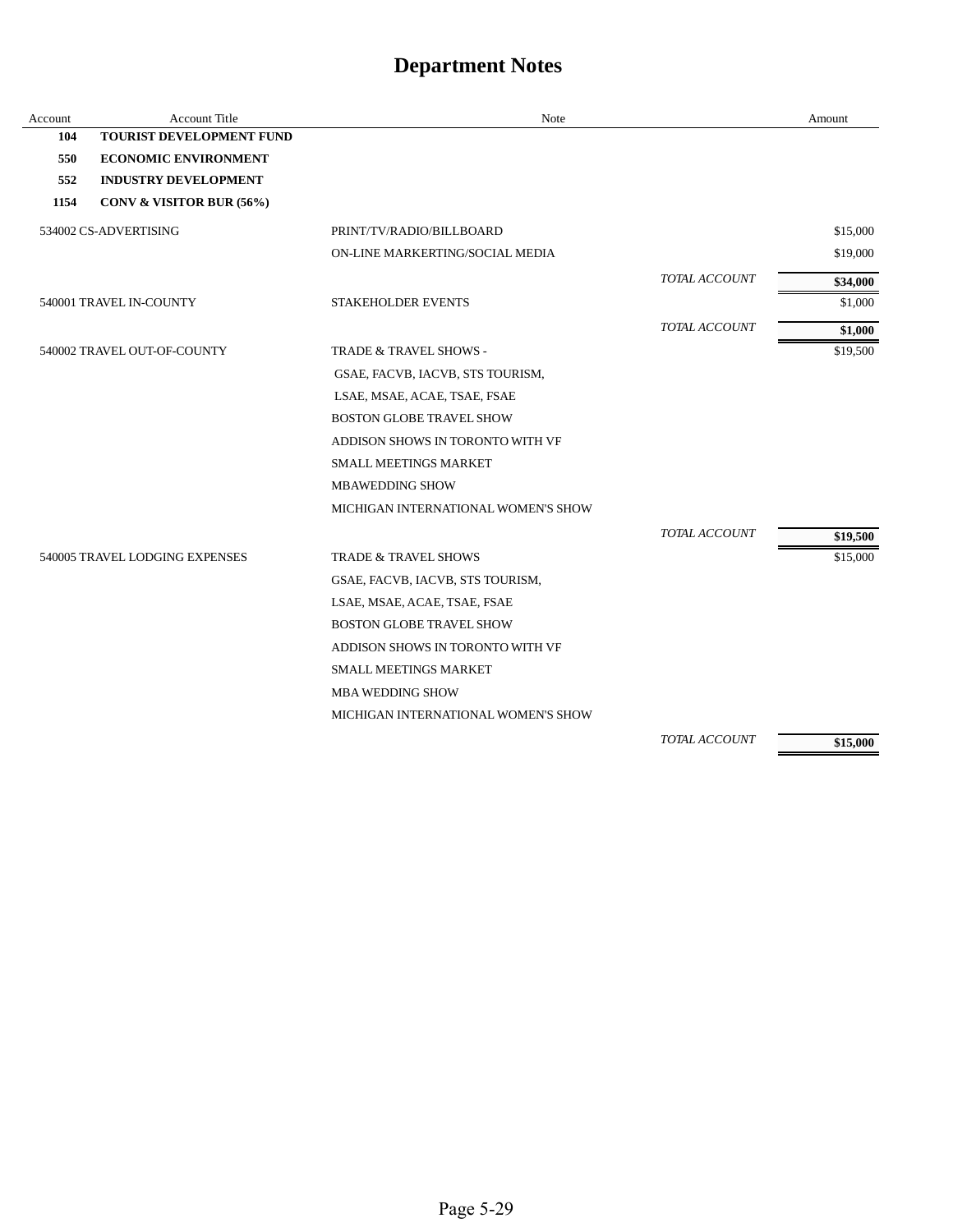# Department Notes

| Account | Account Title | Note | | Amount |
|---|---|---|---|---|
| **104** | **TOURIST DEVELOPMENT FUND** | | | |
| **550** | **ECONOMIC ENVIRONMENT** | | | |
| **552** | **INDUSTRY DEVELOPMENT** | | | |
| **1154** | **CONV & VISITOR BUR (56%)** | | | |
| 534002 | CS-ADVERTISING | PRINT/TV/RADIO/BILLBOARD | | $15,000 |
| | | ON-LINE MARKERTING/SOCIAL MEDIA | | $19,000 |
| | | | *TOTAL ACCOUNT* | **$34,000** |
| 540001 | TRAVEL IN-COUNTY | STAKEHOLDER EVENTS | | $1,000 |
| | | | *TOTAL ACCOUNT* | **$1,000** |
| 540002 | TRAVEL OUT-OF-COUNTY | TRADE & TRAVEL SHOWS - | | $19,500 |
| | | GSAE, FACVB, IACVB, STS TOURISM, | | |
| | | LSAE, MSAE, ACAE, TSAE, FSAE | | |
| | | BOSTON GLOBE TRAVEL SHOW | | |
| | | ADDISON SHOWS IN TORONTO WITH VF | | |
| | | SMALL MEETINGS MARKET | | |
| | | MBAWEDDING SHOW | | |
| | | MICHIGAN INTERNATIONAL WOMEN'S SHOW | | |
| | | | *TOTAL ACCOUNT* | **$19,500** |
| 540005 | TRAVEL LODGING EXPENSES | TRADE & TRAVEL SHOWS | | $15,000 |
| | | GSAE, FACVB, IACVB, STS TOURISM, | | |
| | | LSAE, MSAE, ACAE, TSAE, FSAE | | |
| | | BOSTON GLOBE TRAVEL SHOW | | |
| | | ADDISON SHOWS IN TORONTO WITH VF | | |
| | | SMALL MEETINGS MARKET | | |
| | | MBA WEDDING SHOW | | |
| | | MICHIGAN INTERNATIONAL WOMEN'S SHOW | | |
| | | | *TOTAL ACCOUNT* | **$15,000** |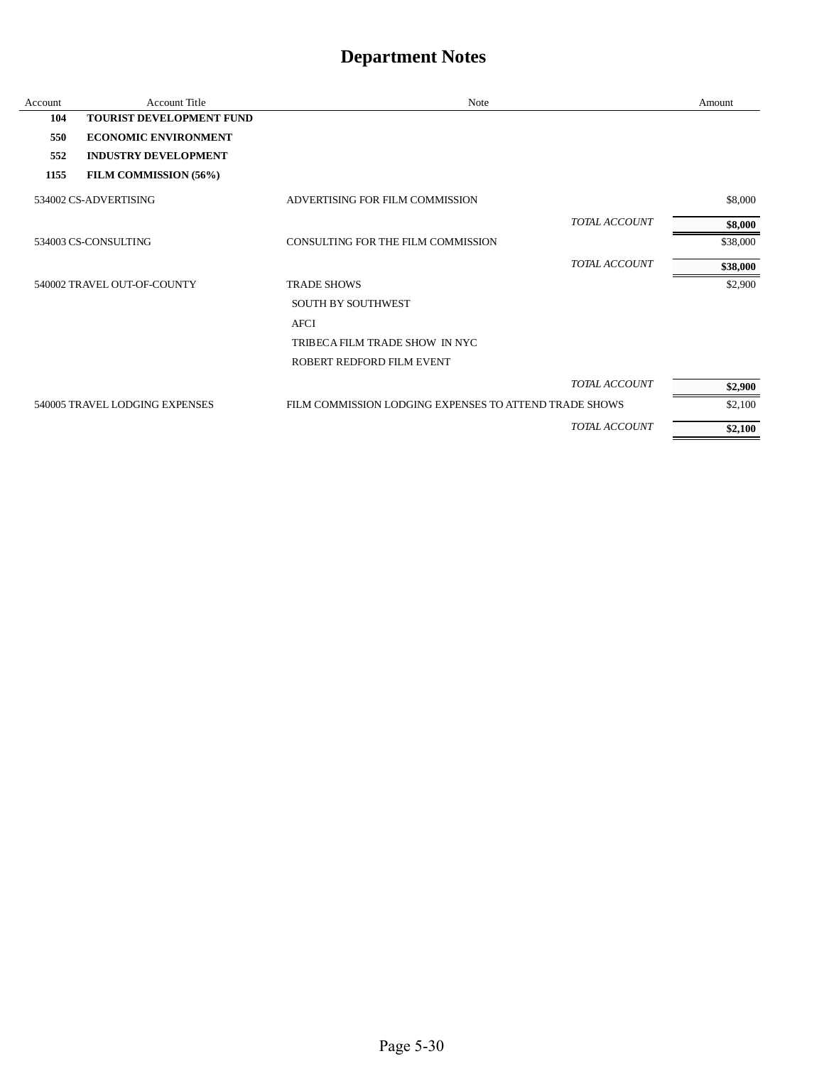# Department Notes

| Account | Account Title | Note | | Amount |
|---|---|---|---|---|
| **104** | **TOURIST DEVELOPMENT FUND** | | | |
| **550** | **ECONOMIC ENVIRONMENT** | | | |
| **552** | **INDUSTRY DEVELOPMENT** | | | |
| **1155** | **FILM COMMISSION (56%)** | | | |
| 534002 | CS-ADVERTISING | ADVERTISING FOR FILM COMMISSION | | $8,000 |
| | | | *TOTAL ACCOUNT* | **$8,000** |
| 534003 | CS-CONSULTING | CONSULTING FOR THE FILM COMMISSION | | $38,000 |
| | | | *TOTAL ACCOUNT* | **$38,000** |
| 540002 | TRAVEL OUT-OF-COUNTY | TRADE SHOWS | | $2,900 |
| | | SOUTH BY SOUTHWEST | | |
| | | AFCI | | |
| | | TRIBECA FILM TRADE SHOW IN NYC | | |
| | | ROBERT REDFORD FILM EVENT | | |
| | | | *TOTAL ACCOUNT* | **$2,900** |
| 540005 | TRAVEL LODGING EXPENSES | FILM COMMISSION LODGING EXPENSES TO ATTEND TRADE SHOWS | | $2,100 |
| | | | *TOTAL ACCOUNT* | **$2,100** |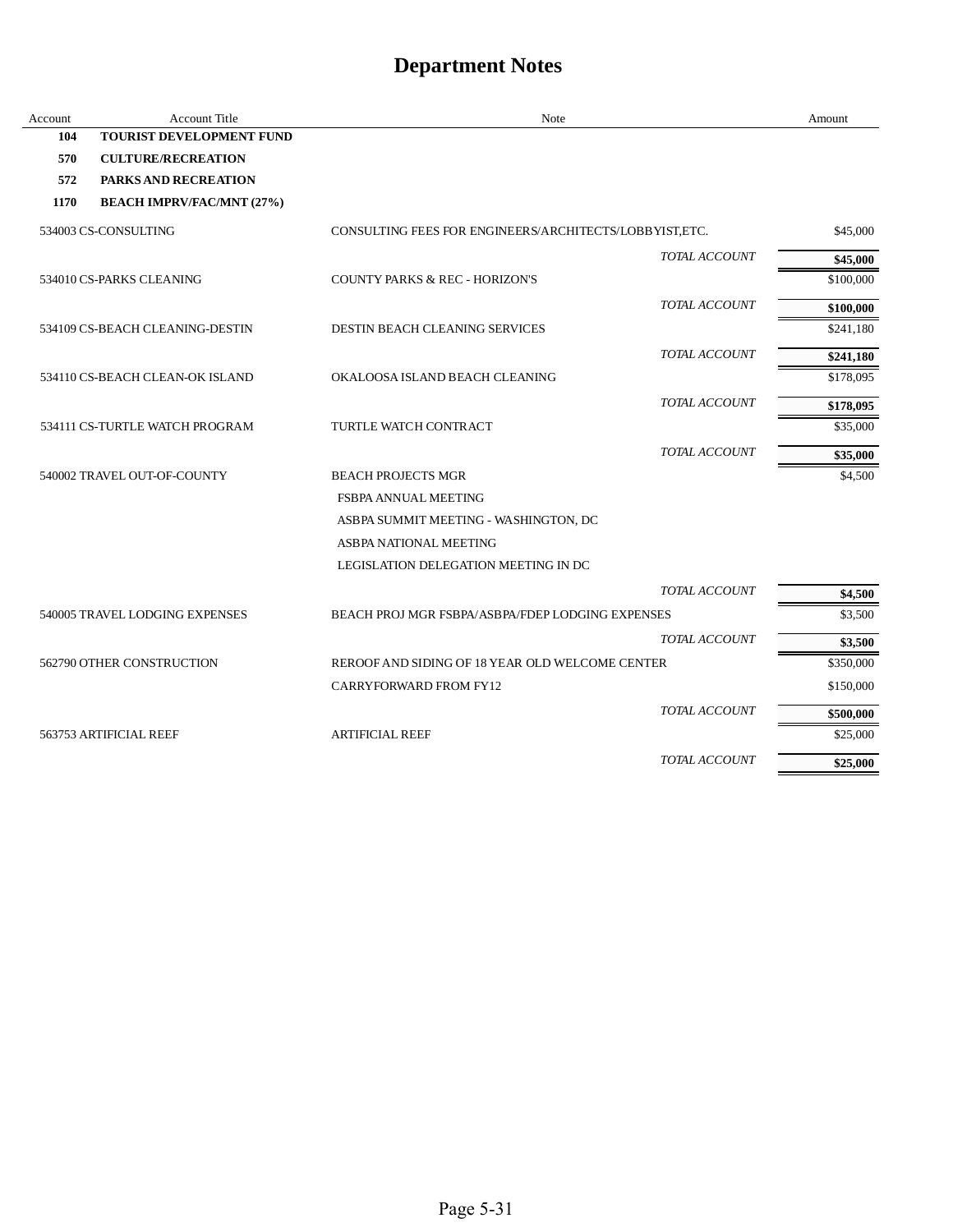# Department Notes

| Account | Account Title | Note | Amount |
|---|---|---|---|
| **104** | **TOURIST DEVELOPMENT FUND** | | |
| **570** | **CULTURE/RECREATION** | | |
| **572** | **PARKS AND RECREATION** | | |
| **1170** | **BEACH IMPRV/FAC/MNT (27%)** | | |
| 534003 | CS-CONSULTING | CONSULTING FEES FOR ENGINEERS/ARCHITECTS/LOBBYIST,ETC. | $45,000 |
| | | *TOTAL ACCOUNT* | **$45,000** |
| 534010 | CS-PARKS CLEANING | COUNTY PARKS & REC - HORIZON'S | $100,000 |
| | | *TOTAL ACCOUNT* | **$100,000** |
| 534109 | CS-BEACH CLEANING-DESTIN | DESTIN BEACH CLEANING SERVICES | $241,180 |
| | | *TOTAL ACCOUNT* | **$241,180** |
| 534110 | CS-BEACH CLEAN-OK ISLAND | OKALOOSA ISLAND BEACH CLEANING | $178,095 |
| | | *TOTAL ACCOUNT* | **$178,095** |
| 534111 | CS-TURTLE WATCH PROGRAM | TURTLE WATCH CONTRACT | $35,000 |
| | | *TOTAL ACCOUNT* | **$35,000** |
| 540002 | TRAVEL OUT-OF-COUNTY | BEACH PROJECTS MGR | $4,500 |
| | | FSBPA ANNUAL MEETING | |
| | | ASBPA SUMMIT MEETING - WASHINGTON, DC | |
| | | ASBPA NATIONAL MEETING | |
| | | LEGISLATION DELEGATION MEETING IN DC | |
| | | *TOTAL ACCOUNT* | **$4,500** |
| 540005 | TRAVEL LODGING EXPENSES | BEACH PROJ MGR FSBPA/ASBPA/FDEP LODGING EXPENSES | $3,500 |
| | | *TOTAL ACCOUNT* | **$3,500** |
| 562790 | OTHER CONSTRUCTION | REROOF AND SIDING OF 18 YEAR OLD WELCOME CENTER | $350,000 |
| | | CARRYFORWARD FROM FY12 | $150,000 |
| | | *TOTAL ACCOUNT* | **$500,000** |
| 563753 | ARTIFICIAL REEF | ARTIFICIAL REEF | $25,000 |
| | | *TOTAL ACCOUNT* | **$25,000** |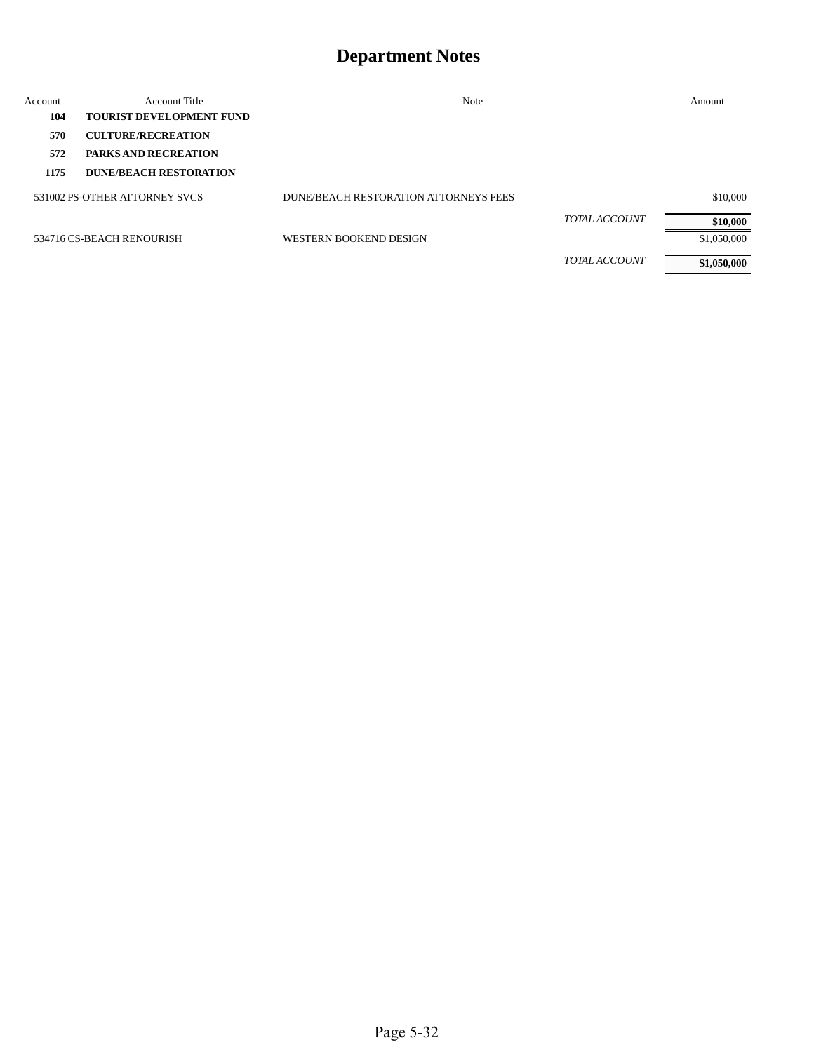# Department Notes

| Account | Account Title | Note | | Amount |
|---|---|---|---|---|
| **104** | **TOURIST DEVELOPMENT FUND** | | | |
| **570** | **CULTURE/RECREATION** | | | |
| **572** | **PARKS AND RECREATION** | | | |
| **1175** | **DUNE/BEACH RESTORATION** | | | |
| 531002 | PS-OTHER ATTORNEY SVCS | DUNE/BEACH RESTORATION ATTORNEYS FEES | | $10,000 |
| | | | *TOTAL ACCOUNT* | **$10,000** |
| 534716 | CS-BEACH RENOURISH | WESTERN BOOKEND DESIGN | | $1,050,000 |
| | | | *TOTAL ACCOUNT* | **$1,050,000** |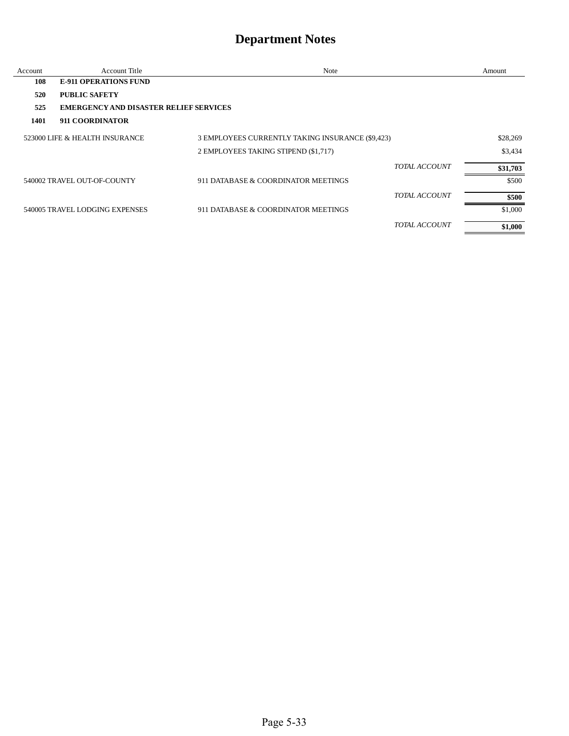# Department Notes

| Account | Account Title | Note | | Amount |
|---|---|---|---|---|
| **108** | **E-911 OPERATIONS FUND** | | | |
| **520** | **PUBLIC SAFETY** | | | |
| **525** | **EMERGENCY AND DISASTER RELIEF SERVICES** | | | |
| **1401** | **911 COORDINATOR** | | | |
| 523000 | LIFE & HEALTH INSURANCE | 3 EMPLOYEES CURRENTLY TAKING INSURANCE ($9,423) | | $28,269 |
| | | 2 EMPLOYEES TAKING STIPEND ($1,717) | | $3,434 |
| | | | *TOTAL ACCOUNT* | **$31,703** |
| 540002 | TRAVEL OUT-OF-COUNTY | 911 DATABASE & COORDINATOR MEETINGS | | $500 |
| | | | *TOTAL ACCOUNT* | **$500** |
| 540005 | TRAVEL LODGING EXPENSES | 911 DATABASE & COORDINATOR MEETINGS | | $1,000 |
| | | | *TOTAL ACCOUNT* | **$1,000** |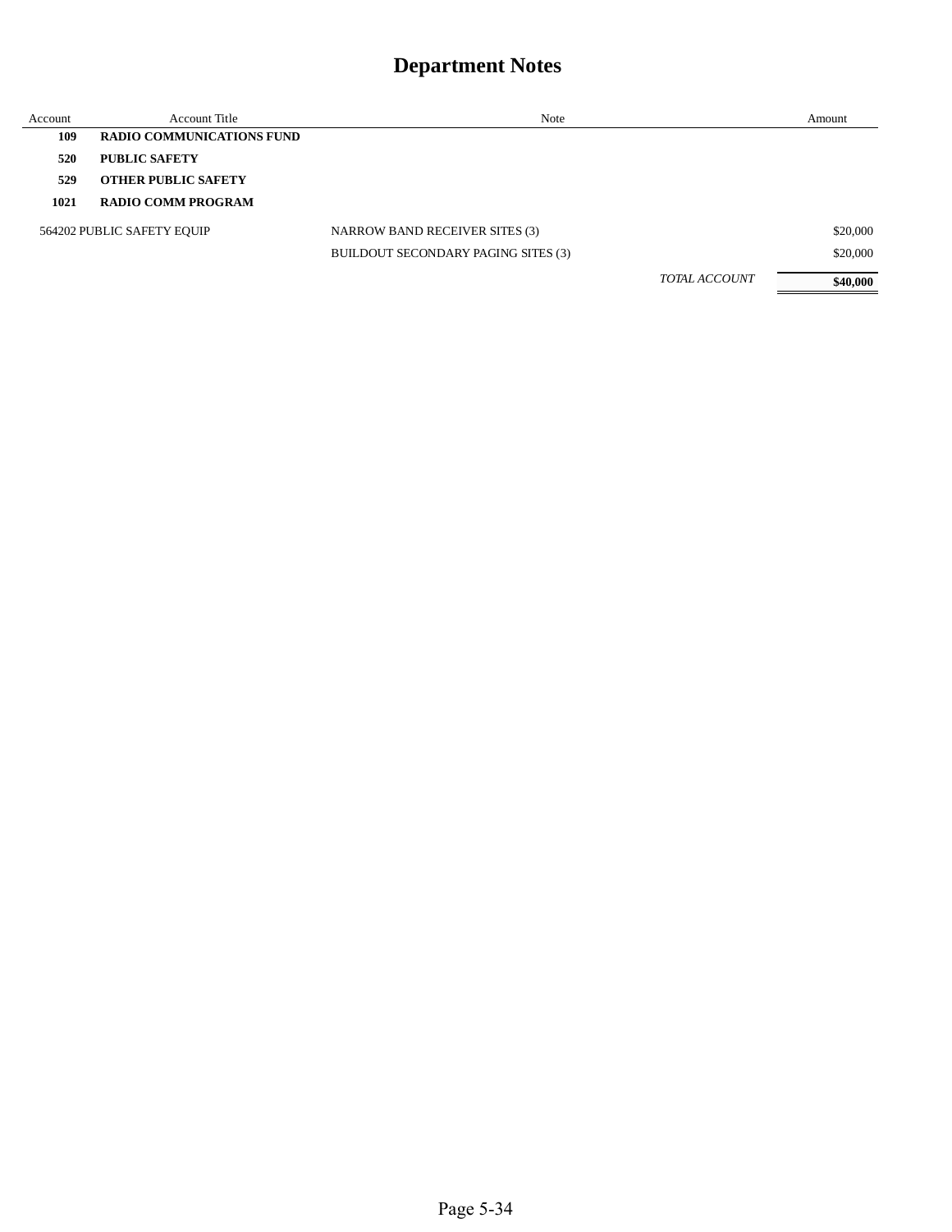# Department Notes

| Account | Account Title | Note | | Amount |
|---|---|---|---|---|
| **109** | **RADIO COMMUNICATIONS FUND** | | | |
| **520** | **PUBLIC SAFETY** | | | |
| **529** | **OTHER PUBLIC SAFETY** | | | |
| **1021** | **RADIO COMM PROGRAM** | | | |
| 564202 PUBLIC SAFETY EQUIP | | NARROW BAND RECEIVER SITES (3) | | $20,000 |
| | | BUILDOUT SECONDARY PAGING SITES (3) | | $20,000 |
| | | | *TOTAL ACCOUNT* | **$40,000** |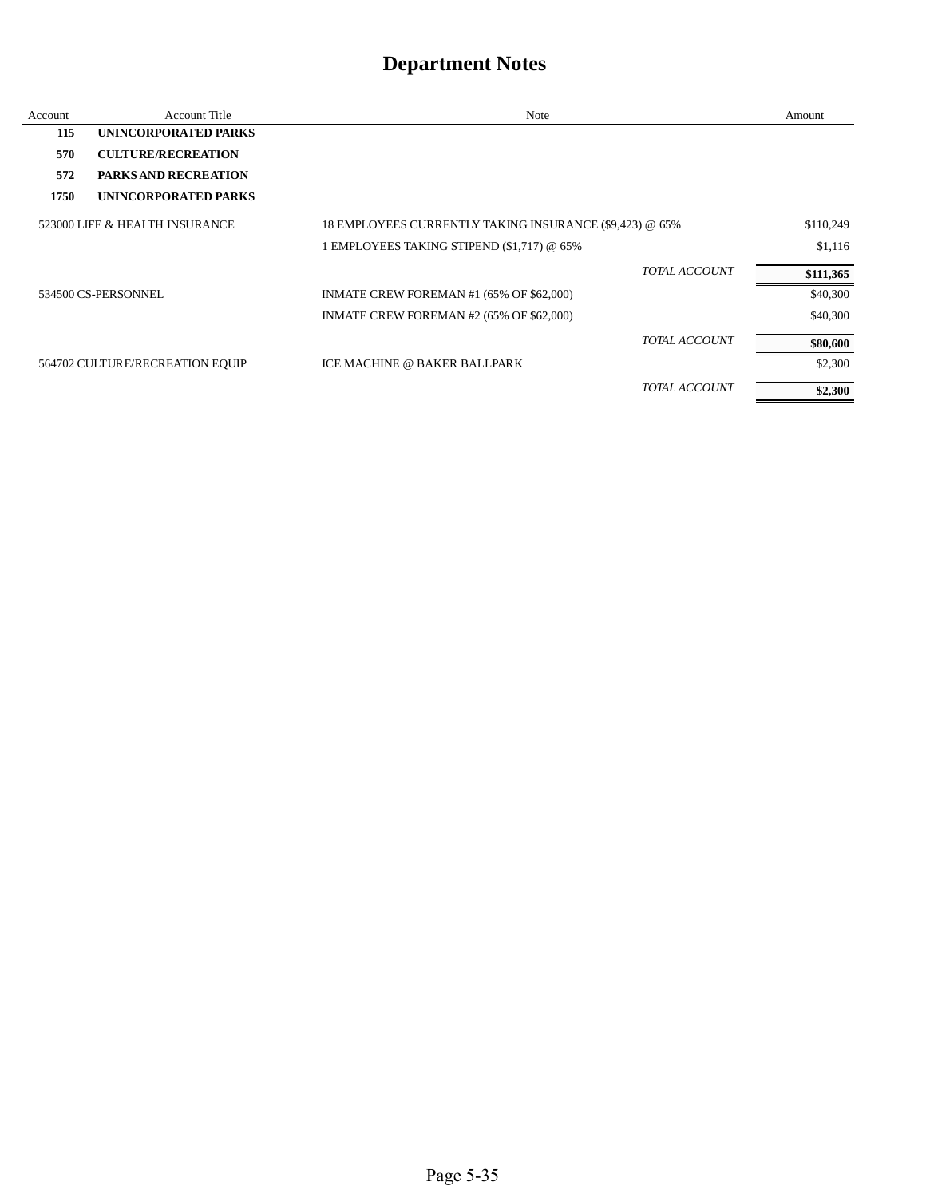# Department Notes

| Account | Account Title | Note | | Amount |
|---|---|---|---|---|
| **115** | **UNINCORPORATED PARKS** | | | |
| **570** | **CULTURE/RECREATION** | | | |
| **572** | **PARKS AND RECREATION** | | | |
| **1750** | **UNINCORPORATED PARKS** | | | |
| 523000 | LIFE & HEALTH INSURANCE | 18 EMPLOYEES CURRENTLY TAKING INSURANCE ($9,423) @ 65% | | $110,249 |
| | | 1 EMPLOYEES TAKING STIPEND ($1,717) @ 65% | | $1,116 |
| | | | *TOTAL ACCOUNT* | **$111,365** |
| 534500 | CS-PERSONNEL | INMATE CREW FOREMAN #1 (65% OF $62,000) | | $40,300 |
| | | INMATE CREW FOREMAN #2 (65% OF $62,000) | | $40,300 |
| | | | *TOTAL ACCOUNT* | **$80,600** |
| 564702 | CULTURE/RECREATION EQUIP | ICE MACHINE @ BAKER BALLPARK | | $2,300 |
| | | | *TOTAL ACCOUNT* | **$2,300** |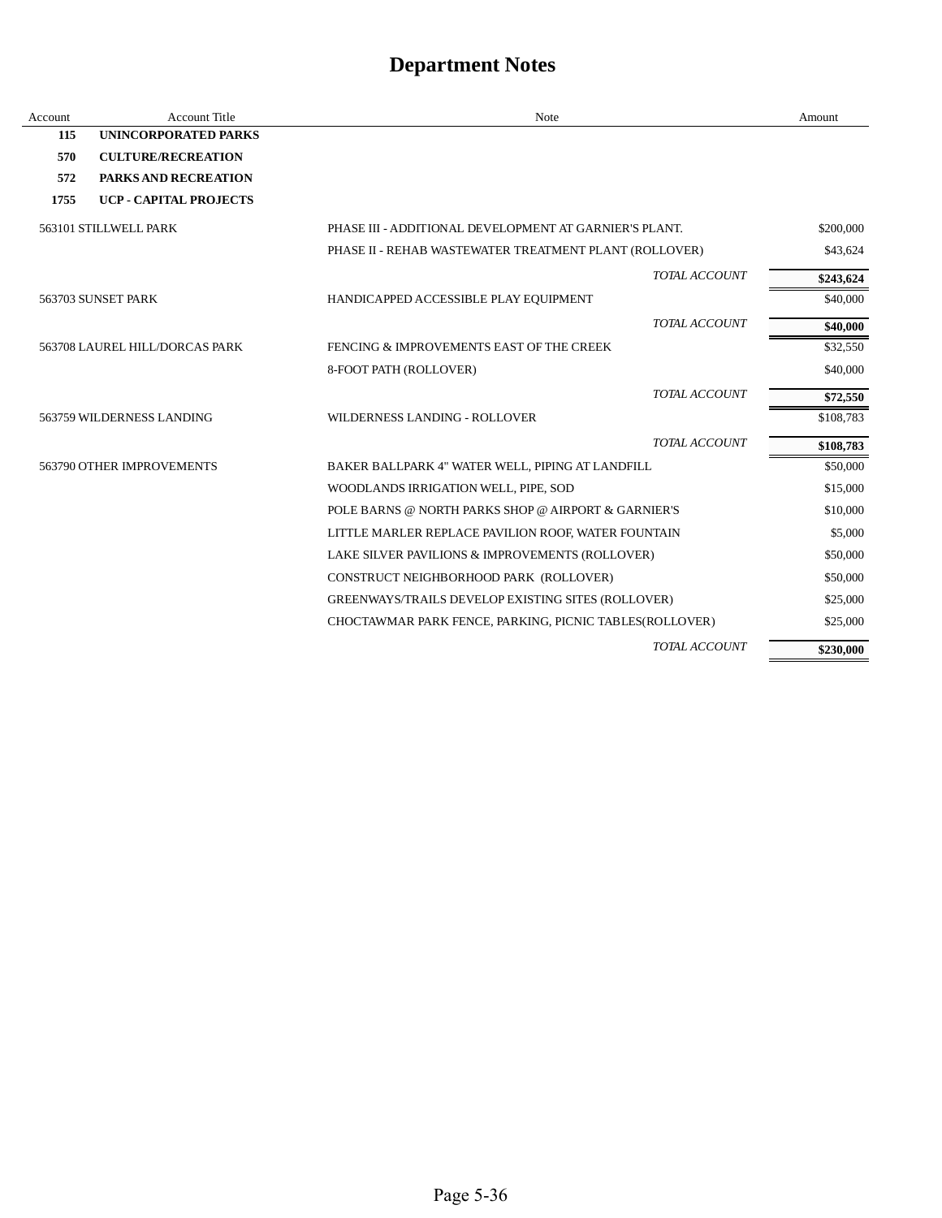# Department Notes

| Account | Account Title | Note | Amount |
|---|---|---|---|
| **115** | **UNINCORPORATED PARKS** | | |
| **570** | **CULTURE/RECREATION** | | |
| **572** | **PARKS AND RECREATION** | | |
| **1755** | **UCP - CAPITAL PROJECTS** | | |
| 563101 | STILLWELL PARK | PHASE III - ADDITIONAL DEVELOPMENT AT GARNIER'S PLANT. | $200,000 |
| | | PHASE II - REHAB WASTEWATER TREATMENT PLANT (ROLLOVER) | $43,624 |
| | | *TOTAL ACCOUNT* | **$243,624** |
| 563703 | SUNSET PARK | HANDICAPPED ACCESSIBLE PLAY EQUIPMENT | $40,000 |
| | | *TOTAL ACCOUNT* | **$40,000** |
| 563708 | LAUREL HILL/DORCAS PARK | FENCING & IMPROVEMENTS EAST OF THE CREEK | $32,550 |
| | | 8-FOOT PATH (ROLLOVER) | $40,000 |
| | | *TOTAL ACCOUNT* | **$72,550** |
| 563759 | WILDERNESS LANDING | WILDERNESS LANDING - ROLLOVER | $108,783 |
| | | *TOTAL ACCOUNT* | **$108,783** |
| 563790 | OTHER IMPROVEMENTS | BAKER BALLPARK 4" WATER WELL, PIPING AT LANDFILL | $50,000 |
| | | WOODLANDS IRRIGATION WELL, PIPE, SOD | $15,000 |
| | | POLE BARNS @ NORTH PARKS SHOP @ AIRPORT & GARNIER'S | $10,000 |
| | | LITTLE MARLER REPLACE PAVILION ROOF, WATER FOUNTAIN | $5,000 |
| | | LAKE SILVER PAVILIONS & IMPROVEMENTS (ROLLOVER) | $50,000 |
| | | CONSTRUCT NEIGHBORHOOD PARK (ROLLOVER) | $50,000 |
| | | GREENWAYS/TRAILS DEVELOP EXISTING SITES (ROLLOVER) | $25,000 |
| | | CHOCTAWMAR PARK FENCE, PARKING, PICNIC TABLES(ROLLOVER) | $25,000 |
| | | *TOTAL ACCOUNT* | **$230,000** |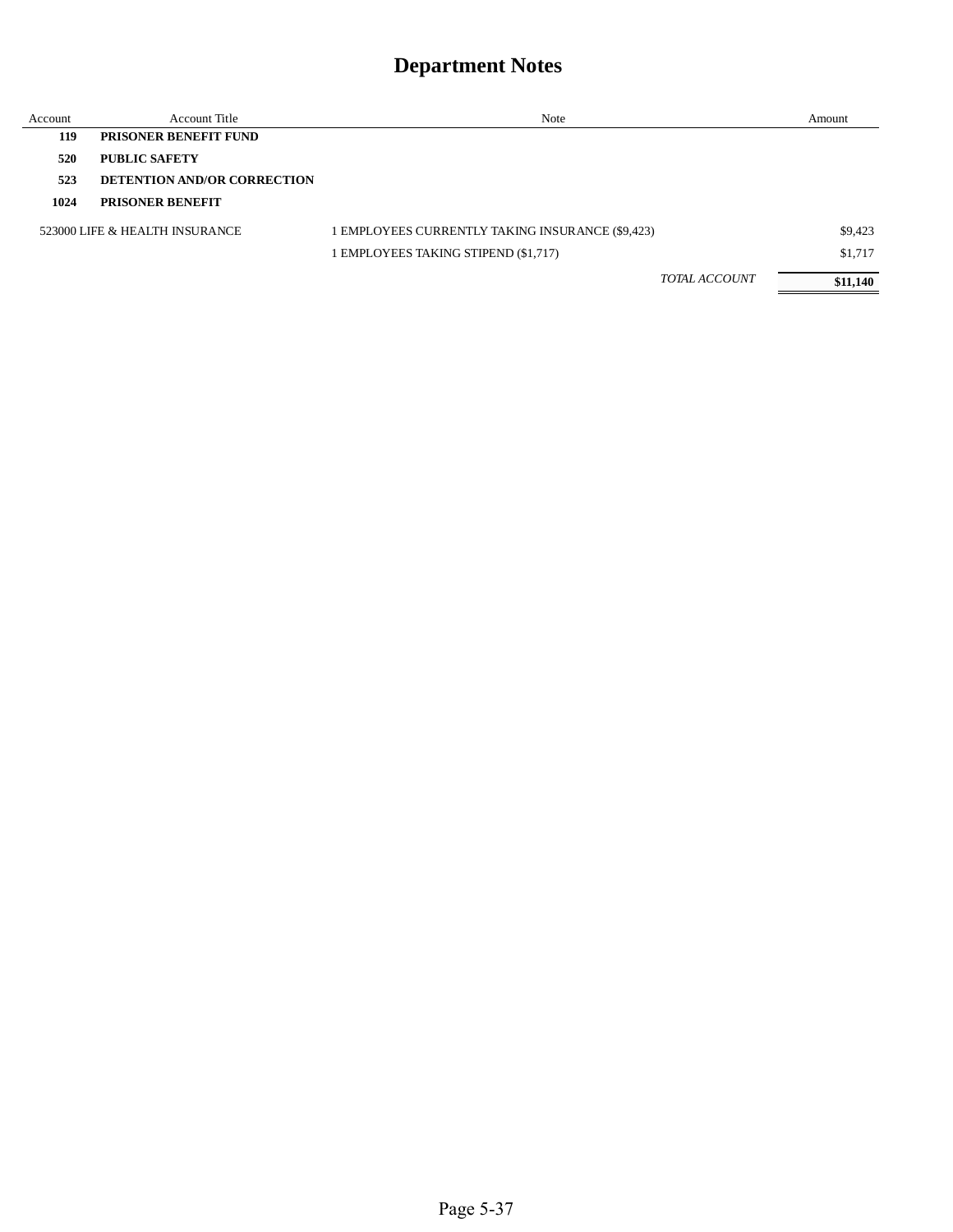# Department Notes

| Account | Account Title | Note | Amount |
|---|---|---|---|
| **119** | **PRISONER BENEFIT FUND** | | |
| **520** | **PUBLIC SAFETY** | | |
| **523** | **DETENTION AND/OR CORRECTION** | | |
| **1024** | **PRISONER BENEFIT** | | |
| 523000 | LIFE & HEALTH INSURANCE | 1 EMPLOYEES CURRENTLY TAKING INSURANCE ($9,423) | $9,423 |
| | | 1 EMPLOYEES TAKING STIPEND ($1,717) | $1,717 |
| | | *TOTAL ACCOUNT* | **$11,140** |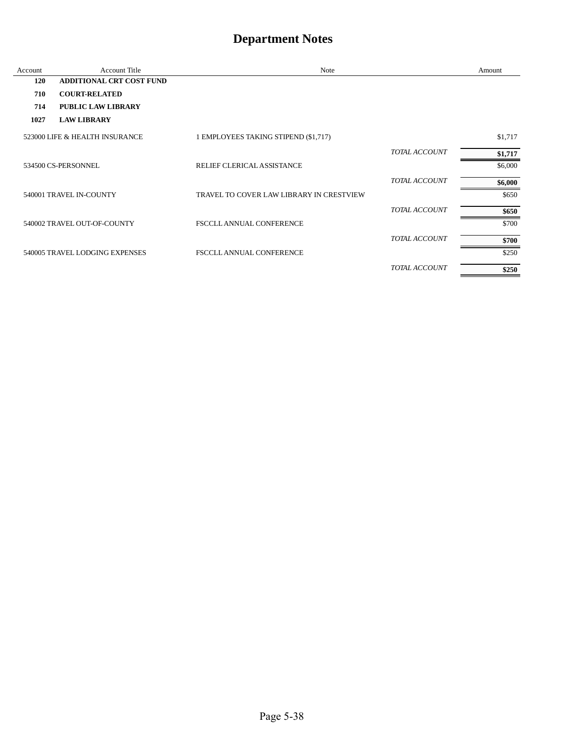# Department Notes

| Account | Account Title | Note | | Amount |
|---|---|---|---|---|
| **120** | **ADDITIONAL CRT COST FUND** | | | |
| **710** | **COURT-RELATED** | | | |
| **714** | **PUBLIC LAW LIBRARY** | | | |
| **1027** | **LAW LIBRARY** | | | |
| 523000 | LIFE & HEALTH INSURANCE | 1 EMPLOYEES TAKING STIPEND ($1,717) | | $1,717 |
| | | | *TOTAL ACCOUNT* | **$1,717** |
| 534500 | CS-PERSONNEL | RELIEF CLERICAL ASSISTANCE | | $6,000 |
| | | | *TOTAL ACCOUNT* | **$6,000** |
| 540001 | TRAVEL IN-COUNTY | TRAVEL TO COVER LAW LIBRARY IN CRESTVIEW | | $650 |
| | | | *TOTAL ACCOUNT* | **$650** |
| 540002 | TRAVEL OUT-OF-COUNTY | FSCCLL ANNUAL CONFERENCE | | $700 |
| | | | *TOTAL ACCOUNT* | **$700** |
| 540005 | TRAVEL LODGING EXPENSES | FSCCLL ANNUAL CONFERENCE | | $250 |
| | | | *TOTAL ACCOUNT* | **$250** |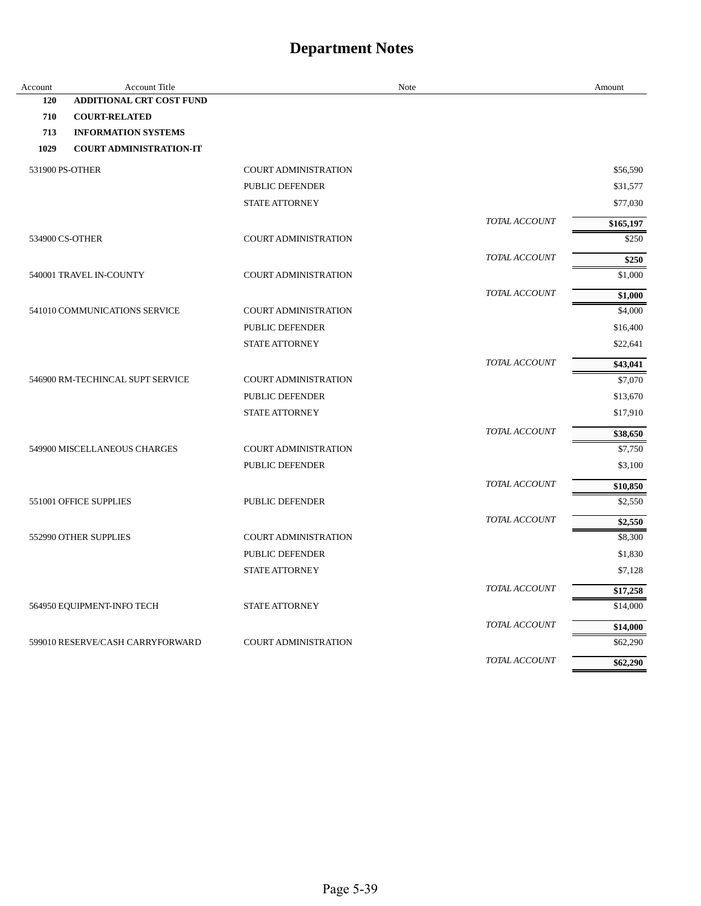# Department Notes

| Account | Account Title | Note | | Amount |
|---|---|---|---|---|
| **120** | **ADDITIONAL CRT COST FUND** | | | |
| **710** | **COURT-RELATED** | | | |
| **713** | **INFORMATION SYSTEMS** | | | |
| **1029** | **COURT ADMINISTRATION-IT** | | | |
| 531900 | PS-OTHER | COURT ADMINISTRATION | | $56,590 |
| | | PUBLIC DEFENDER | | $31,577 |
| | | STATE ATTORNEY | | $77,030 |
| | | | *TOTAL ACCOUNT* | **$165,197** |
| 534900 | CS-OTHER | COURT ADMINISTRATION | | $250 |
| | | | *TOTAL ACCOUNT* | **$250** |
| 540001 | TRAVEL IN-COUNTY | COURT ADMINISTRATION | | $1,000 |
| | | | *TOTAL ACCOUNT* | **$1,000** |
| 541010 | COMMUNICATIONS SERVICE | COURT ADMINISTRATION | | $4,000 |
| | | PUBLIC DEFENDER | | $16,400 |
| | | STATE ATTORNEY | | $22,641 |
| | | | *TOTAL ACCOUNT* | **$43,041** |
| 546900 | RM-TECHINCAL SUPT SERVICE | COURT ADMINISTRATION | | $7,070 |
| | | PUBLIC DEFENDER | | $13,670 |
| | | STATE ATTORNEY | | $17,910 |
| | | | *TOTAL ACCOUNT* | **$38,650** |
| 549900 | MISCELLANEOUS CHARGES | COURT ADMINISTRATION | | $7,750 |
| | | PUBLIC DEFENDER | | $3,100 |
| | | | *TOTAL ACCOUNT* | **$10,850** |
| 551001 | OFFICE SUPPLIES | PUBLIC DEFENDER | | $2,550 |
| | | | *TOTAL ACCOUNT* | **$2,550** |
| 552990 | OTHER SUPPLIES | COURT ADMINISTRATION | | $8,300 |
| | | PUBLIC DEFENDER | | $1,830 |
| | | STATE ATTORNEY | | $7,128 |
| | | | *TOTAL ACCOUNT* | **$17,258** |
| 564950 | EQUIPMENT-INFO TECH | STATE ATTORNEY | | $14,000 |
| | | | *TOTAL ACCOUNT* | **$14,000** |
| 599010 | RESERVE/CASH CARRYFORWARD | COURT ADMINISTRATION | | $62,290 |
| | | | *TOTAL ACCOUNT* | **$62,290** |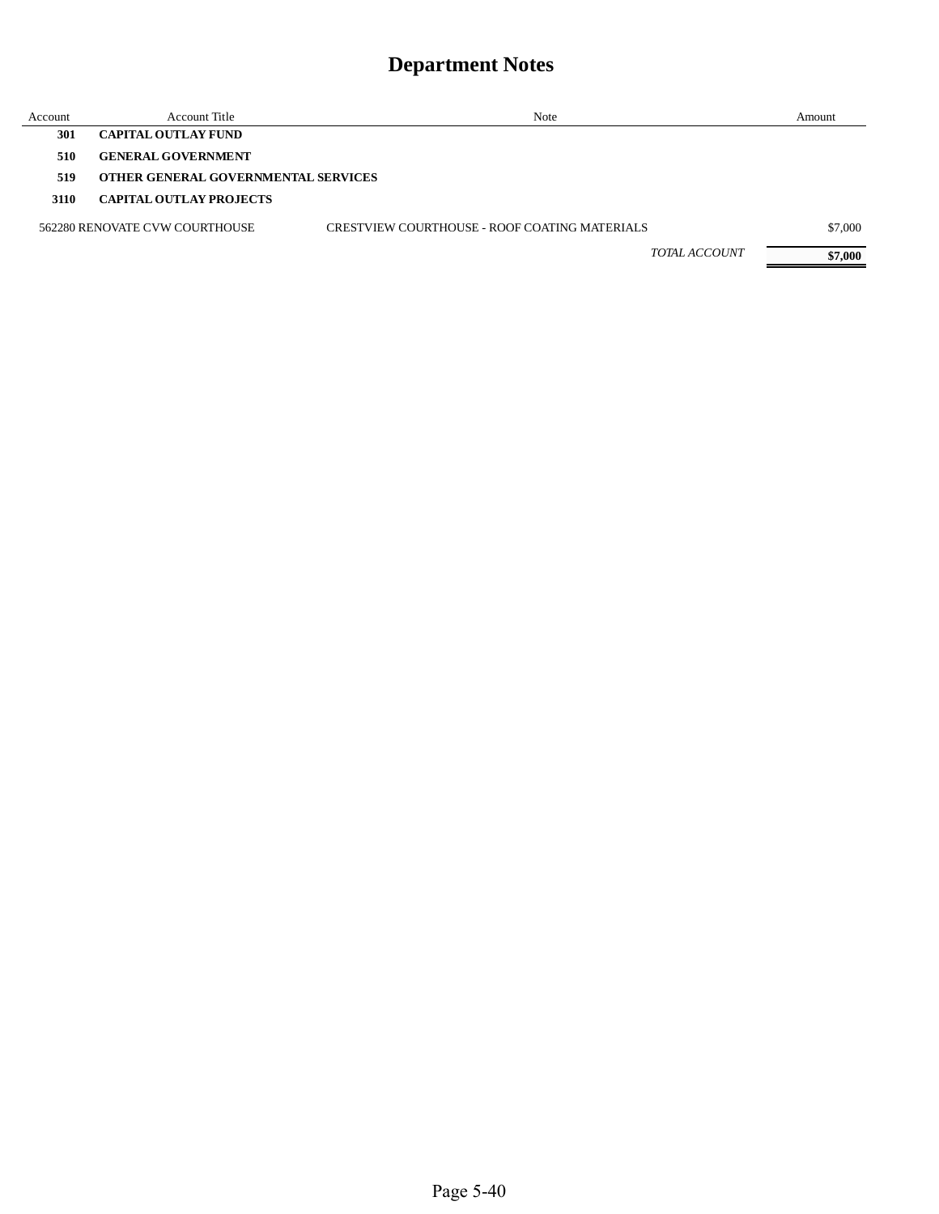# Department Notes

| Account | Account Title | Note | Amount |
|---|---|---|---|
| **301** | **CAPITAL OUTLAY FUND** | | |
| **510** | **GENERAL GOVERNMENT** | | |
| **519** | **OTHER GENERAL GOVERNMENTAL SERVICES** | | |
| **3110** | **CAPITAL OUTLAY PROJECTS** | | |
| 562280 | RENOVATE CVW COURTHOUSE | CRESTVIEW COURTHOUSE - ROOF COATING MATERIALS | $7,000 |
| | | *TOTAL ACCOUNT* | **$7,000** |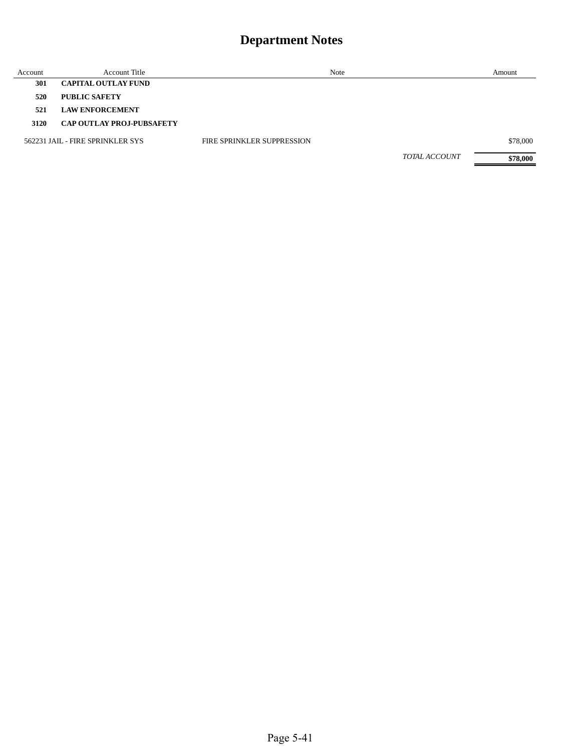# Department Notes

| Account | Account Title | Note | Amount |
|---|---|---|---|
| **301** | **CAPITAL OUTLAY FUND** | | |
| **520** | **PUBLIC SAFETY** | | |
| **521** | **LAW ENFORCEMENT** | | |
| **3120** | **CAP OUTLAY PROJ-PUBSAFETY** | | |
| 562231 | JAIL - FIRE SPRINKLER SYS | FIRE SPRINKLER SUPPRESSION | $78,000 |
| | | *TOTAL ACCOUNT* | **$78,000** |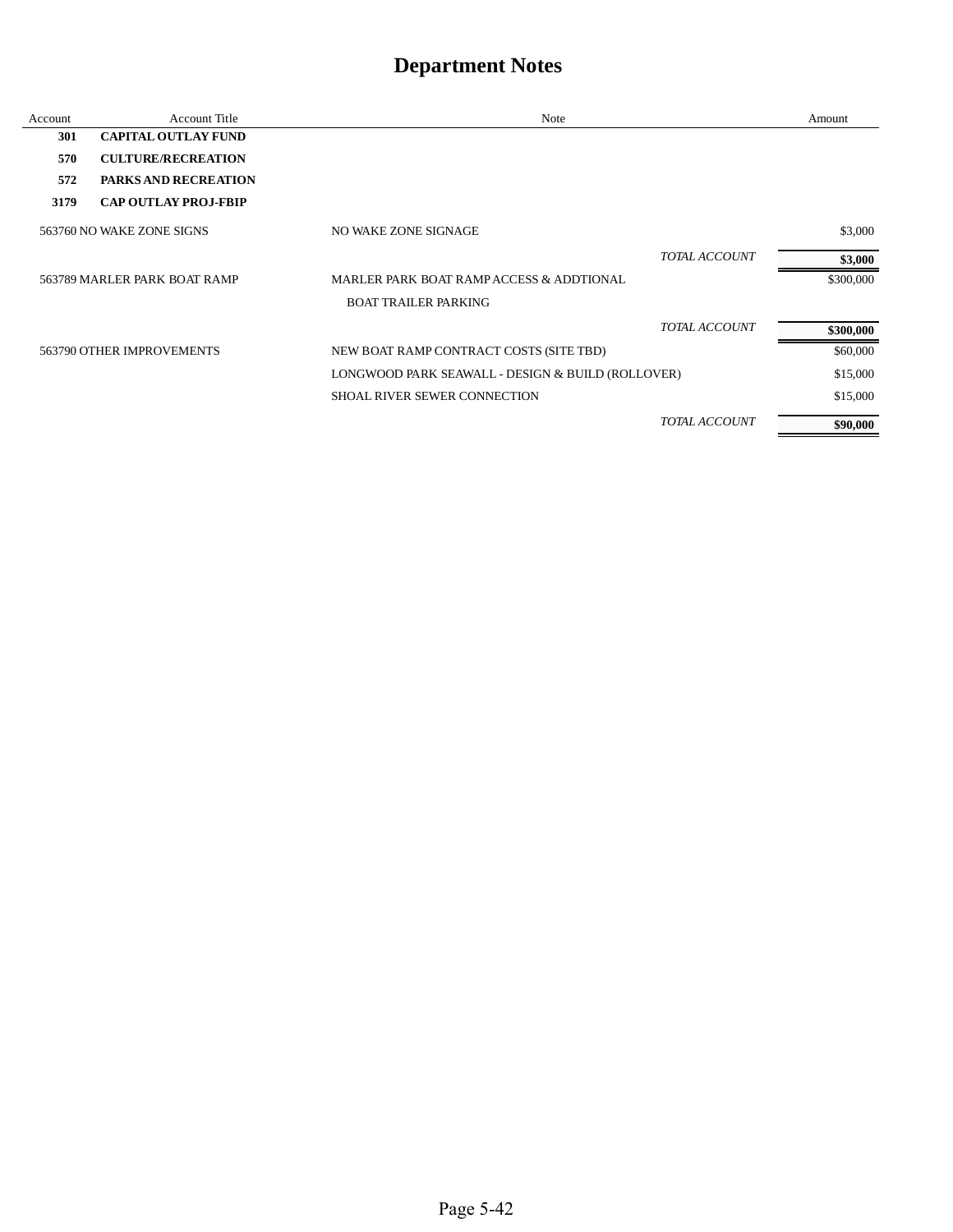# Department Notes

| Account | Account Title | Note | Amount |
|---|---|---|---|
| **301** | **CAPITAL OUTLAY FUND** | | |
| **570** | **CULTURE/RECREATION** | | |
| **572** | **PARKS AND RECREATION** | | |
| **3179** | **CAP OUTLAY PROJ-FBIP** | | |
| 563760 | NO WAKE ZONE SIGNS | NO WAKE ZONE SIGNAGE | $3,000 |
| | | *TOTAL ACCOUNT* | **$3,000** |
| 563789 | MARLER PARK BOAT RAMP | MARLER PARK BOAT RAMP ACCESS & ADDTIONAL BOAT TRAILER PARKING | $300,000 |
| | | *TOTAL ACCOUNT* | **$300,000** |
| 563790 | OTHER IMPROVEMENTS | NEW BOAT RAMP CONTRACT COSTS (SITE TBD) | $60,000 |
| | | LONGWOOD PARK SEAWALL - DESIGN & BUILD (ROLLOVER) | $15,000 |
| | | SHOAL RIVER SEWER CONNECTION | $15,000 |
| | | *TOTAL ACCOUNT* | **$90,000** |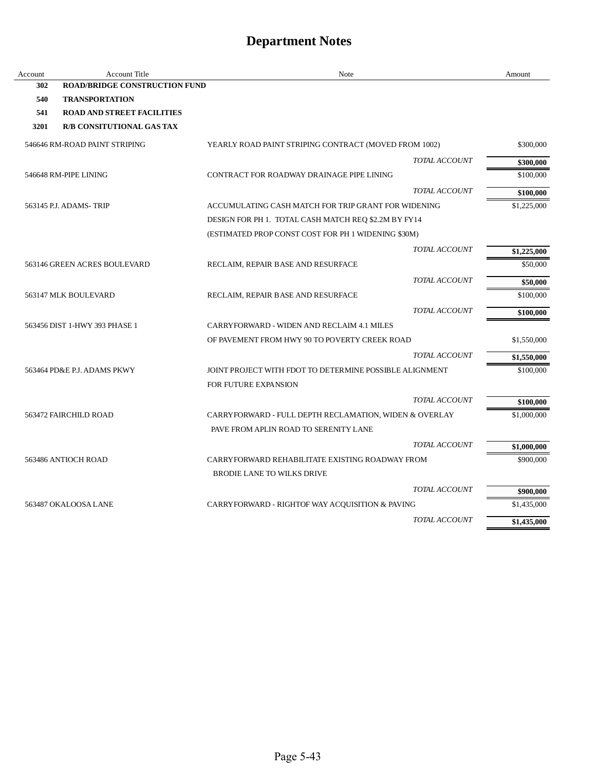# Department Notes

| Account | Account Title | Note | Amount |
|---|---|---|---|
| **302** | **ROAD/BRIDGE CONSTRUCTION FUND** | | |
| **540** | **TRANSPORTATION** | | |
| **541** | **ROAD AND STREET FACILITIES** | | |
| **3201** | **R/B CONSITUTIONAL GAS TAX** | | |
| 546646 | RM-ROAD PAINT STRIPING | YEARLY ROAD PAINT STRIPING CONTRACT (MOVED FROM 1002) | $300,000 |
| | | *TOTAL ACCOUNT* | **$300,000** |
| 546648 | RM-PIPE LINING | CONTRACT FOR ROADWAY DRAINAGE PIPE LINING | $100,000 |
| | | *TOTAL ACCOUNT* | **$100,000** |
| 563145 | P.J. ADAMS- TRIP | ACCUMULATING CASH MATCH FOR TRIP GRANT FOR WIDENING DESIGN FOR PH 1. TOTAL CASH MATCH REQ $2.2M BY FY14 (ESTIMATED PROP CONST COST FOR PH 1 WIDENING $30M) | $1,225,000 |
| | | *TOTAL ACCOUNT* | **$1,225,000** |
| 563146 | GREEN ACRES BOULEVARD | RECLAIM, REPAIR BASE AND RESURFACE | $50,000 |
| | | *TOTAL ACCOUNT* | **$50,000** |
| 563147 | MLK BOULEVARD | RECLAIM, REPAIR BASE AND RESURFACE | $100,000 |
| | | *TOTAL ACCOUNT* | **$100,000** |
| 563456 | DIST 1-HWY 393 PHASE 1 | CARRYFORWARD - WIDEN AND RECLAIM 4.1 MILES OF PAVEMENT FROM HWY 90 TO POVERTY CREEK ROAD | $1,550,000 |
| | | *TOTAL ACCOUNT* | **$1,550,000** |
| 563464 | PD&E P.J. ADAMS PKWY | JOINT PROJECT WITH FDOT TO DETERMINE POSSIBLE ALIGNMENT FOR FUTURE EXPANSION | $100,000 |
| | | *TOTAL ACCOUNT* | **$100,000** |
| 563472 | FAIRCHILD ROAD | CARRYFORWARD - FULL DEPTH RECLAMATION, WIDEN & OVERLAY PAVE FROM APLIN ROAD TO SERENITY LANE | $1,000,000 |
| | | *TOTAL ACCOUNT* | **$1,000,000** |
| 563486 | ANTIOCH ROAD | CARRYFORWARD REHABILITATE EXISTING ROADWAY FROM BRODIE LANE TO WILKS DRIVE | $900,000 |
| | | *TOTAL ACCOUNT* | **$900,000** |
| 563487 | OKALOOSA LANE | CARRYFORWARD - RIGHTOF WAY ACQUISITION & PAVING | $1,435,000 |
| | | *TOTAL ACCOUNT* | **$1,435,000** |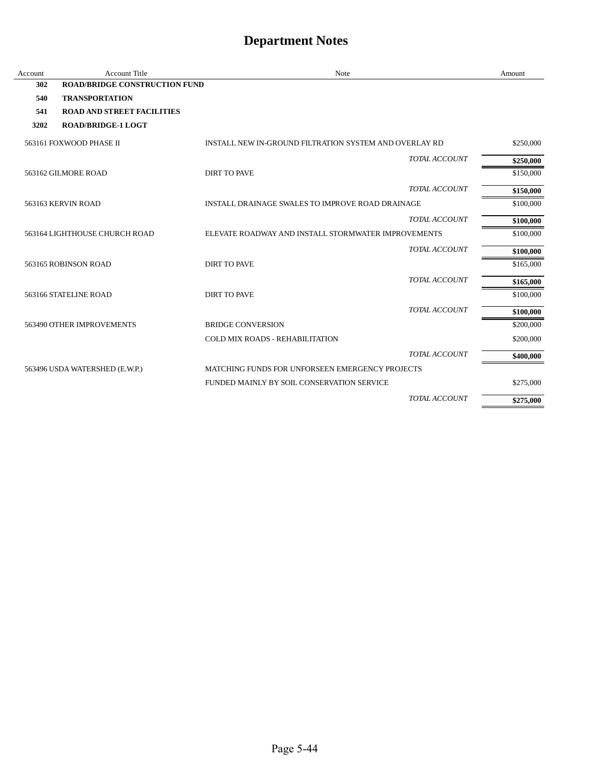# Department Notes

| Account | Account Title | Note | Amount |
|---|---|---|---|
| **302** | **ROAD/BRIDGE CONSTRUCTION FUND** | | |
| **540** | **TRANSPORTATION** | | |
| **541** | **ROAD AND STREET FACILITIES** | | |
| **3202** | **ROAD/BRIDGE-1 LOGT** | | |
| 563161 | FOXWOOD PHASE II | INSTALL NEW IN-GROUND FILTRATION SYSTEM AND OVERLAY RD | $250,000 |
| | | *TOTAL ACCOUNT* | **$250,000** |
| 563162 | GILMORE ROAD | DIRT TO PAVE | $150,000 |
| | | *TOTAL ACCOUNT* | **$150,000** |
| 563163 | KERVIN ROAD | INSTALL DRAINAGE SWALES TO IMPROVE ROAD DRAINAGE | $100,000 |
| | | *TOTAL ACCOUNT* | **$100,000** |
| 563164 | LIGHTHOUSE CHURCH ROAD | ELEVATE ROADWAY AND INSTALL STORMWATER IMPROVEMENTS | $100,000 |
| | | *TOTAL ACCOUNT* | **$100,000** |
| 563165 | ROBINSON ROAD | DIRT TO PAVE | $165,000 |
| | | *TOTAL ACCOUNT* | **$165,000** |
| 563166 | STATELINE ROAD | DIRT TO PAVE | $100,000 |
| | | *TOTAL ACCOUNT* | **$100,000** |
| 563490 | OTHER IMPROVEMENTS | BRIDGE CONVERSION | $200,000 |
| | | COLD MIX ROADS - REHABILITATION | $200,000 |
| | | *TOTAL ACCOUNT* | **$400,000** |
| 563496 | USDA WATERSHED (E.W.P.) | MATCHING FUNDS FOR UNFORSEEN EMERGENCY PROJECTS | |
| | | FUNDED MAINLY BY SOIL CONSERVATION SERVICE | $275,000 |
| | | *TOTAL ACCOUNT* | **$275,000** |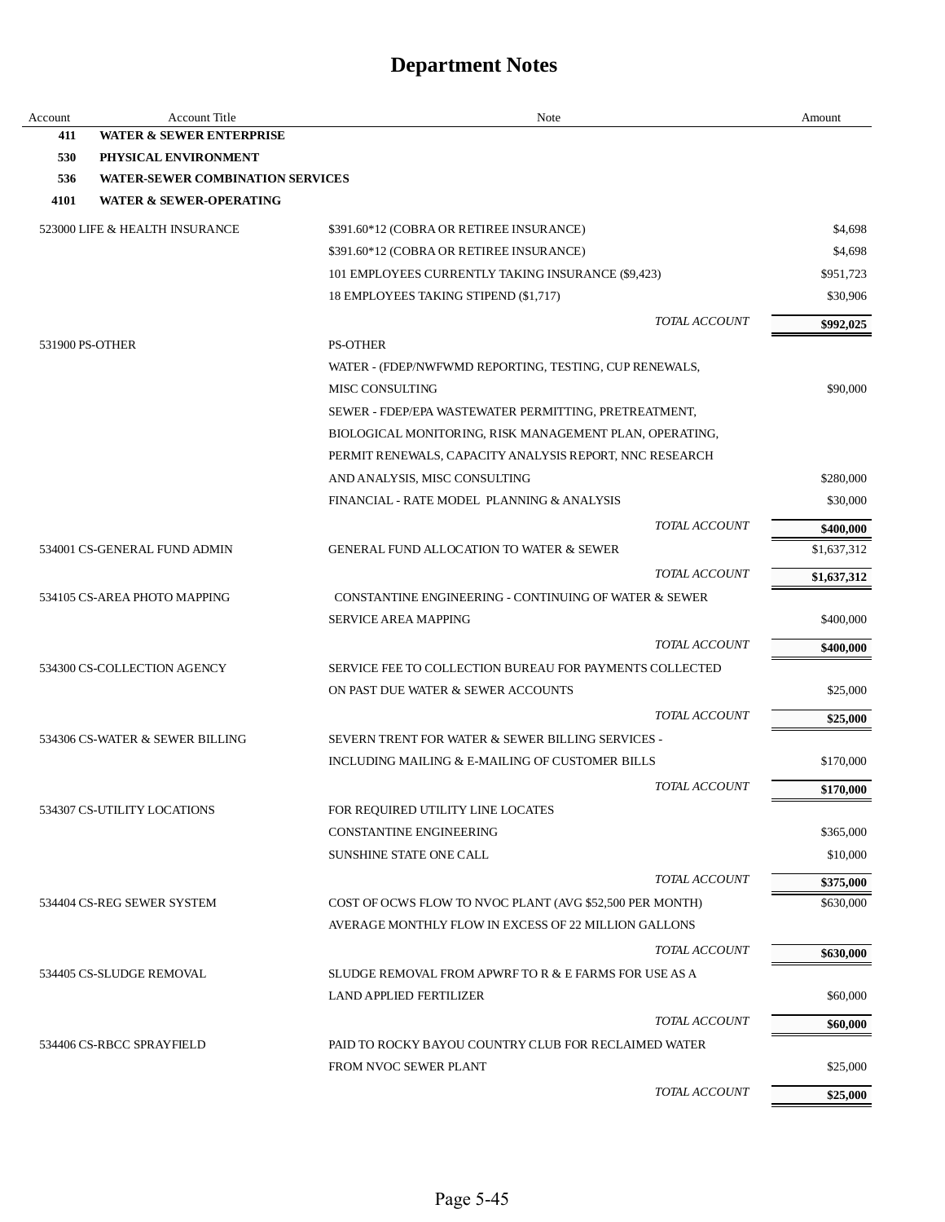# Department Notes

| Account | Account Title | Note | Amount |
|---|---|---|---|
| **411** | **WATER & SEWER ENTERPRISE** | | |
| **530** | **PHYSICAL ENVIRONMENT** | | |
| **536** | **WATER-SEWER COMBINATION SERVICES** | | |
| **4101** | **WATER & SEWER-OPERATING** | | |
| 523000 | LIFE & HEALTH INSURANCE | $391.60*12 (COBRA OR RETIREE INSURANCE) | $4,698 |
| | | $391.60*12 (COBRA OR RETIREE INSURANCE) | $4,698 |
| | | 101 EMPLOYEES CURRENTLY TAKING INSURANCE ($9,423) | $951,723 |
| | | 18 EMPLOYEES TAKING STIPEND ($1,717) | $30,906 |
| | | *TOTAL ACCOUNT* | **$992,025** |
| 531900 | PS-OTHER | PS-OTHER | |
| | | WATER - (FDEP/NWFWMD REPORTING, TESTING, CUP RENEWALS, | |
| | | MISC CONSULTING | $90,000 |
| | | SEWER - FDEP/EPA WASTEWATER PERMITTING, PRETREATMENT, | |
| | | BIOLOGICAL MONITORING, RISK MANAGEMENT PLAN, OPERATING, | |
| | | PERMIT RENEWALS, CAPACITY ANALYSIS REPORT, NNC RESEARCH | |
| | | AND ANALYSIS, MISC CONSULTING | $280,000 |
| | | FINANCIAL - RATE MODEL PLANNING & ANALYSIS | $30,000 |
| | | *TOTAL ACCOUNT* | **$400,000** |
| 534001 | CS-GENERAL FUND ADMIN | GENERAL FUND ALLOCATION TO WATER & SEWER | $1,637,312 |
| | | *TOTAL ACCOUNT* | **$1,637,312** |
| 534105 | CS-AREA PHOTO MAPPING | CONSTANTINE ENGINEERING - CONTINUING OF WATER & SEWER | |
| | | SERVICE AREA MAPPING | $400,000 |
| | | *TOTAL ACCOUNT* | **$400,000** |
| 534300 | CS-COLLECTION AGENCY | SERVICE FEE TO COLLECTION BUREAU FOR PAYMENTS COLLECTED | |
| | | ON PAST DUE WATER & SEWER ACCOUNTS | $25,000 |
| | | *TOTAL ACCOUNT* | **$25,000** |
| 534306 | CS-WATER & SEWER BILLING | SEVERN TRENT FOR WATER & SEWER BILLING SERVICES - | |
| | | INCLUDING MAILING & E-MAILING OF CUSTOMER BILLS | $170,000 |
| | | *TOTAL ACCOUNT* | **$170,000** |
| 534307 | CS-UTILITY LOCATIONS | FOR REQUIRED UTILITY LINE LOCATES | |
| | | CONSTANTINE ENGINEERING | $365,000 |
| | | SUNSHINE STATE ONE CALL | $10,000 |
| | | *TOTAL ACCOUNT* | **$375,000** |
| 534404 | CS-REG SEWER SYSTEM | COST OF OCWS FLOW TO NVOC PLANT (AVG $52,500 PER MONTH) | $630,000 |
| | | AVERAGE MONTHLY FLOW IN EXCESS OF 22 MILLION GALLONS | |
| | | *TOTAL ACCOUNT* | **$630,000** |
| 534405 | CS-SLUDGE REMOVAL | SLUDGE REMOVAL FROM APWRF TO R & E FARMS FOR USE AS A | |
| | | LAND APPLIED FERTILIZER | $60,000 |
| | | *TOTAL ACCOUNT* | **$60,000** |
| 534406 | CS-RBCC SPRAYFIELD | PAID TO ROCKY BAYOU COUNTRY CLUB FOR RECLAIMED WATER | |
| | | FROM NVOC SEWER PLANT | $25,000 |
| | | *TOTAL ACCOUNT* | **$25,000** |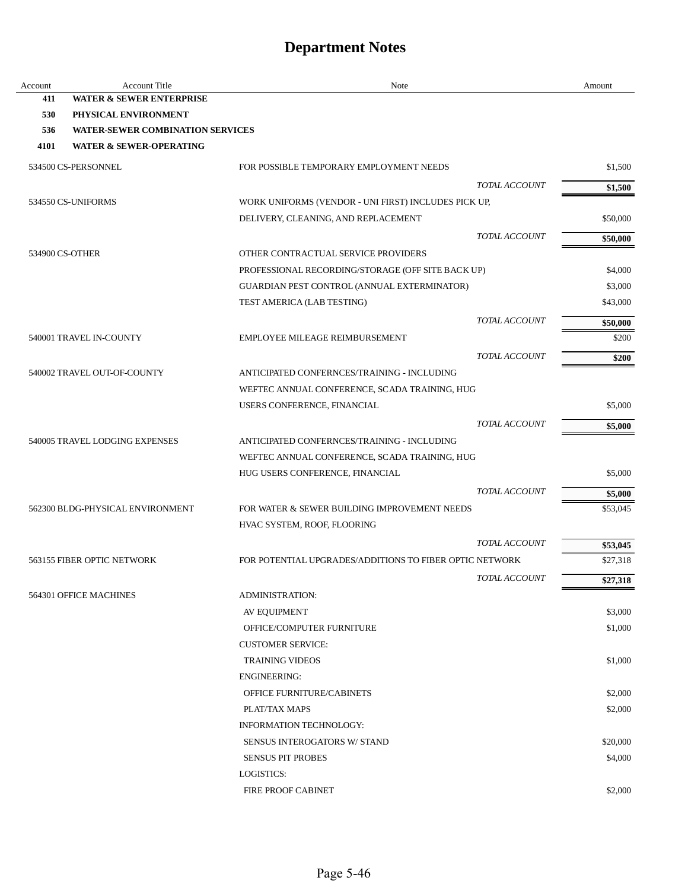# Department Notes

| Account | Account Title | Note | Amount |
|---|---|---|---|
| **411** | **WATER & SEWER ENTERPRISE** | | |
| **530** | **PHYSICAL ENVIRONMENT** | | |
| **536** | **WATER-SEWER COMBINATION SERVICES** | | |
| **4101** | **WATER & SEWER-OPERATING** | | |
| 534500 | CS-PERSONNEL | FOR POSSIBLE TEMPORARY EMPLOYMENT NEEDS | $1,500 |
| | | *TOTAL ACCOUNT* | **$1,500** |
| 534550 | CS-UNIFORMS | WORK UNIFORMS (VENDOR - UNI FIRST) INCLUDES PICK UP, | |
| | | DELIVERY, CLEANING, AND REPLACEMENT | $50,000 |
| | | *TOTAL ACCOUNT* | **$50,000** |
| 534900 | CS-OTHER | OTHER CONTRACTUAL SERVICE PROVIDERS | |
| | | PROFESSIONAL RECORDING/STORAGE (OFF SITE BACK UP) | $4,000 |
| | | GUARDIAN PEST CONTROL (ANNUAL EXTERMINATOR) | $3,000 |
| | | TEST AMERICA (LAB TESTING) | $43,000 |
| | | *TOTAL ACCOUNT* | **$50,000** |
| 540001 | TRAVEL IN-COUNTY | EMPLOYEE MILEAGE REIMBURSEMENT | $200 |
| | | *TOTAL ACCOUNT* | **$200** |
| 540002 | TRAVEL OUT-OF-COUNTY | ANTICIPATED CONFERNCES/TRAINING - INCLUDING | |
| | | WEFTEC ANNUAL CONFERENCE, SCADA TRAINING, HUG | |
| | | USERS CONFERENCE, FINANCIAL | $5,000 |
| | | *TOTAL ACCOUNT* | **$5,000** |
| 540005 | TRAVEL LODGING EXPENSES | ANTICIPATED CONFERNCES/TRAINING - INCLUDING | |
| | | WEFTEC ANNUAL CONFERENCE, SCADA TRAINING, HUG | |
| | | HUG USERS CONFERENCE, FINANCIAL | $5,000 |
| | | *TOTAL ACCOUNT* | **$5,000** |
| 562300 | BLDG-PHYSICAL ENVIRONMENT | FOR WATER & SEWER BUILDING IMPROVEMENT NEEDS | $53,045 |
| | | HVAC SYSTEM, ROOF, FLOORING | |
| | | *TOTAL ACCOUNT* | **$53,045** |
| 563155 | FIBER OPTIC NETWORK | FOR POTENTIAL UPGRADES/ADDITIONS TO FIBER OPTIC NETWORK | $27,318 |
| | | *TOTAL ACCOUNT* | **$27,318** |
| 564301 | OFFICE MACHINES | ADMINISTRATION: | |
| | | AV EQUIPMENT | $3,000 |
| | | OFFICE/COMPUTER FURNITURE | $1,000 |
| | | CUSTOMER SERVICE: | |
| | | TRAINING VIDEOS | $1,000 |
| | | ENGINEERING: | |
| | | OFFICE FURNITURE/CABINETS | $2,000 |
| | | PLAT/TAX MAPS | $2,000 |
| | | INFORMATION TECHNOLOGY: | |
| | | SENSUS INTEROGATORS W/ STAND | $20,000 |
| | | SENSUS PIT PROBES | $4,000 |
| | | LOGISTICS: | |
| | | FIRE PROOF CABINET | $2,000 |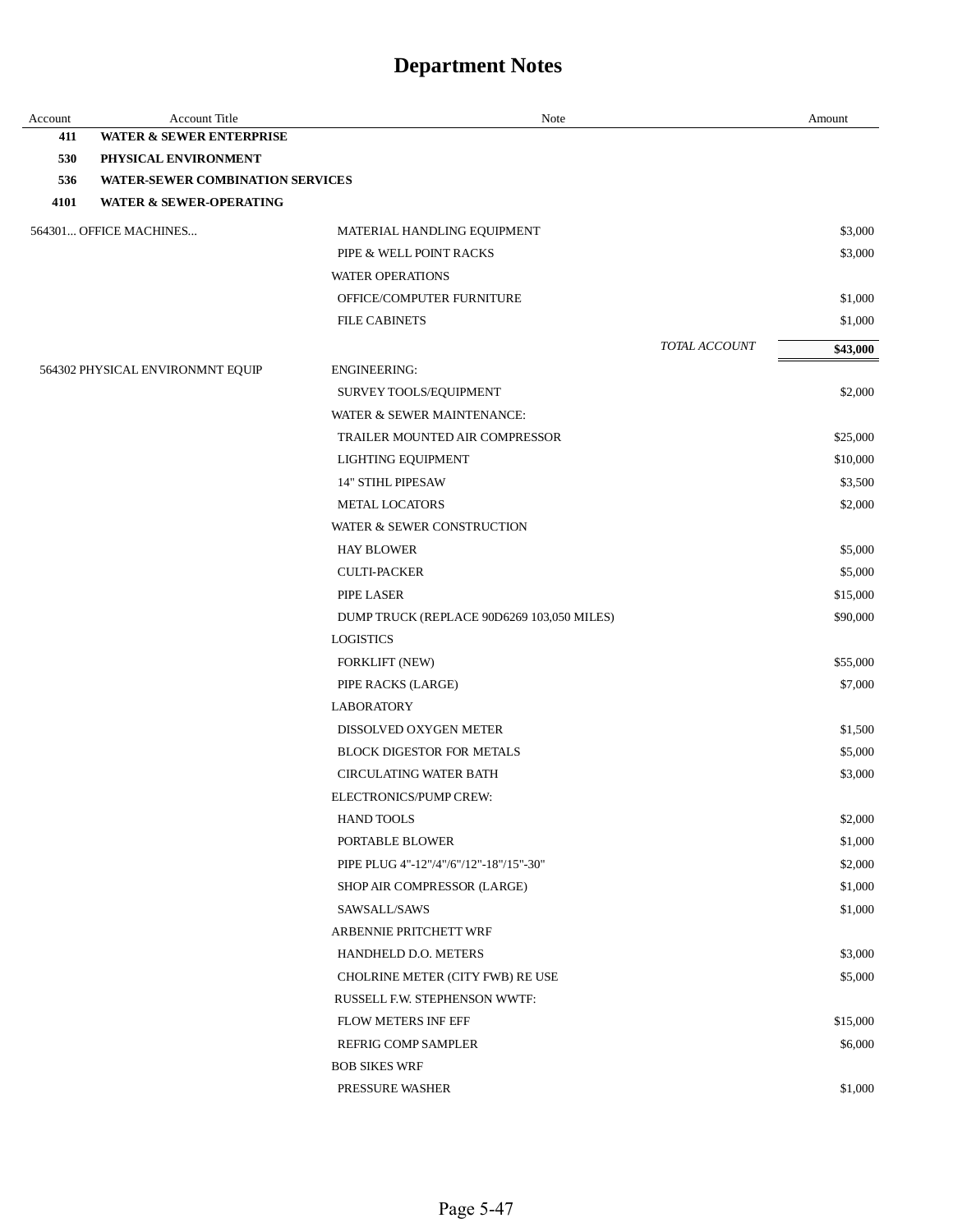# Department Notes

| Account | Account Title | Note | | Amount |
|---|---|---|---|---|
| **411** | **WATER & SEWER ENTERPRISE** | | | |
| **530** | **PHYSICAL ENVIRONMENT** | | | |
| **536** | **WATER-SEWER COMBINATION SERVICES** | | | |
| **4101** | **WATER & SEWER-OPERATING** | | | |
| 564301... OFFICE MACHINES... | | MATERIAL HANDLING EQUIPMENT | | $3,000 |
| | | PIPE & WELL POINT RACKS | | $3,000 |
| | | WATER OPERATIONS | | |
| | | OFFICE/COMPUTER FURNITURE | | $1,000 |
| | | FILE CABINETS | | $1,000 |
| | | | *TOTAL ACCOUNT* | **$43,000** |
| 564302 PHYSICAL ENVIRONMNT EQUIP | | ENGINEERING: | | |
| | | SURVEY TOOLS/EQUIPMENT | | $2,000 |
| | | WATER & SEWER MAINTENANCE: | | |
| | | TRAILER MOUNTED AIR COMPRESSOR | | $25,000 |
| | | LIGHTING EQUIPMENT | | $10,000 |
| | | 14" STIHL PIPESAW | | $3,500 |
| | | METAL LOCATORS | | $2,000 |
| | | WATER & SEWER CONSTRUCTION | | |
| | | HAY BLOWER | | $5,000 |
| | | CULTI-PACKER | | $5,000 |
| | | PIPE LASER | | $15,000 |
| | | DUMP TRUCK (REPLACE 90D6269 103,050 MILES) | | $90,000 |
| | | LOGISTICS | | |
| | | FORKLIFT (NEW) | | $55,000 |
| | | PIPE RACKS (LARGE) | | $7,000 |
| | | LABORATORY | | |
| | | DISSOLVED OXYGEN METER | | $1,500 |
| | | BLOCK DIGESTOR FOR METALS | | $5,000 |
| | | CIRCULATING WATER BATH | | $3,000 |
| | | ELECTRONICS/PUMP CREW: | | |
| | | HAND TOOLS | | $2,000 |
| | | PORTABLE BLOWER | | $1,000 |
| | | PIPE PLUG 4"-12"/4"/6"/12"-18"/15"-30" | | $2,000 |
| | | SHOP AIR COMPRESSOR (LARGE) | | $1,000 |
| | | SAWSALL/SAWS | | $1,000 |
| | | ARBENNIE PRITCHETT WRF | | |
| | | HANDHELD D.O. METERS | | $3,000 |
| | | CHOLRINE METER (CITY FWB) RE USE | | $5,000 |
| | | RUSSELL F.W. STEPHENSON WWTF: | | |
| | | FLOW METERS INF EFF | | $15,000 |
| | | REFRIG COMP SAMPLER | | $6,000 |
| | | BOB SIKES WRF | | |
| | | PRESSURE WASHER | | $1,000 |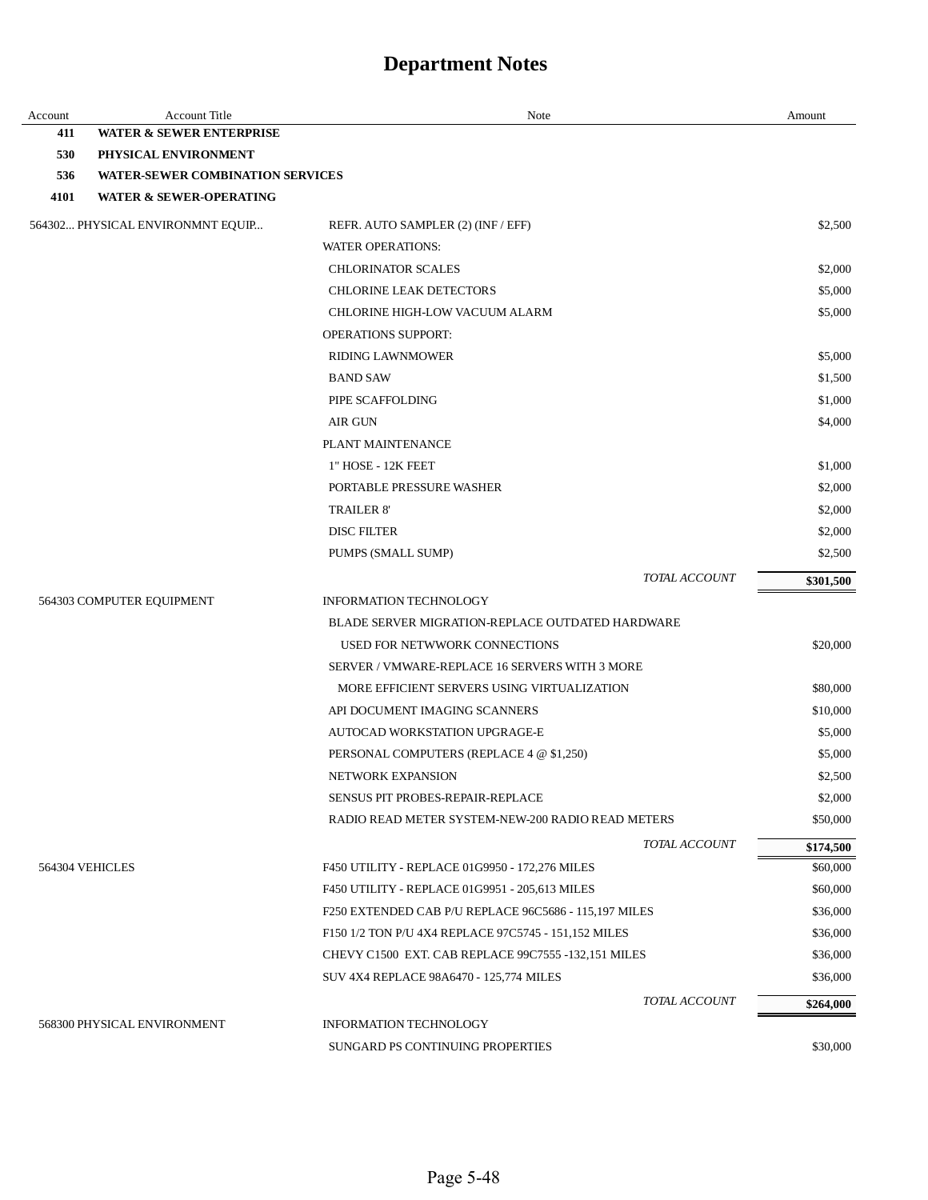# Department Notes

| Account | Account Title | Note | Amount |
|---|---|---|---|
| **411** | **WATER & SEWER ENTERPRISE** | | |
| **530** | **PHYSICAL ENVIRONMENT** | | |
| **536** | **WATER-SEWER COMBINATION SERVICES** | | |
| **4101** | **WATER & SEWER-OPERATING** | | |
| 564302... | PHYSICAL ENVIRONMNT EQUIP... | REFR. AUTO SAMPLER (2) (INF / EFF) | $2,500 |
| | | WATER OPERATIONS: | |
| | | CHLORINATOR SCALES | $2,000 |
| | | CHLORINE LEAK DETECTORS | $5,000 |
| | | CHLORINE HIGH-LOW VACUUM ALARM | $5,000 |
| | | OPERATIONS SUPPORT: | |
| | | RIDING LAWNMOWER | $5,000 |
| | | BAND SAW | $1,500 |
| | | PIPE SCAFFOLDING | $1,000 |
| | | AIR GUN | $4,000 |
| | | PLANT MAINTENANCE | |
| | | 1" HOSE - 12K FEET | $1,000 |
| | | PORTABLE PRESSURE WASHER | $2,000 |
| | | TRAILER 8' | $2,000 |
| | | DISC FILTER | $2,000 |
| | | PUMPS (SMALL SUMP) | $2,500 |
| | | *TOTAL ACCOUNT* | **$301,500** |
| 564303 | COMPUTER EQUIPMENT | INFORMATION TECHNOLOGY | |
| | | BLADE SERVER MIGRATION-REPLACE OUTDATED HARDWARE USED FOR NETWWORK CONNECTIONS | $20,000 |
| | | SERVER / VMWARE-REPLACE 16 SERVERS WITH 3 MORE MORE EFFICIENT SERVERS USING VIRTUALIZATION | $80,000 |
| | | API DOCUMENT IMAGING SCANNERS | $10,000 |
| | | AUTOCAD WORKSTATION UPGRAGE-E | $5,000 |
| | | PERSONAL COMPUTERS (REPLACE 4 @ $1,250) | $5,000 |
| | | NETWORK EXPANSION | $2,500 |
| | | SENSUS PIT PROBES-REPAIR-REPLACE | $2,000 |
| | | RADIO READ METER SYSTEM-NEW-200 RADIO READ METERS | $50,000 |
| | | *TOTAL ACCOUNT* | **$174,500** |
| 564304 | VEHICLES | F450 UTILITY - REPLACE 01G9950 - 172,276 MILES | $60,000 |
| | | F450 UTILITY - REPLACE 01G9951 - 205,613 MILES | $60,000 |
| | | F250 EXTENDED CAB P/U REPLACE 96C5686 - 115,197 MILES | $36,000 |
| | | F150 1/2 TON P/U 4X4 REPLACE 97C5745 - 151,152 MILES | $36,000 |
| | | CHEVY C1500 EXT. CAB REPLACE 99C7555 -132,151 MILES | $36,000 |
| | | SUV 4X4 REPLACE 98A6470 - 125,774 MILES | $36,000 |
| | | *TOTAL ACCOUNT* | **$264,000** |
| 568300 | PHYSICAL ENVIRONMENT | INFORMATION TECHNOLOGY | |
| | | SUNGARD PS CONTINUING PROPERTIES | $30,000 |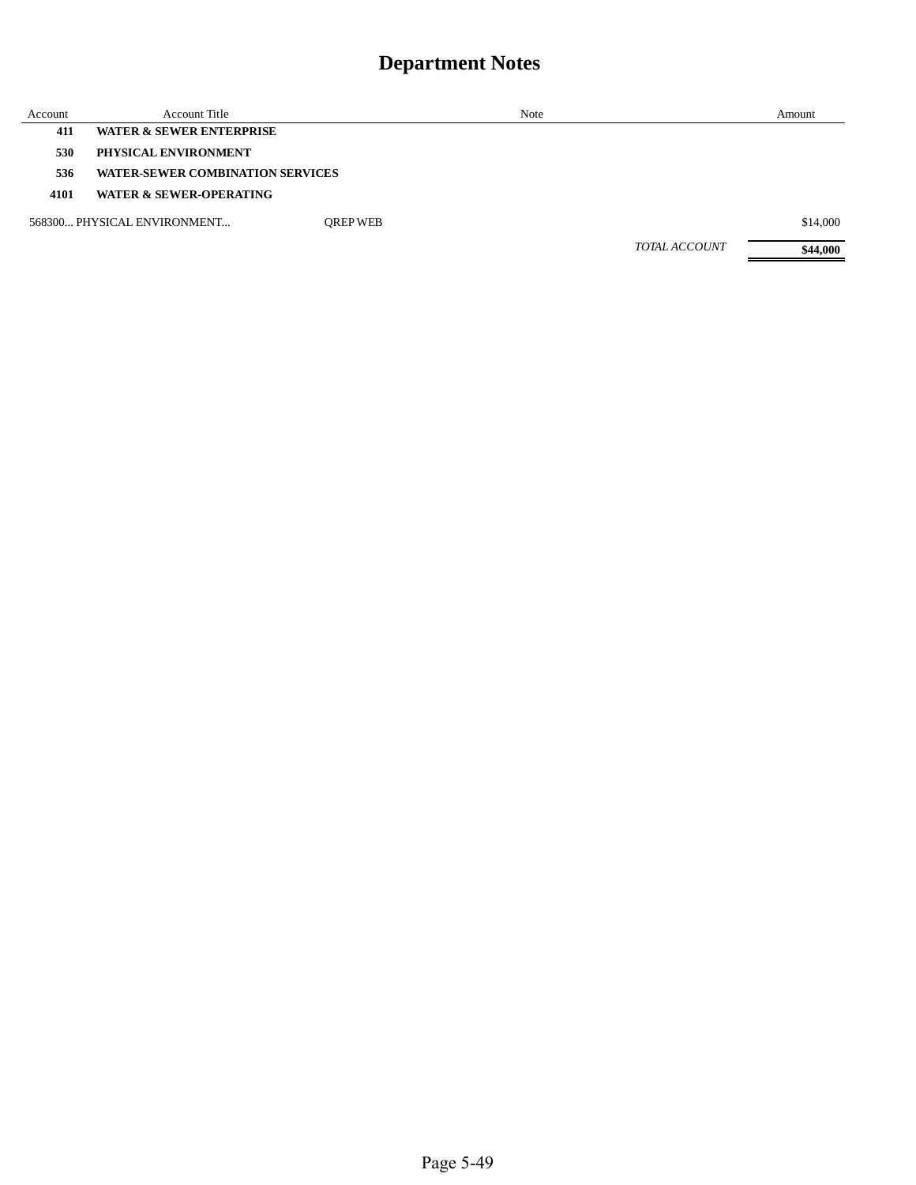# Department Notes

| Account | Account Title | Note | Amount |
|---|---|---|---|
| **411** | **WATER & SEWER ENTERPRISE** | | |
| **530** | **PHYSICAL ENVIRONMENT** | | |
| **536** | **WATER-SEWER COMBINATION SERVICES** | | |
| **4101** | **WATER & SEWER-OPERATING** | | |
| 568300... PHYSICAL ENVIRONMENT... | | QREP WEB | $14,000 |
| | | *TOTAL ACCOUNT* | **$44,000** |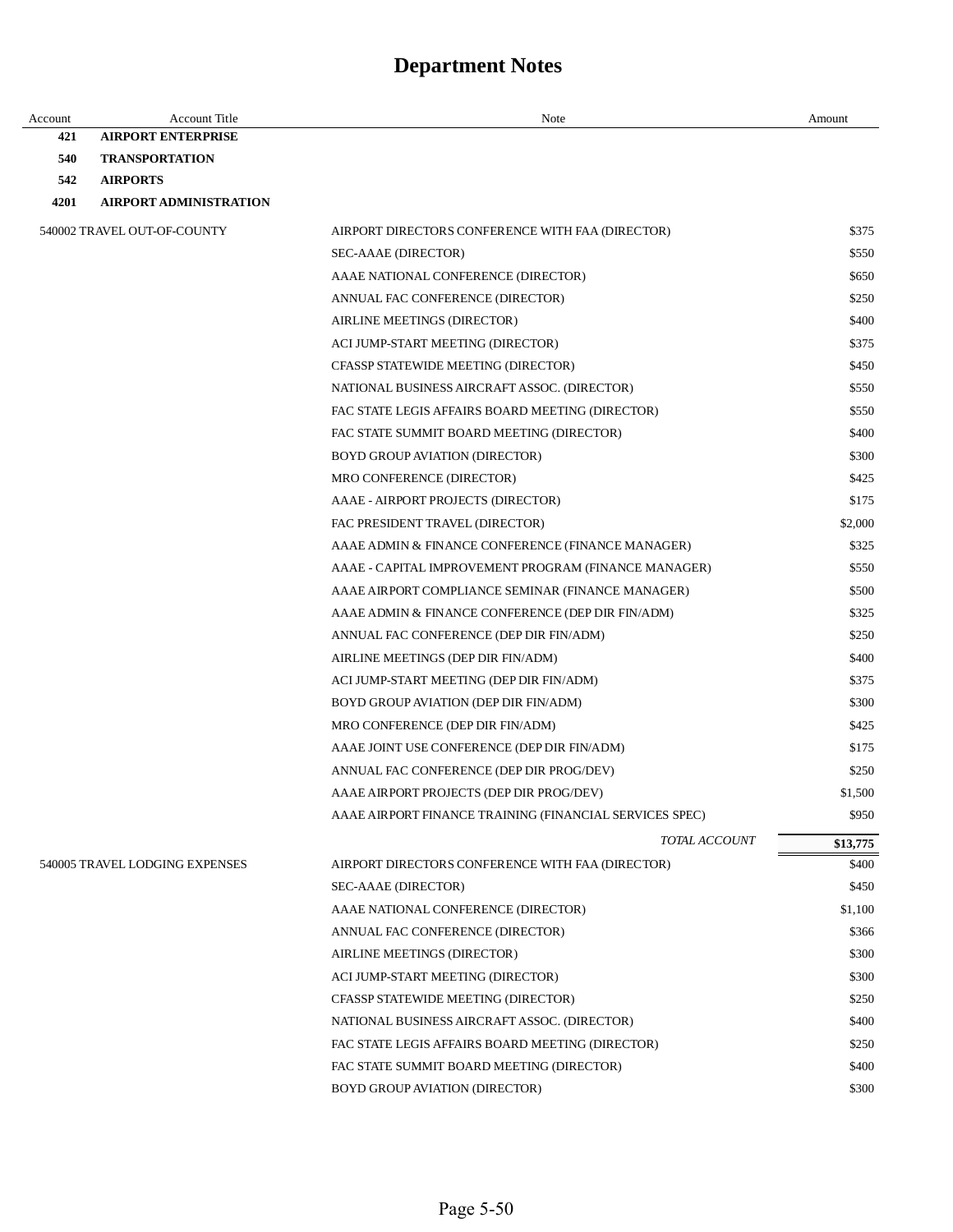# Department Notes

| Account | Account Title | Note | Amount |
|---|---|---|---|
| **421** | **AIRPORT ENTERPRISE** | | |
| **540** | **TRANSPORTATION** | | |
| **542** | **AIRPORTS** | | |
| **4201** | **AIRPORT ADMINISTRATION** | | |
| 540002 | TRAVEL OUT-OF-COUNTY | AIRPORT DIRECTORS CONFERENCE WITH FAA (DIRECTOR) | $375 |
| | | SEC-AAAE (DIRECTOR) | $550 |
| | | AAAE NATIONAL CONFERENCE (DIRECTOR) | $650 |
| | | ANNUAL FAC CONFERENCE (DIRECTOR) | $250 |
| | | AIRLINE MEETINGS (DIRECTOR) | $400 |
| | | ACI JUMP-START MEETING (DIRECTOR) | $375 |
| | | CFASSP STATEWIDE MEETING (DIRECTOR) | $450 |
| | | NATIONAL BUSINESS AIRCRAFT ASSOC. (DIRECTOR) | $550 |
| | | FAC STATE LEGIS AFFAIRS BOARD MEETING (DIRECTOR) | $550 |
| | | FAC STATE SUMMIT BOARD MEETING (DIRECTOR) | $400 |
| | | BOYD GROUP AVIATION (DIRECTOR) | $300 |
| | | MRO CONFERENCE (DIRECTOR) | $425 |
| | | AAAE - AIRPORT PROJECTS (DIRECTOR) | $175 |
| | | FAC PRESIDENT TRAVEL (DIRECTOR) | $2,000 |
| | | AAAE ADMIN & FINANCE CONFERENCE (FINANCE MANAGER) | $325 |
| | | AAAE - CAPITAL IMPROVEMENT PROGRAM (FINANCE MANAGER) | $550 |
| | | AAAE AIRPORT COMPLIANCE SEMINAR (FINANCE MANAGER) | $500 |
| | | AAAE ADMIN & FINANCE CONFERENCE (DEP DIR FIN/ADM) | $325 |
| | | ANNUAL FAC CONFERENCE (DEP DIR FIN/ADM) | $250 |
| | | AIRLINE MEETINGS (DEP DIR FIN/ADM) | $400 |
| | | ACI JUMP-START MEETING (DEP DIR FIN/ADM) | $375 |
| | | BOYD GROUP AVIATION (DEP DIR FIN/ADM) | $300 |
| | | MRO CONFERENCE (DEP DIR FIN/ADM) | $425 |
| | | AAAE JOINT USE CONFERENCE (DEP DIR FIN/ADM) | $175 |
| | | ANNUAL FAC CONFERENCE (DEP DIR PROG/DEV) | $250 |
| | | AAAE AIRPORT PROJECTS (DEP DIR PROG/DEV) | $1,500 |
| | | AAAE AIRPORT FINANCE TRAINING (FINANCIAL SERVICES SPEC) | $950 |
| | | *TOTAL ACCOUNT* | **$13,775** |
| 540005 | TRAVEL LODGING EXPENSES | AIRPORT DIRECTORS CONFERENCE WITH FAA (DIRECTOR) | $400 |
| | | SEC-AAAE (DIRECTOR) | $450 |
| | | AAAE NATIONAL CONFERENCE (DIRECTOR) | $1,100 |
| | | ANNUAL FAC CONFERENCE (DIRECTOR) | $366 |
| | | AIRLINE MEETINGS (DIRECTOR) | $300 |
| | | ACI JUMP-START MEETING (DIRECTOR) | $300 |
| | | CFASSP STATEWIDE MEETING (DIRECTOR) | $250 |
| | | NATIONAL BUSINESS AIRCRAFT ASSOC. (DIRECTOR) | $400 |
| | | FAC STATE LEGIS AFFAIRS BOARD MEETING (DIRECTOR) | $250 |
| | | FAC STATE SUMMIT BOARD MEETING (DIRECTOR) | $400 |
| | | BOYD GROUP AVIATION (DIRECTOR) | $300 |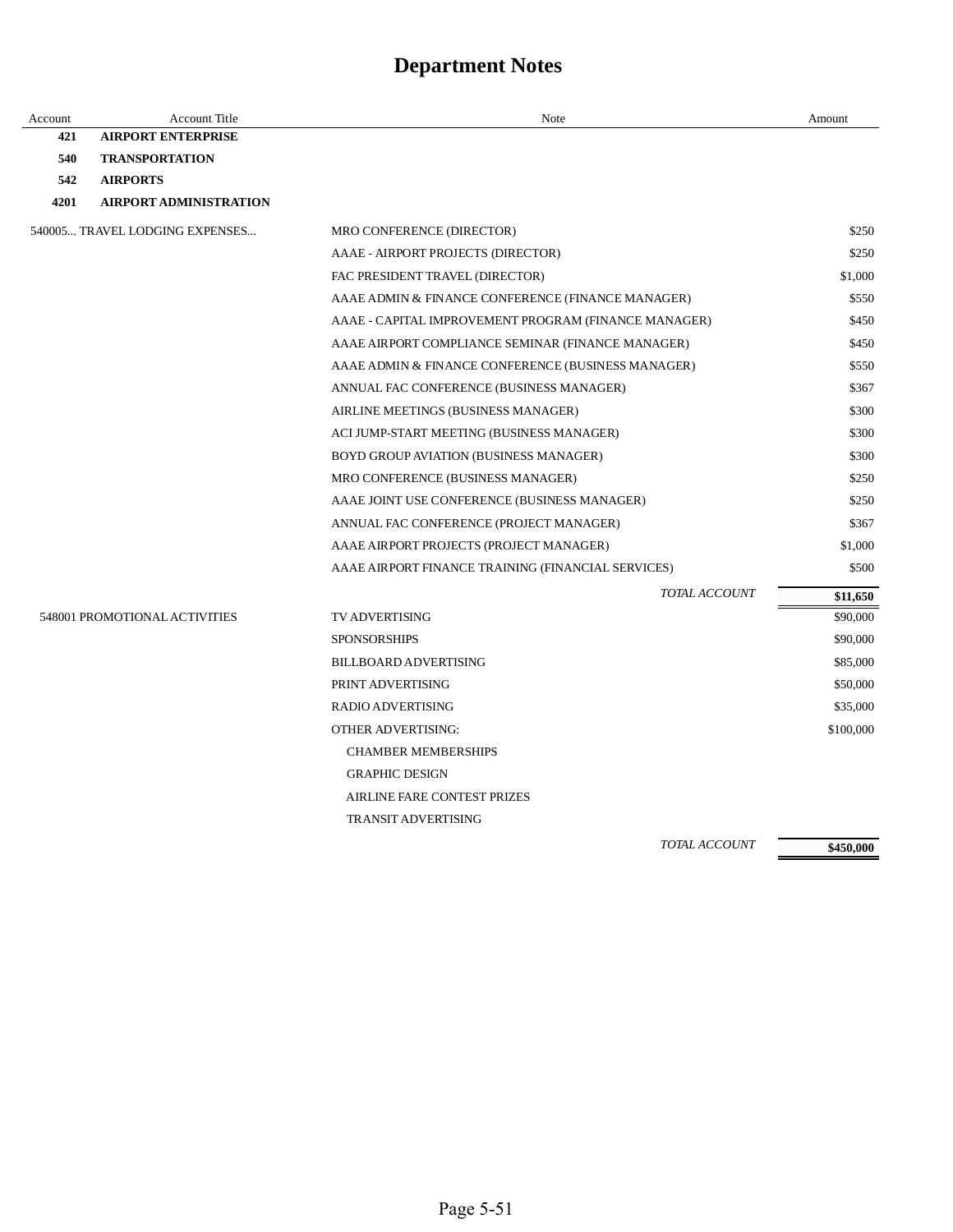# Department Notes

| Account | Account Title | Note | Amount |
|---|---|---|---|
| **421** | **AIRPORT ENTERPRISE** | | |
| **540** | **TRANSPORTATION** | | |
| **542** | **AIRPORTS** | | |
| **4201** | **AIRPORT ADMINISTRATION** | | |
| 540005... TRAVEL LODGING EXPENSES... | | MRO CONFERENCE (DIRECTOR) | $250 |
| | | AAAE - AIRPORT PROJECTS (DIRECTOR) | $250 |
| | | FAC PRESIDENT TRAVEL (DIRECTOR) | $1,000 |
| | | AAAE ADMIN & FINANCE CONFERENCE (FINANCE MANAGER) | $550 |
| | | AAAE - CAPITAL IMPROVEMENT PROGRAM (FINANCE MANAGER) | $450 |
| | | AAAE AIRPORT COMPLIANCE SEMINAR (FINANCE MANAGER) | $450 |
| | | AAAE ADMIN & FINANCE CONFERENCE (BUSINESS MANAGER) | $550 |
| | | ANNUAL FAC CONFERENCE (BUSINESS MANAGER) | $367 |
| | | AIRLINE MEETINGS (BUSINESS MANAGER) | $300 |
| | | ACI JUMP-START MEETING (BUSINESS MANAGER) | $300 |
| | | BOYD GROUP AVIATION (BUSINESS MANAGER) | $300 |
| | | MRO CONFERENCE (BUSINESS MANAGER) | $250 |
| | | AAAE JOINT USE CONFERENCE (BUSINESS MANAGER) | $250 |
| | | ANNUAL FAC CONFERENCE (PROJECT MANAGER) | $367 |
| | | AAAE AIRPORT PROJECTS (PROJECT MANAGER) | $1,000 |
| | | AAAE AIRPORT FINANCE TRAINING (FINANCIAL SERVICES) | $500 |
| | | *TOTAL ACCOUNT* | **$11,650** |
| 548001 PROMOTIONAL ACTIVITIES | | TV ADVERTISING | $90,000 |
| | | SPONSORSHIPS | $90,000 |
| | | BILLBOARD ADVERTISING | $85,000 |
| | | PRINT ADVERTISING | $50,000 |
| | | RADIO ADVERTISING | $35,000 |
| | | OTHER ADVERTISING: | $100,000 |
| | | CHAMBER MEMBERSHIPS | |
| | | GRAPHIC DESIGN | |
| | | AIRLINE FARE CONTEST PRIZES | |
| | | TRANSIT ADVERTISING | |
| | | *TOTAL ACCOUNT* | **$450,000** |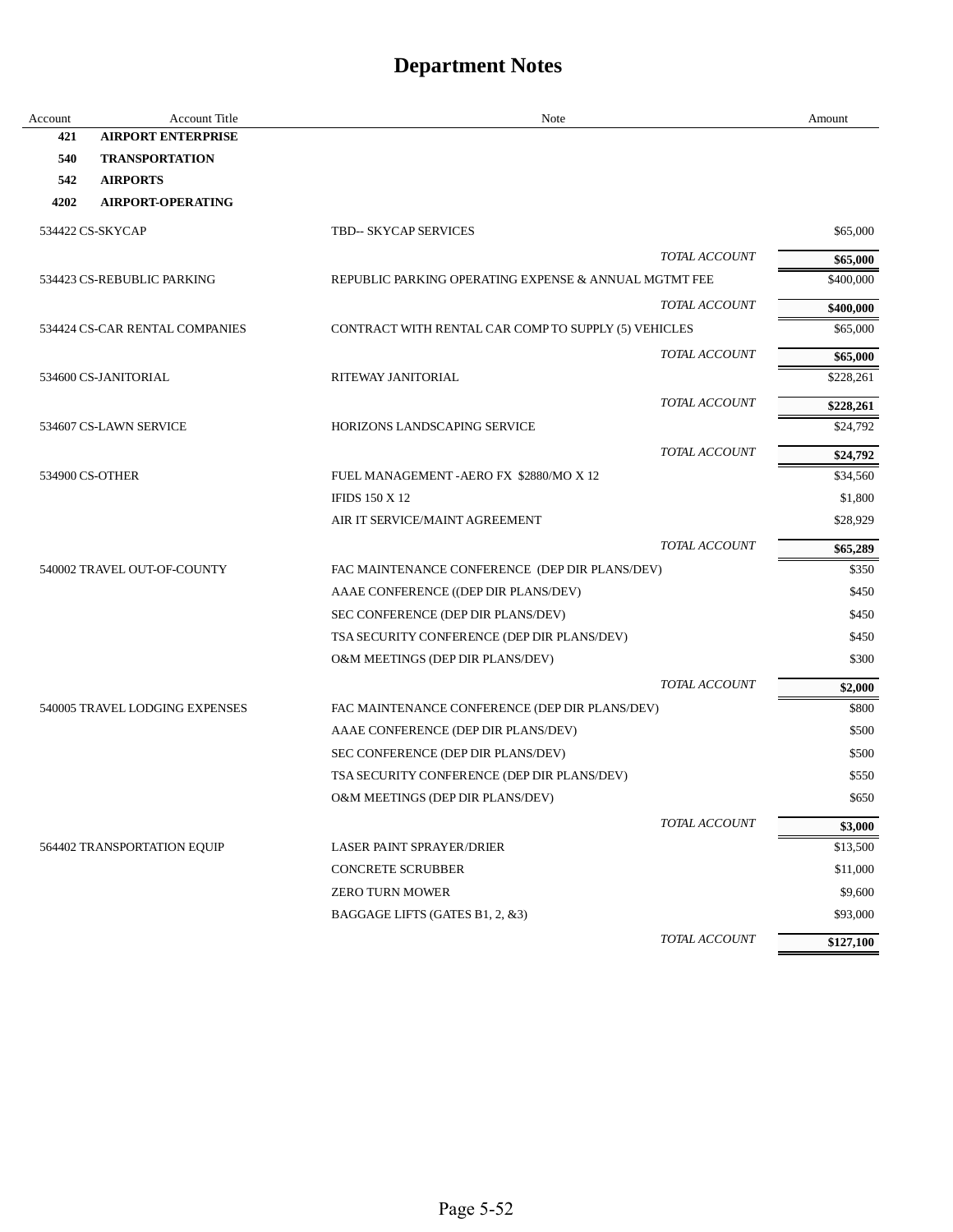# Department Notes

| Account | Account Title | Note | Amount |
|---|---|---|---|
| **421** | **AIRPORT ENTERPRISE** | | |
| **540** | **TRANSPORTATION** | | |
| **542** | **AIRPORTS** | | |
| **4202** | **AIRPORT-OPERATING** | | |
| 534422 | CS-SKYCAP | TBD-- SKYCAP SERVICES | $65,000 |
| | | *TOTAL ACCOUNT* | **$65,000** |
| 534423 | CS-REBUBLIC PARKING | REPUBLIC PARKING OPERATING EXPENSE & ANNUAL MGTMT FEE | $400,000 |
| | | *TOTAL ACCOUNT* | **$400,000** |
| 534424 | CS-CAR RENTAL COMPANIES | CONTRACT WITH RENTAL CAR COMP TO SUPPLY (5) VEHICLES | $65,000 |
| | | *TOTAL ACCOUNT* | **$65,000** |
| 534600 | CS-JANITORIAL | RITEWAY JANITORIAL | $228,261 |
| | | *TOTAL ACCOUNT* | **$228,261** |
| 534607 | CS-LAWN SERVICE | HORIZONS LANDSCAPING SERVICE | $24,792 |
| | | *TOTAL ACCOUNT* | **$24,792** |
| 534900 | CS-OTHER | FUEL MANAGEMENT -AERO FX $2880/MO X 12 | $34,560 |
| | | IFIDS 150 X 12 | $1,800 |
| | | AIR IT SERVICE/MAINT AGREEMENT | $28,929 |
| | | *TOTAL ACCOUNT* | **$65,289** |
| 540002 | TRAVEL OUT-OF-COUNTY | FAC MAINTENANCE CONFERENCE (DEP DIR PLANS/DEV) | $350 |
| | | AAAE CONFERENCE ((DEP DIR PLANS/DEV) | $450 |
| | | SEC CONFERENCE (DEP DIR PLANS/DEV) | $450 |
| | | TSA SECURITY CONFERENCE (DEP DIR PLANS/DEV) | $450 |
| | | O&M MEETINGS (DEP DIR PLANS/DEV) | $300 |
| | | *TOTAL ACCOUNT* | **$2,000** |
| 540005 | TRAVEL LODGING EXPENSES | FAC MAINTENANCE CONFERENCE (DEP DIR PLANS/DEV) | $800 |
| | | AAAE CONFERENCE (DEP DIR PLANS/DEV) | $500 |
| | | SEC CONFERENCE (DEP DIR PLANS/DEV) | $500 |
| | | TSA SECURITY CONFERENCE (DEP DIR PLANS/DEV) | $550 |
| | | O&M MEETINGS (DEP DIR PLANS/DEV) | $650 |
| | | *TOTAL ACCOUNT* | **$3,000** |
| 564402 | TRANSPORTATION EQUIP | LASER PAINT SPRAYER/DRIER | $13,500 |
| | | CONCRETE SCRUBBER | $11,000 |
| | | ZERO TURN MOWER | $9,600 |
| | | BAGGAGE LIFTS (GATES B1, 2, &3) | $93,000 |
| | | *TOTAL ACCOUNT* | **$127,100** |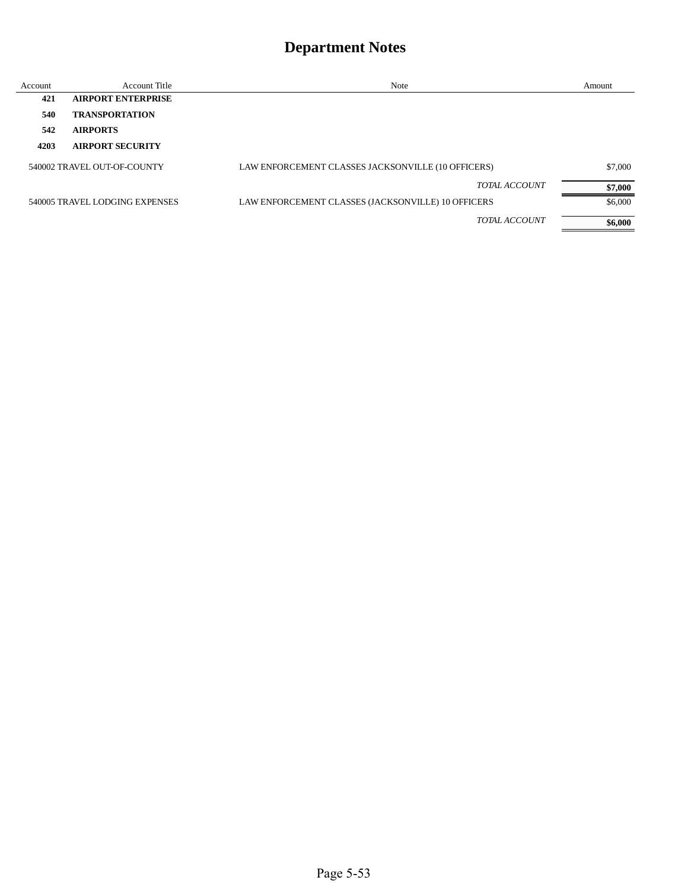# Department Notes

| Account | Account Title | Note | Amount |
|---|---|---|---|
| **421** | **AIRPORT ENTERPRISE** | | |
| **540** | **TRANSPORTATION** | | |
| **542** | **AIRPORTS** | | |
| **4203** | **AIRPORT SECURITY** | | |
| 540002 | TRAVEL OUT-OF-COUNTY | LAW ENFORCEMENT CLASSES JACKSONVILLE (10 OFFICERS) | $7,000 |
| | | *TOTAL ACCOUNT* | **$7,000** |
| 540005 | TRAVEL LODGING EXPENSES | LAW ENFORCEMENT CLASSES (JACKSONVILLE) 10 OFFICERS | $6,000 |
| | | *TOTAL ACCOUNT* | **$6,000** |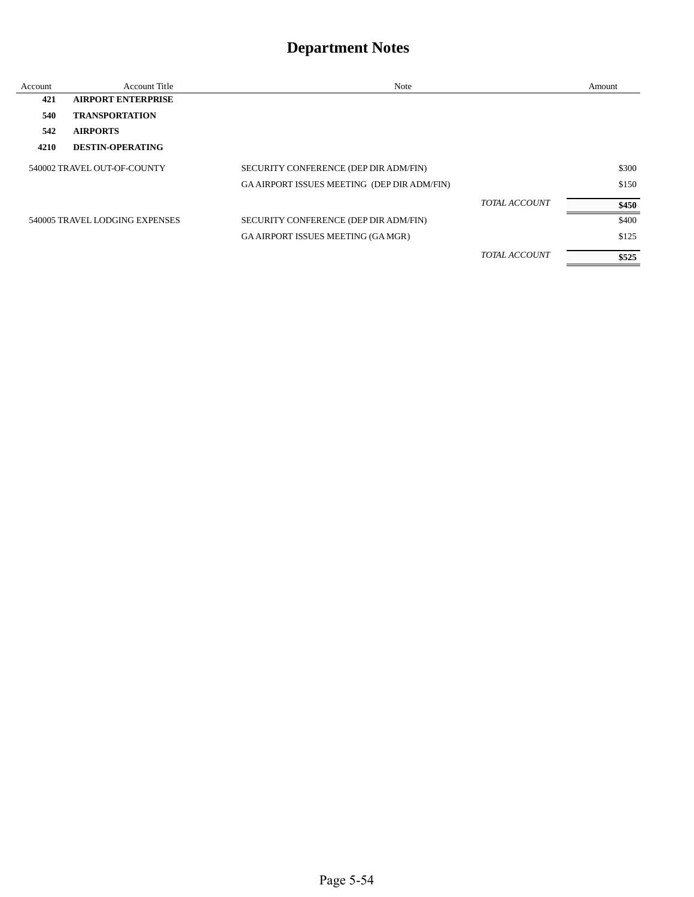# Department Notes

| Account | Account Title | Note | | Amount |
|---|---|---|---|---|
| **421** | **AIRPORT ENTERPRISE** | | | |
| **540** | **TRANSPORTATION** | | | |
| **542** | **AIRPORTS** | | | |
| **4210** | **DESTIN-OPERATING** | | | |
| 540002 TRAVEL OUT-OF-COUNTY | | SECURITY CONFERENCE (DEP DIR ADM/FIN) | | $300 |
| | | GA AIRPORT ISSUES MEETING (DEP DIR ADM/FIN) | | $150 |
| | | | *TOTAL ACCOUNT* | **$450** |
| 540005 TRAVEL LODGING EXPENSES | | SECURITY CONFERENCE (DEP DIR ADM/FIN) | | $400 |
| | | GA AIRPORT ISSUES MEETING (GA MGR) | | $125 |
| | | | *TOTAL ACCOUNT* | **$525** |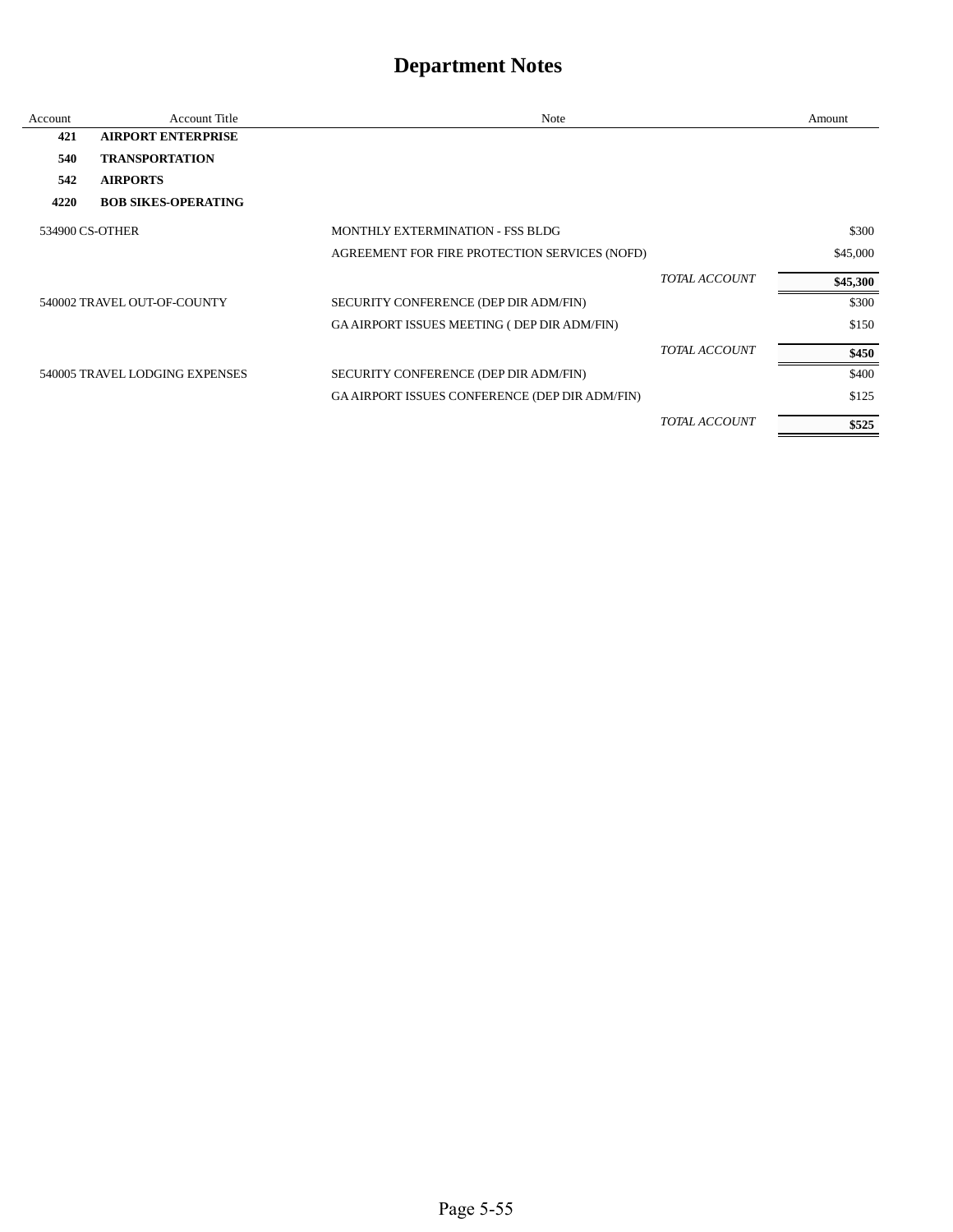# Department Notes

| Account | Account Title | Note | | Amount |
|---|---|---|---|---|
| **421** | **AIRPORT ENTERPRISE** | | | |
| **540** | **TRANSPORTATION** | | | |
| **542** | **AIRPORTS** | | | |
| **4220** | **BOB SIKES-OPERATING** | | | |
| 534900 | CS-OTHER | MONTHLY EXTERMINATION - FSS BLDG | | $300 |
| | | AGREEMENT FOR FIRE PROTECTION SERVICES (NOFD) | | $45,000 |
| | | | *TOTAL ACCOUNT* | **$45,300** |
| 540002 | TRAVEL OUT-OF-COUNTY | SECURITY CONFERENCE (DEP DIR ADM/FIN) | | $300 |
| | | GA AIRPORT ISSUES MEETING ( DEP DIR ADM/FIN) | | $150 |
| | | | *TOTAL ACCOUNT* | **$450** |
| 540005 | TRAVEL LODGING EXPENSES | SECURITY CONFERENCE (DEP DIR ADM/FIN) | | $400 |
| | | GA AIRPORT ISSUES CONFERENCE (DEP DIR ADM/FIN) | | $125 |
| | | | *TOTAL ACCOUNT* | **$525** |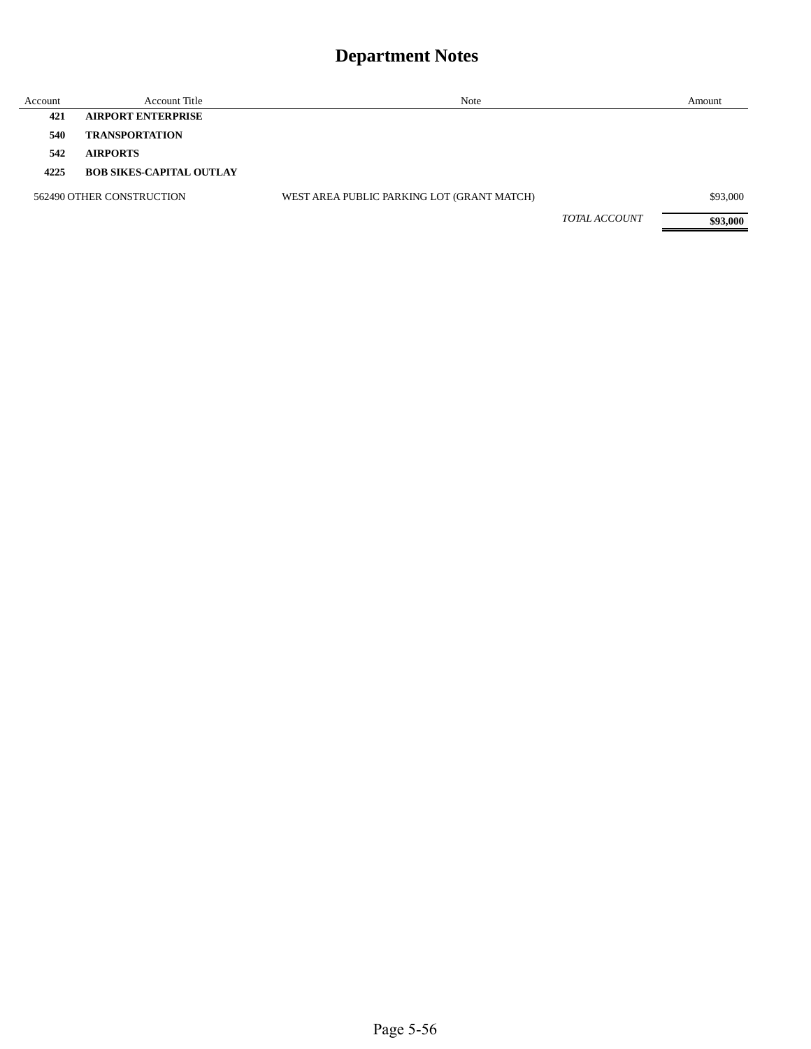# Department Notes

| Account | Account Title | Note | Amount |
|---|---|---|---|
| **421** | **AIRPORT ENTERPRISE** | | |
| **540** | **TRANSPORTATION** | | |
| **542** | **AIRPORTS** | | |
| **4225** | **BOB SIKES-CAPITAL OUTLAY** | | |
| 562490 | OTHER CONSTRUCTION | WEST AREA PUBLIC PARKING LOT (GRANT MATCH) | $93,000 |
| | | *TOTAL ACCOUNT* | **$93,000** |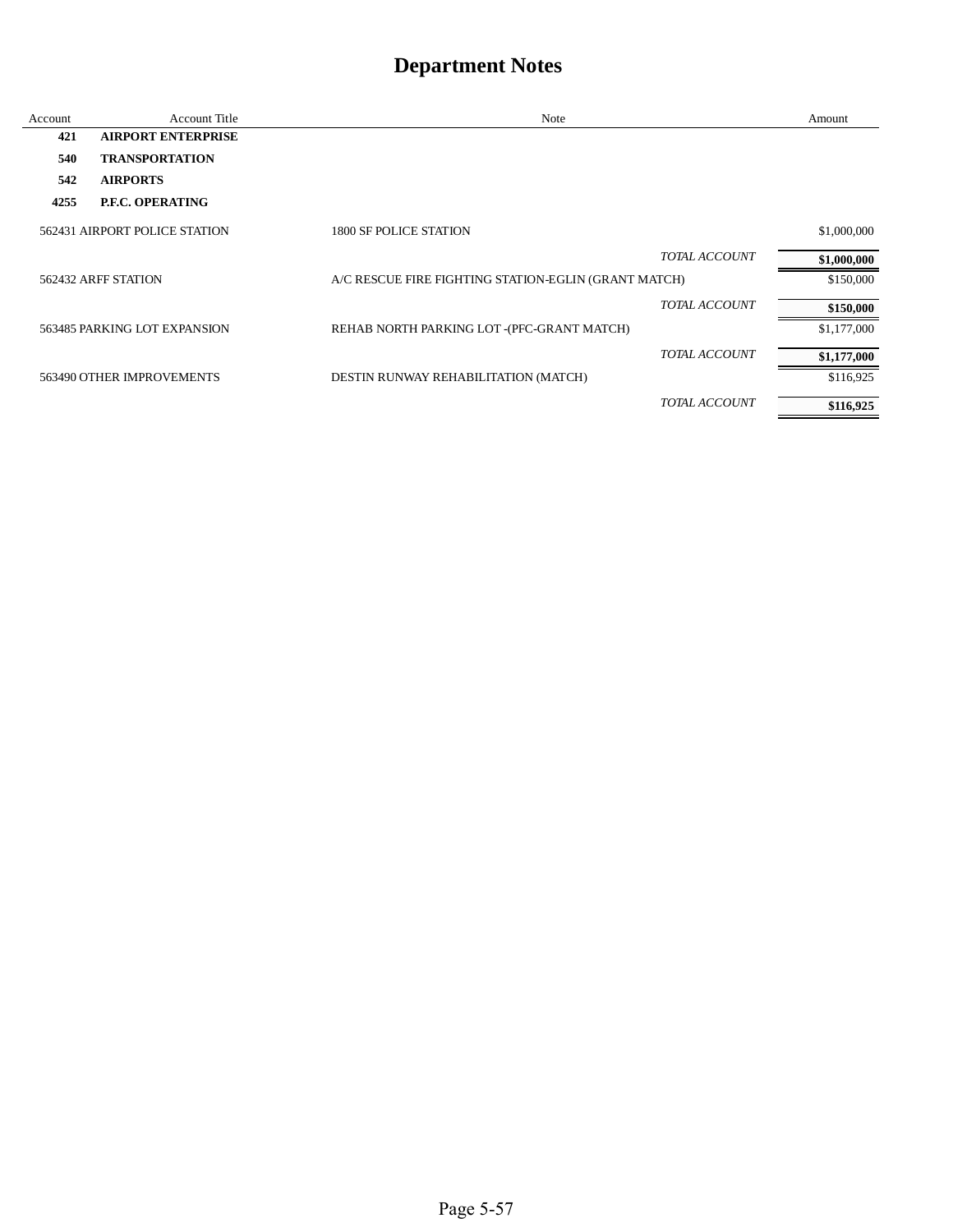# Department Notes

| Account | Account Title | Note | Amount |
|---|---|---|---|
| **421** | **AIRPORT ENTERPRISE** | | |
| **540** | **TRANSPORTATION** | | |
| **542** | **AIRPORTS** | | |
| **4255** | **P.F.C. OPERATING** | | |
| 562431 | AIRPORT POLICE STATION | 1800 SF POLICE STATION | $1,000,000 |
| | | *TOTAL ACCOUNT* | **$1,000,000** |
| 562432 | ARFF STATION | A/C RESCUE FIRE FIGHTING STATION-EGLIN (GRANT MATCH) | $150,000 |
| | | *TOTAL ACCOUNT* | **$150,000** |
| 563485 | PARKING LOT EXPANSION | REHAB NORTH PARKING LOT -(PFC-GRANT MATCH) | $1,177,000 |
| | | *TOTAL ACCOUNT* | **$1,177,000** |
| 563490 | OTHER IMPROVEMENTS | DESTIN RUNWAY REHABILITATION (MATCH) | $116,925 |
| | | *TOTAL ACCOUNT* | **$116,925** |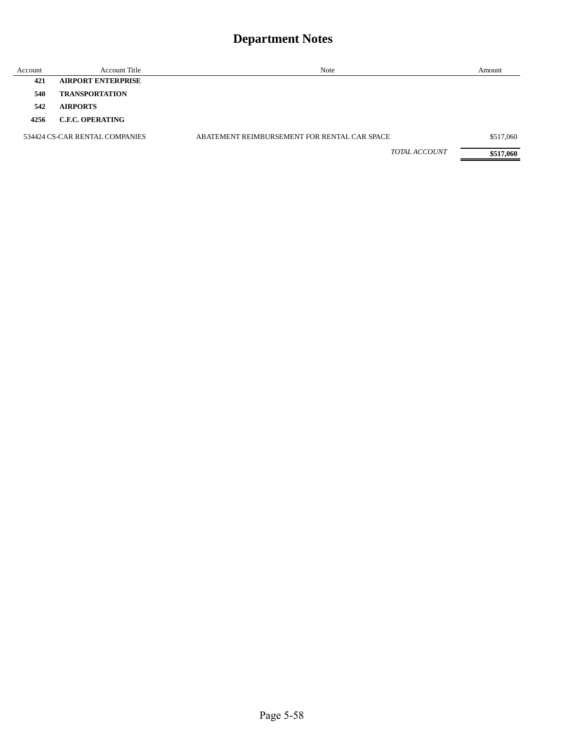# Department Notes

| Account | Account Title | Note | Amount |
|---|---|---|---|
| **421** | **AIRPORT ENTERPRISE** | | |
| **540** | **TRANSPORTATION** | | |
| **542** | **AIRPORTS** | | |
| **4256** | **C.F.C. OPERATING** | | |
| 534424 | CS-CAR RENTAL COMPANIES | ABATEMENT REIMBURSEMENT FOR RENTAL CAR SPACE | $517,060 |
| | | *TOTAL ACCOUNT* | **$517,060** |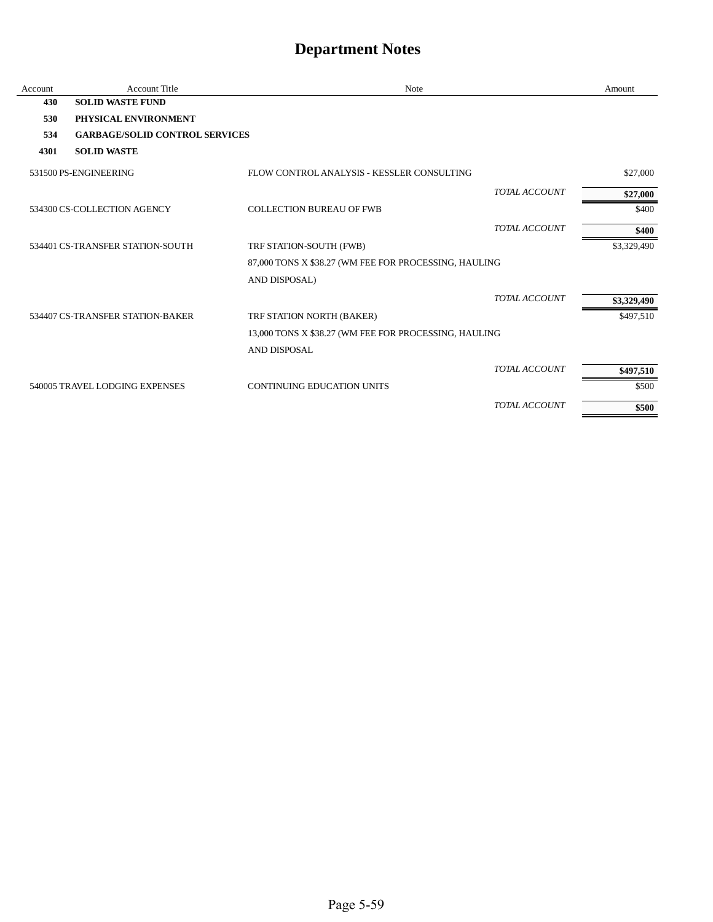# Department Notes

| Account | Account Title | Note | Amount |
|---|---|---|---|
| **430** | **SOLID WASTE FUND** | | |
| **530** | **PHYSICAL ENVIRONMENT** | | |
| **534** | **GARBAGE/SOLID CONTROL SERVICES** | | |
| **4301** | **SOLID WASTE** | | |
| 531500 | PS-ENGINEERING | FLOW CONTROL ANALYSIS - KESSLER CONSULTING | $27,000 |
| | | *TOTAL ACCOUNT* | **$27,000** |
| 534300 | CS-COLLECTION AGENCY | COLLECTION BUREAU OF FWB | $400 |
| | | *TOTAL ACCOUNT* | **$400** |
| 534401 | CS-TRANSFER STATION-SOUTH | TRF STATION-SOUTH (FWB) | $3,329,490 |
| | | 87,000 TONS X $38.27 (WM FEE FOR PROCESSING, HAULING | |
| | | AND DISPOSAL) | |
| | | *TOTAL ACCOUNT* | **$3,329,490** |
| 534407 | CS-TRANSFER STATION-BAKER | TRF STATION NORTH (BAKER) | $497,510 |
| | | 13,000 TONS X $38.27 (WM FEE FOR PROCESSING, HAULING | |
| | | AND DISPOSAL | |
| | | *TOTAL ACCOUNT* | **$497,510** |
| 540005 | TRAVEL LODGING EXPENSES | CONTINUING EDUCATION UNITS | $500 |
| | | *TOTAL ACCOUNT* | **$500** |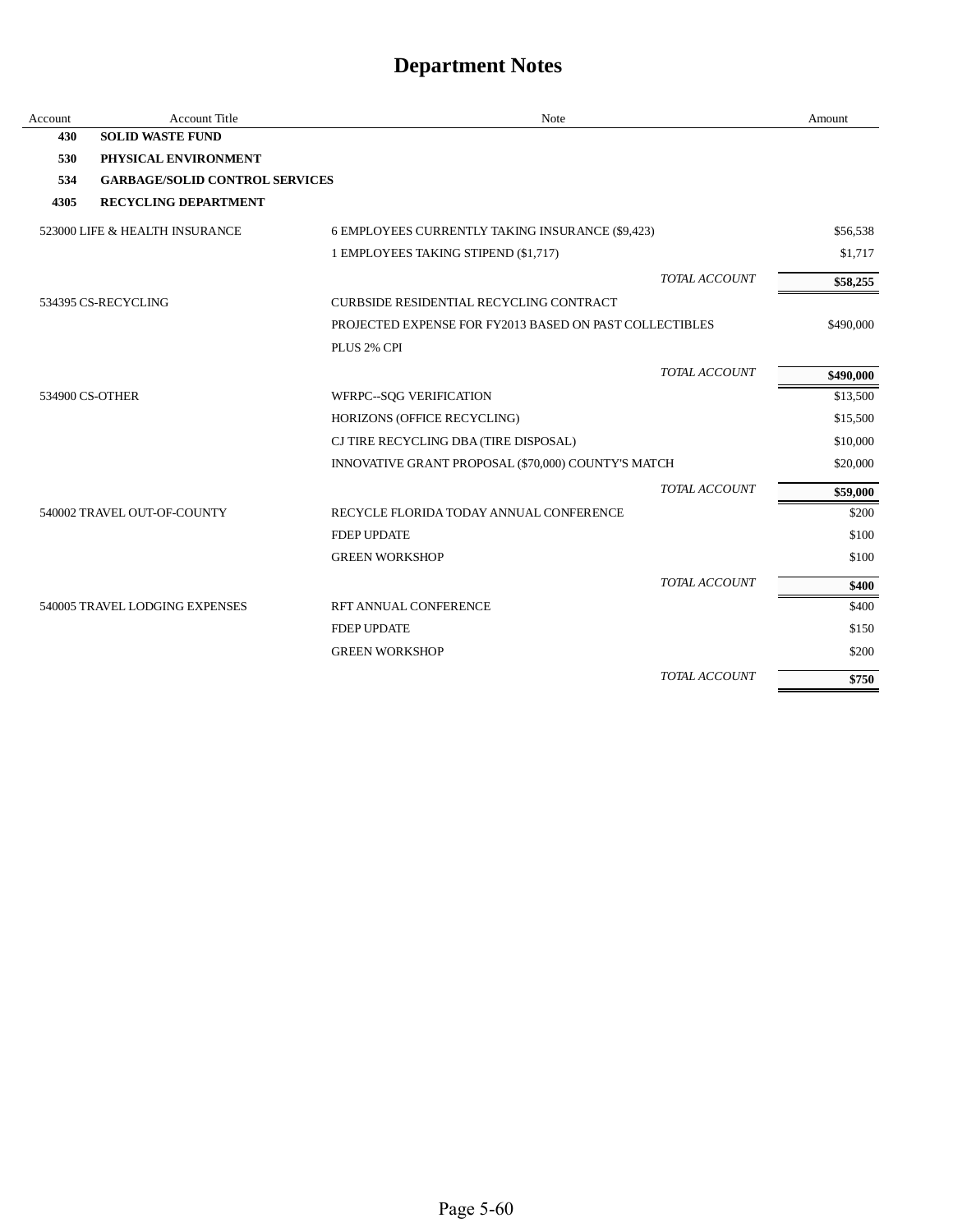# Department Notes

| Account | Account Title | Note | Amount |
|---|---|---|---|
| **430** | **SOLID WASTE FUND** | | |
| **530** | **PHYSICAL ENVIRONMENT** | | |
| **534** | **GARBAGE/SOLID CONTROL SERVICES** | | |
| **4305** | **RECYCLING DEPARTMENT** | | |
| 523000 | LIFE & HEALTH INSURANCE | 6 EMPLOYEES CURRENTLY TAKING INSURANCE ($9,423) | $56,538 |
| | | 1 EMPLOYEES TAKING STIPEND ($1,717) | $1,717 |
| | | *TOTAL ACCOUNT* | **$58,255** |
| 534395 | CS-RECYCLING | CURBSIDE RESIDENTIAL RECYCLING CONTRACT | |
| | | PROJECTED EXPENSE FOR FY2013 BASED ON PAST COLLECTIBLES | $490,000 |
| | | PLUS 2% CPI | |
| | | *TOTAL ACCOUNT* | **$490,000** |
| 534900 | CS-OTHER | WFRPC--SQG VERIFICATION | $13,500 |
| | | HORIZONS (OFFICE RECYCLING) | $15,500 |
| | | CJ TIRE RECYCLING DBA (TIRE DISPOSAL) | $10,000 |
| | | INNOVATIVE GRANT PROPOSAL ($70,000) COUNTY'S MATCH | $20,000 |
| | | *TOTAL ACCOUNT* | **$59,000** |
| 540002 | TRAVEL OUT-OF-COUNTY | RECYCLE FLORIDA TODAY ANNUAL CONFERENCE | $200 |
| | | FDEP UPDATE | $100 |
| | | GREEN WORKSHOP | $100 |
| | | *TOTAL ACCOUNT* | **$400** |
| 540005 | TRAVEL LODGING EXPENSES | RFT ANNUAL CONFERENCE | $400 |
| | | FDEP UPDATE | $150 |
| | | GREEN WORKSHOP | $200 |
| | | *TOTAL ACCOUNT* | **$750** |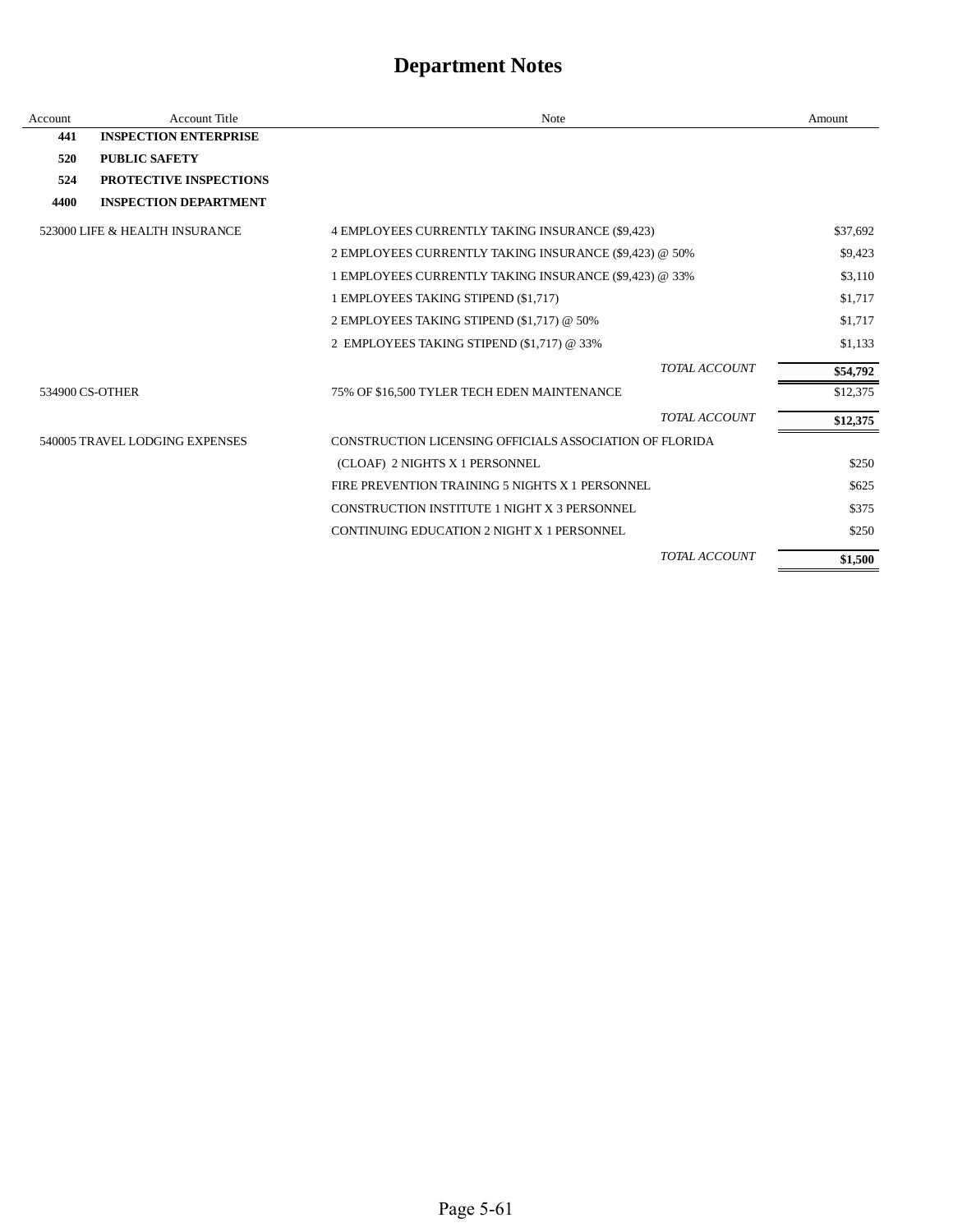# Department Notes

| Account | Account Title | Note | Amount |
|---|---|---|---|
| **441** | **INSPECTION ENTERPRISE** | | |
| **520** | **PUBLIC SAFETY** | | |
| **524** | **PROTECTIVE INSPECTIONS** | | |
| **4400** | **INSPECTION DEPARTMENT** | | |
| 523000 | LIFE & HEALTH INSURANCE | 4 EMPLOYEES CURRENTLY TAKING INSURANCE ($9,423) | $37,692 |
| | | 2 EMPLOYEES CURRENTLY TAKING INSURANCE ($9,423) @ 50% | $9,423 |
| | | 1 EMPLOYEES CURRENTLY TAKING INSURANCE ($9,423) @ 33% | $3,110 |
| | | 1 EMPLOYEES TAKING STIPEND ($1,717) | $1,717 |
| | | 2 EMPLOYEES TAKING STIPEND ($1,717) @ 50% | $1,717 |
| | | 2 EMPLOYEES TAKING STIPEND ($1,717) @ 33% | $1,133 |
| | | *TOTAL ACCOUNT* | **$54,792** |
| 534900 | CS-OTHER | 75% OF $16,500 TYLER TECH EDEN MAINTENANCE | $12,375 |
| | | *TOTAL ACCOUNT* | **$12,375** |
| 540005 | TRAVEL LODGING EXPENSES | CONSTRUCTION LICENSING OFFICIALS ASSOCIATION OF FLORIDA (CLOAF) 2 NIGHTS X 1 PERSONNEL | $250 |
| | | FIRE PREVENTION TRAINING 5 NIGHTS X 1 PERSONNEL | $625 |
| | | CONSTRUCTION INSTITUTE 1 NIGHT X 3 PERSONNEL | $375 |
| | | CONTINUING EDUCATION 2 NIGHT X 1 PERSONNEL | $250 |
| | | *TOTAL ACCOUNT* | **$1,500** |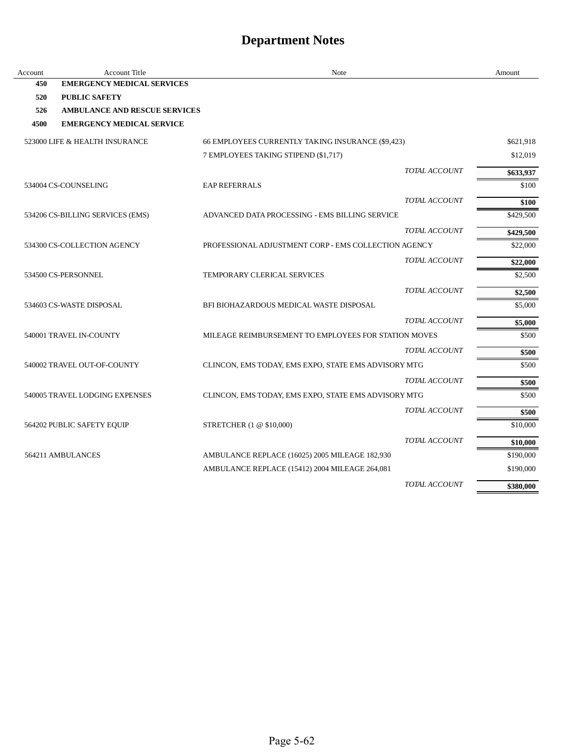# Department Notes

| Account | Account Title | Note | Amount |
|---|---|---|---|
| **450** | **EMERGENCY MEDICAL SERVICES** | | |
| **520** | **PUBLIC SAFETY** | | |
| **526** | **AMBULANCE AND RESCUE SERVICES** | | |
| **4500** | **EMERGENCY MEDICAL SERVICE** | | |
| 523000 | LIFE & HEALTH INSURANCE | 66 EMPLOYEES CURRENTLY TAKING INSURANCE ($9,423) | $621,918 |
| | | 7 EMPLOYEES TAKING STIPEND ($1,717) | $12,019 |
| | | *TOTAL ACCOUNT* | **$633,937** |
| 534004 | CS-COUNSELING | EAP REFERRALS | $100 |
| | | *TOTAL ACCOUNT* | **$100** |
| 534206 | CS-BILLING SERVICES (EMS) | ADVANCED DATA PROCESSING - EMS BILLING SERVICE | $429,500 |
| | | *TOTAL ACCOUNT* | **$429,500** |
| 534300 | CS-COLLECTION AGENCY | PROFESSIONAL ADJUSTMENT CORP - EMS COLLECTION AGENCY | $22,000 |
| | | *TOTAL ACCOUNT* | **$22,000** |
| 534500 | CS-PERSONNEL | TEMPORARY CLERICAL SERVICES | $2,500 |
| | | *TOTAL ACCOUNT* | **$2,500** |
| 534603 | CS-WASTE DISPOSAL | BFI BIOHAZARDOUS MEDICAL WASTE DISPOSAL | $5,000 |
| | | *TOTAL ACCOUNT* | **$5,000** |
| 540001 | TRAVEL IN-COUNTY | MILEAGE REIMBURSEMENT TO EMPLOYEES FOR STATION MOVES | $500 |
| | | *TOTAL ACCOUNT* | **$500** |
| 540002 | TRAVEL OUT-OF-COUNTY | CLINCON, EMS TODAY, EMS EXPO, STATE EMS ADVISORY MTG | $500 |
| | | *TOTAL ACCOUNT* | **$500** |
| 540005 | TRAVEL LODGING EXPENSES | CLINCON, EMS TODAY, EMS EXPO, STATE EMS ADVISORY MTG | $500 |
| | | *TOTAL ACCOUNT* | **$500** |
| 564202 | PUBLIC SAFETY EQUIP | STRETCHER (1 @ $10,000) | $10,000 |
| | | *TOTAL ACCOUNT* | **$10,000** |
| 564211 | AMBULANCES | AMBULANCE REPLACE (16025) 2005 MILEAGE 182,930 | $190,000 |
| | | AMBULANCE REPLACE (15412) 2004 MILEAGE 264,081 | $190,000 |
| | | *TOTAL ACCOUNT* | **$380,000** |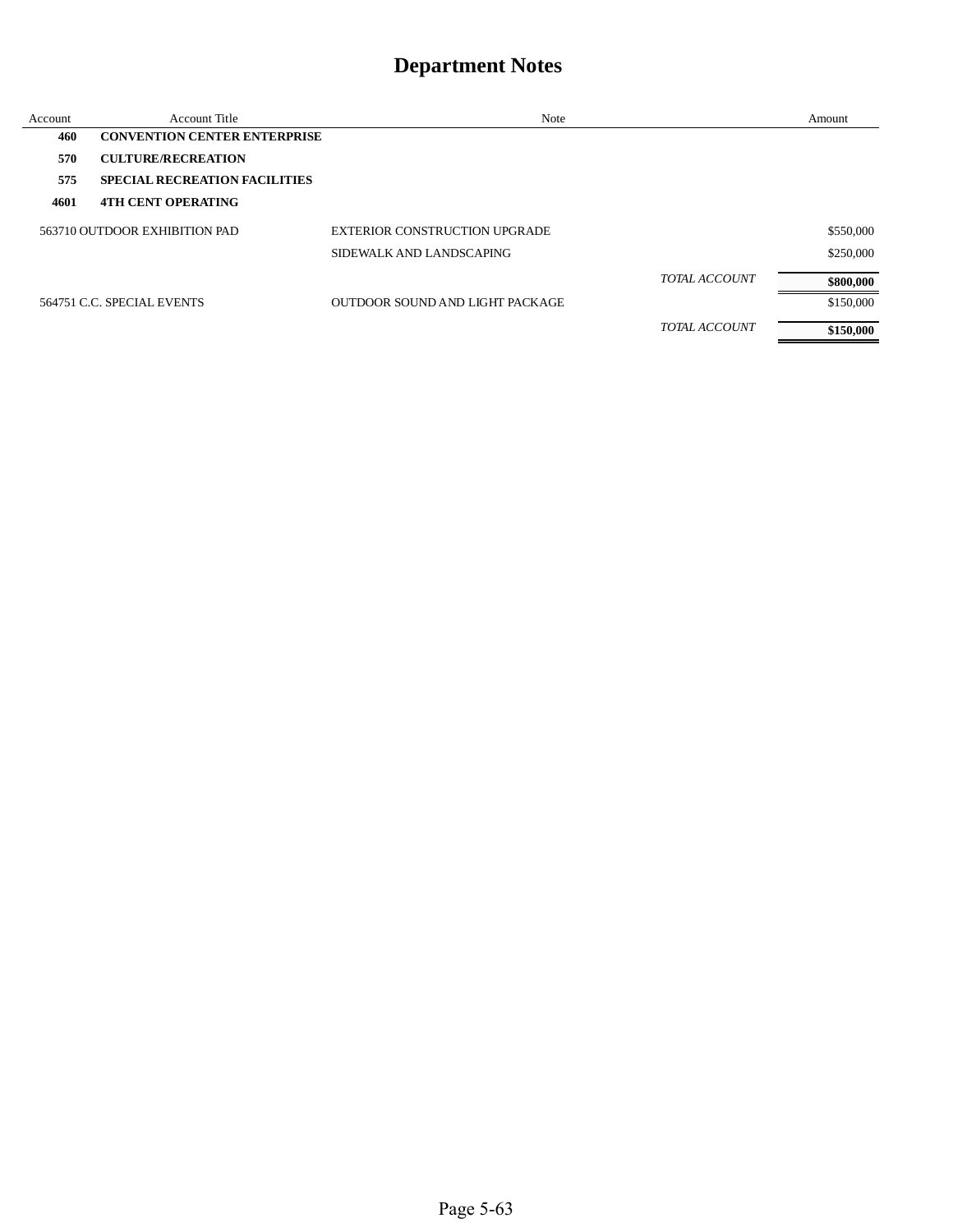# Department Notes

| Account | Account Title | Note | | Amount |
|---|---|---|---|---|
| **460** | **CONVENTION CENTER ENTERPRISE** | | | |
| **570** | **CULTURE/RECREATION** | | | |
| **575** | **SPECIAL RECREATION FACILITIES** | | | |
| **4601** | **4TH CENT OPERATING** | | | |
| 563710 | OUTDOOR EXHIBITION PAD | EXTERIOR CONSTRUCTION UPGRADE | | $550,000 |
| | | SIDEWALK AND LANDSCAPING | | $250,000 |
| | | | *TOTAL ACCOUNT* | **$800,000** |
| 564751 | C.C. SPECIAL EVENTS | OUTDOOR SOUND AND LIGHT PACKAGE | | $150,000 |
| | | | *TOTAL ACCOUNT* | **$150,000** |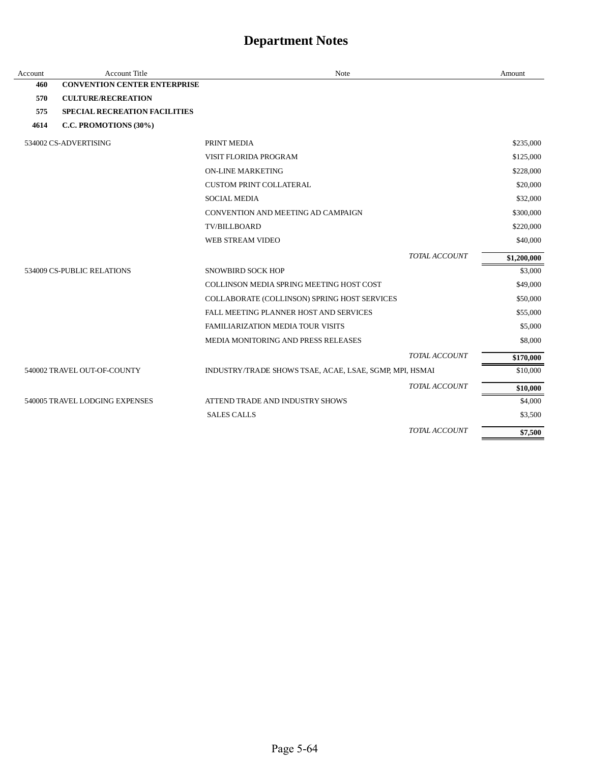# Department Notes

| Account | Account Title | Note | Amount |
|---|---|---|---|
| **460** | **CONVENTION CENTER ENTERPRISE** | | |
| **570** | **CULTURE/RECREATION** | | |
| **575** | **SPECIAL RECREATION FACILITIES** | | |
| **4614** | **C.C. PROMOTIONS (30%)** | | |
| 534002 | CS-ADVERTISING | PRINT MEDIA | $235,000 |
| | | VISIT FLORIDA PROGRAM | $125,000 |
| | | ON-LINE MARKETING | $228,000 |
| | | CUSTOM PRINT COLLATERAL | $20,000 |
| | | SOCIAL MEDIA | $32,000 |
| | | CONVENTION AND MEETING AD CAMPAIGN | $300,000 |
| | | TV/BILLBOARD | $220,000 |
| | | WEB STREAM VIDEO | $40,000 |
| | | *TOTAL ACCOUNT* | **$1,200,000** |
| 534009 | CS-PUBLIC RELATIONS | SNOWBIRD SOCK HOP | $3,000 |
| | | COLLINSON MEDIA SPRING MEETING HOST COST | $49,000 |
| | | COLLABORATE (COLLINSON) SPRING HOST SERVICES | $50,000 |
| | | FALL MEETING PLANNER HOST AND SERVICES | $55,000 |
| | | FAMILIARIZATION MEDIA TOUR VISITS | $5,000 |
| | | MEDIA MONITORING AND PRESS RELEASES | $8,000 |
| | | *TOTAL ACCOUNT* | **$170,000** |
| 540002 | TRAVEL OUT-OF-COUNTY | INDUSTRY/TRADE SHOWS TSAE, ACAE, LSAE, SGMP, MPI, HSMAI | $10,000 |
| | | *TOTAL ACCOUNT* | **$10,000** |
| 540005 | TRAVEL LODGING EXPENSES | ATTEND TRADE AND INDUSTRY SHOWS | $4,000 |
| | | SALES CALLS | $3,500 |
| | | *TOTAL ACCOUNT* | **$7,500** |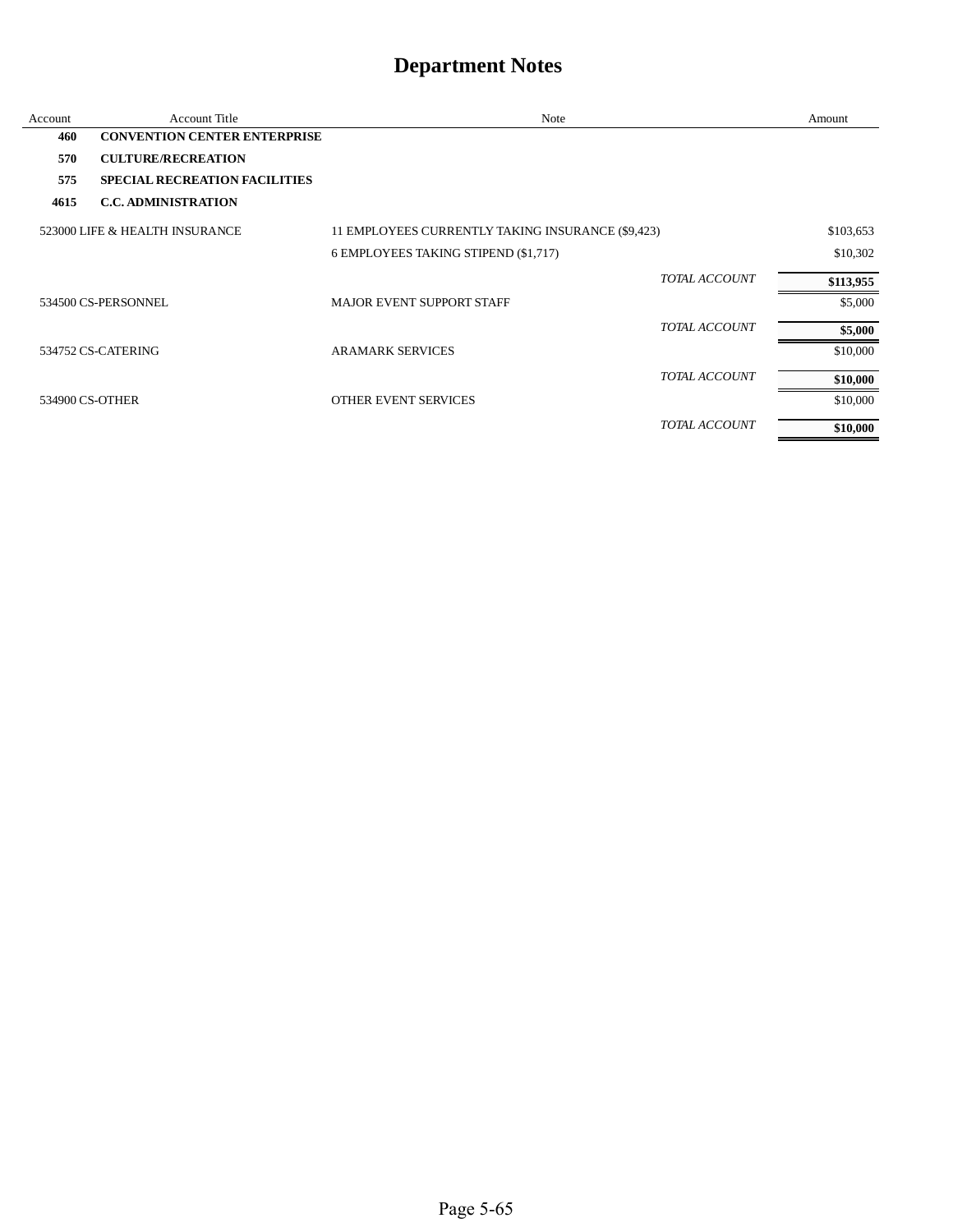# Department Notes

| Account | Account Title | Note | Amount |
|---|---|---|---|
| **460** | **CONVENTION CENTER ENTERPRISE** | | |
| **570** | **CULTURE/RECREATION** | | |
| **575** | **SPECIAL RECREATION FACILITIES** | | |
| **4615** | **C.C. ADMINISTRATION** | | |
| 523000 | LIFE & HEALTH INSURANCE | 11 EMPLOYEES CURRENTLY TAKING INSURANCE ($9,423) | $103,653 |
| | | 6 EMPLOYEES TAKING STIPEND ($1,717) | $10,302 |
| | | *TOTAL ACCOUNT* | **$113,955** |
| 534500 | CS-PERSONNEL | MAJOR EVENT SUPPORT STAFF | $5,000 |
| | | *TOTAL ACCOUNT* | **$5,000** |
| 534752 | CS-CATERING | ARAMARK SERVICES | $10,000 |
| | | *TOTAL ACCOUNT* | **$10,000** |
| 534900 | CS-OTHER | OTHER EVENT SERVICES | $10,000 |
| | | *TOTAL ACCOUNT* | **$10,000** |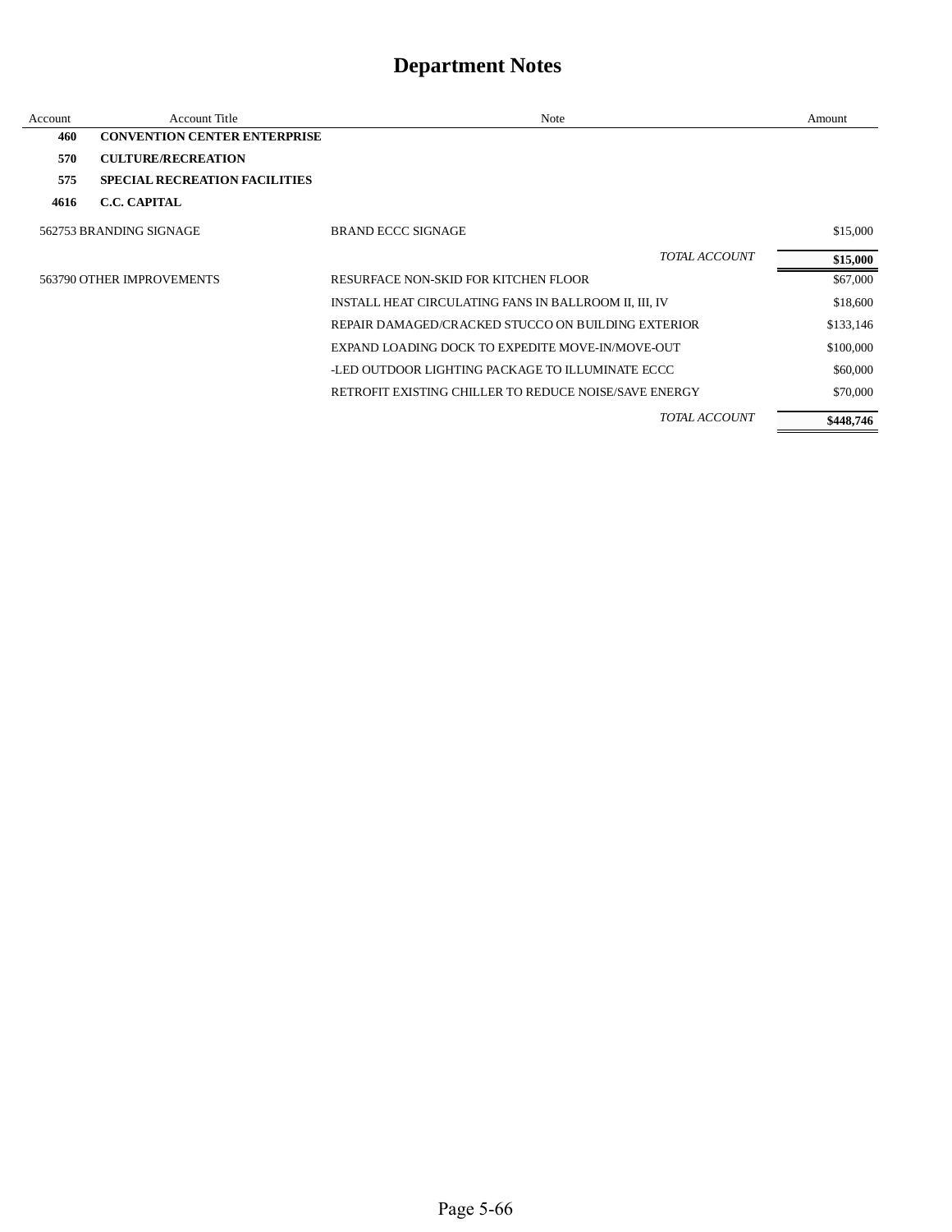# Department Notes

| Account | Account Title | Note | Amount |
|---|---|---|---|
| **460** | **CONVENTION CENTER ENTERPRISE** | | |
| **570** | **CULTURE/RECREATION** | | |
| **575** | **SPECIAL RECREATION FACILITIES** | | |
| **4616** | **C.C. CAPITAL** | | |
| 562753 | BRANDING SIGNAGE | BRAND ECCC SIGNAGE | $15,000 |
| | | *TOTAL ACCOUNT* | **$15,000** |
| 563790 | OTHER IMPROVEMENTS | RESURFACE NON-SKID FOR KITCHEN FLOOR | $67,000 |
| | | INSTALL HEAT CIRCULATING FANS IN BALLROOM II, III, IV | $18,600 |
| | | REPAIR DAMAGED/CRACKED STUCCO ON BUILDING EXTERIOR | $133,146 |
| | | EXPAND LOADING DOCK TO EXPEDITE MOVE-IN/MOVE-OUT | $100,000 |
| | | -LED OUTDOOR LIGHTING PACKAGE TO ILLUMINATE ECCC | $60,000 |
| | | RETROFIT EXISTING CHILLER TO REDUCE NOISE/SAVE ENERGY | $70,000 |
| | | *TOTAL ACCOUNT* | **$448,746** |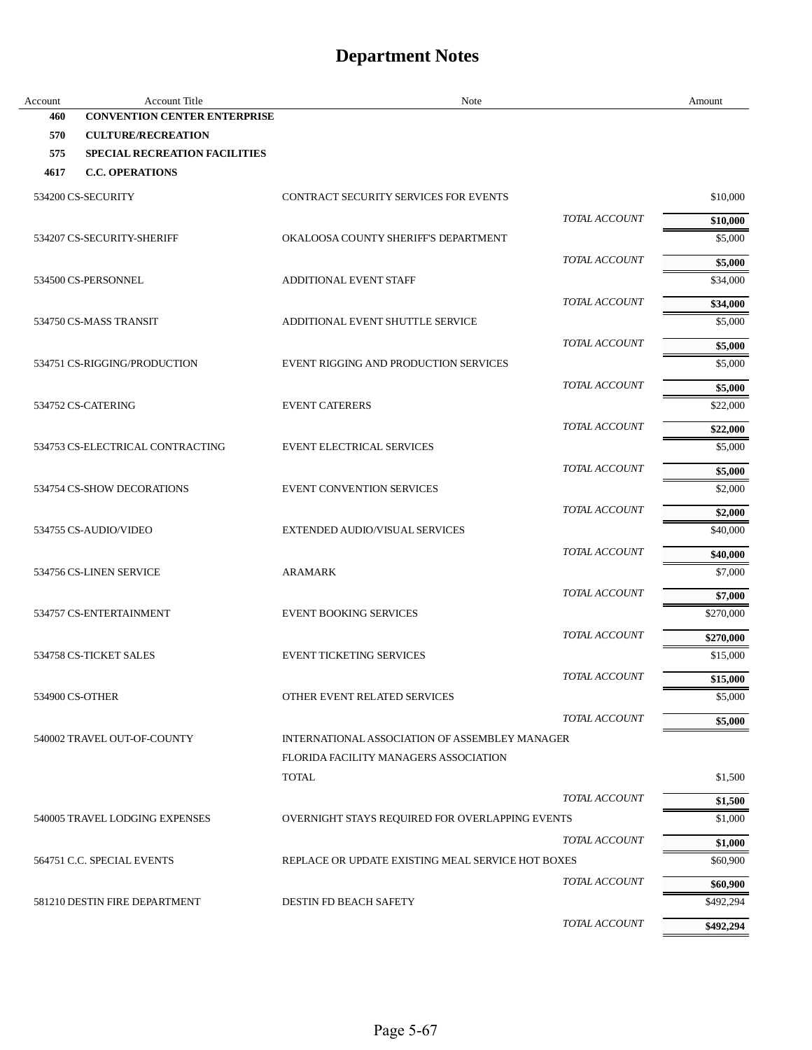# Department Notes

| Account | Account Title | Note | | Amount |
|---|---|---|---|---|
| **460** | **CONVENTION CENTER ENTERPRISE** | | | |
| **570** | **CULTURE/RECREATION** | | | |
| **575** | **SPECIAL RECREATION FACILITIES** | | | |
| **4617** | **C.C. OPERATIONS** | | | |
| 534200 | CS-SECURITY | CONTRACT SECURITY SERVICES FOR EVENTS | | $10,000 |
| | | | *TOTAL ACCOUNT* | **$10,000** |
| 534207 | CS-SECURITY-SHERIFF | OKALOOSA COUNTY SHERIFF'S DEPARTMENT | | $5,000 |
| | | | *TOTAL ACCOUNT* | **$5,000** |
| 534500 | CS-PERSONNEL | ADDITIONAL EVENT STAFF | | $34,000 |
| | | | *TOTAL ACCOUNT* | **$34,000** |
| 534750 | CS-MASS TRANSIT | ADDITIONAL EVENT SHUTTLE SERVICE | | $5,000 |
| | | | *TOTAL ACCOUNT* | **$5,000** |
| 534751 | CS-RIGGING/PRODUCTION | EVENT RIGGING AND PRODUCTION SERVICES | | $5,000 |
| | | | *TOTAL ACCOUNT* | **$5,000** |
| 534752 | CS-CATERING | EVENT CATERERS | | $22,000 |
| | | | *TOTAL ACCOUNT* | **$22,000** |
| 534753 | CS-ELECTRICAL CONTRACTING | EVENT ELECTRICAL SERVICES | | $5,000 |
| | | | *TOTAL ACCOUNT* | **$5,000** |
| 534754 | CS-SHOW DECORATIONS | EVENT CONVENTION SERVICES | | $2,000 |
| | | | *TOTAL ACCOUNT* | **$2,000** |
| 534755 | CS-AUDIO/VIDEO | EXTENDED AUDIO/VISUAL SERVICES | | $40,000 |
| | | | *TOTAL ACCOUNT* | **$40,000** |
| 534756 | CS-LINEN SERVICE | ARAMARK | | $7,000 |
| | | | *TOTAL ACCOUNT* | **$7,000** |
| 534757 | CS-ENTERTAINMENT | EVENT BOOKING SERVICES | | $270,000 |
| | | | *TOTAL ACCOUNT* | **$270,000** |
| 534758 | CS-TICKET SALES | EVENT TICKETING SERVICES | | $15,000 |
| | | | *TOTAL ACCOUNT* | **$15,000** |
| 534900 | CS-OTHER | OTHER EVENT RELATED SERVICES | | $5,000 |
| | | | *TOTAL ACCOUNT* | **$5,000** |
| 540002 | TRAVEL OUT-OF-COUNTY | INTERNATIONAL ASSOCIATION OF ASSEMBLEY MANAGER | | |
| | | FLORIDA FACILITY MANAGERS ASSOCIATION | | |
| | | TOTAL | | $1,500 |
| | | | *TOTAL ACCOUNT* | **$1,500** |
| 540005 | TRAVEL LODGING EXPENSES | OVERNIGHT STAYS REQUIRED FOR OVERLAPPING EVENTS | | $1,000 |
| | | | *TOTAL ACCOUNT* | **$1,000** |
| 564751 | C.C. SPECIAL EVENTS | REPLACE OR UPDATE EXISTING MEAL SERVICE HOT BOXES | | $60,900 |
| | | | *TOTAL ACCOUNT* | **$60,900** |
| 581210 | DESTIN FIRE DEPARTMENT | DESTIN FD BEACH SAFETY | | $492,294 |
| | | | *TOTAL ACCOUNT* | **$492,294** |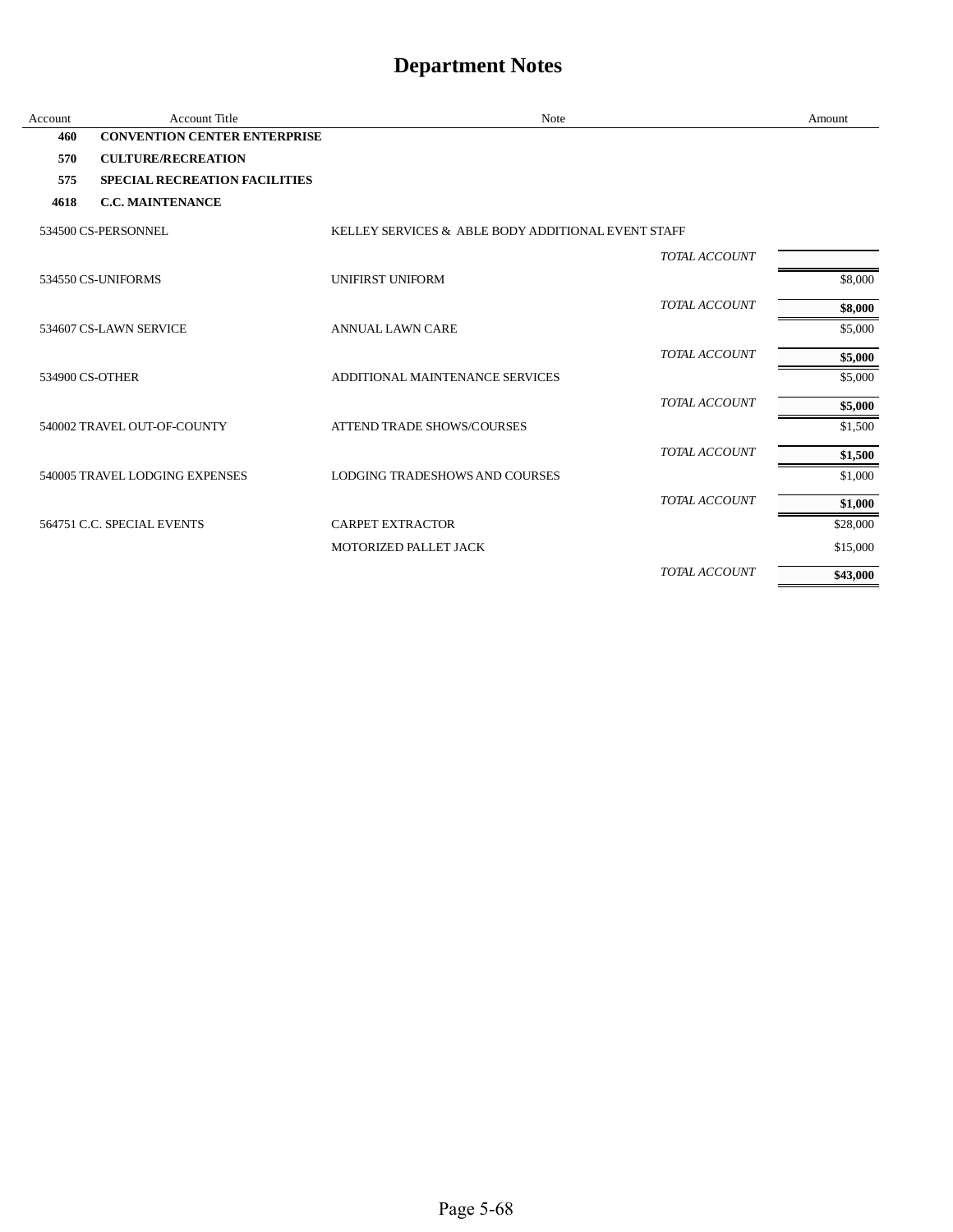# Department Notes

| Account | Account Title | Note | | Amount |
|---|---|---|---|---|
| **460** | **CONVENTION CENTER ENTERPRISE** | | | |
| **570** | **CULTURE/RECREATION** | | | |
| **575** | **SPECIAL RECREATION FACILITIES** | | | |
| **4618** | **C.C. MAINTENANCE** | | | |
| 534500 | CS-PERSONNEL | KELLEY SERVICES & ABLE BODY ADDITIONAL EVENT STAFF | | |
| | | | *TOTAL ACCOUNT* | |
| 534550 | CS-UNIFORMS | UNIFIRST UNIFORM | | $8,000 |
| | | | *TOTAL ACCOUNT* | **$8,000** |
| 534607 | CS-LAWN SERVICE | ANNUAL LAWN CARE | | $5,000 |
| | | | *TOTAL ACCOUNT* | **$5,000** |
| 534900 | CS-OTHER | ADDITIONAL MAINTENANCE SERVICES | | $5,000 |
| | | | *TOTAL ACCOUNT* | **$5,000** |
| 540002 | TRAVEL OUT-OF-COUNTY | ATTEND TRADE SHOWS/COURSES | | $1,500 |
| | | | *TOTAL ACCOUNT* | **$1,500** |
| 540005 | TRAVEL LODGING EXPENSES | LODGING TRADESHOWS AND COURSES | | $1,000 |
| | | | *TOTAL ACCOUNT* | **$1,000** |
| 564751 | C.C. SPECIAL EVENTS | CARPET EXTRACTOR | | $28,000 |
| | | MOTORIZED PALLET JACK | | $15,000 |
| | | | *TOTAL ACCOUNT* | **$43,000** |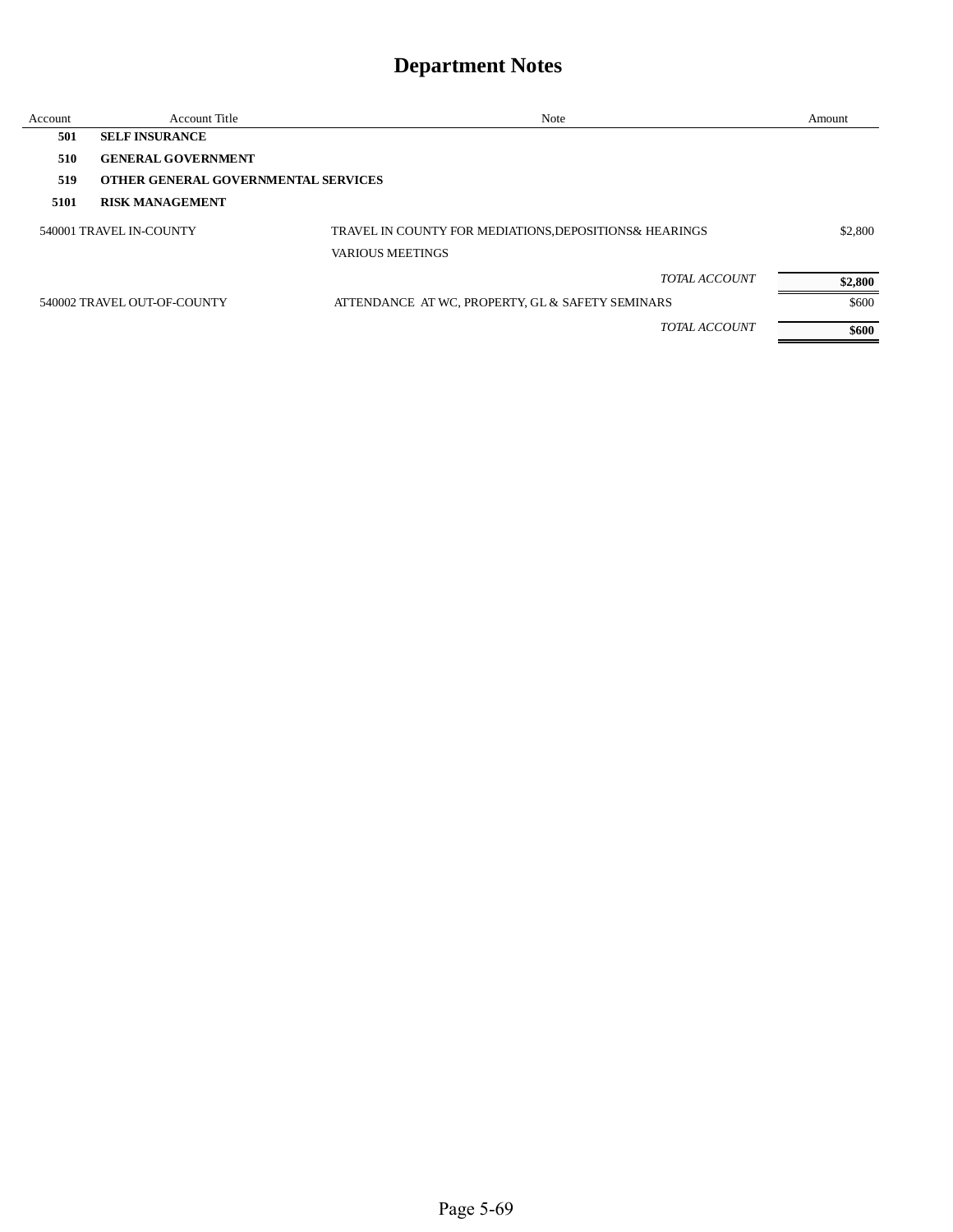# Department Notes

| Account | Account Title | Note | Amount |
|---|---|---|---|
| **501** | **SELF INSURANCE** | | |
| **510** | **GENERAL GOVERNMENT** | | |
| **519** | **OTHER GENERAL GOVERNMENTAL SERVICES** | | |
| **5101** | **RISK MANAGEMENT** | | |
| 540001 | TRAVEL IN-COUNTY | TRAVEL IN COUNTY FOR MEDIATIONS,DEPOSITIONS& HEARINGS | $2,800 |
| | | VARIOUS MEETINGS | |
| | | *TOTAL ACCOUNT* | **$2,800** |
| 540002 | TRAVEL OUT-OF-COUNTY | ATTENDANCE AT WC, PROPERTY, GL & SAFETY SEMINARS | $600 |
| | | *TOTAL ACCOUNT* | **$600** |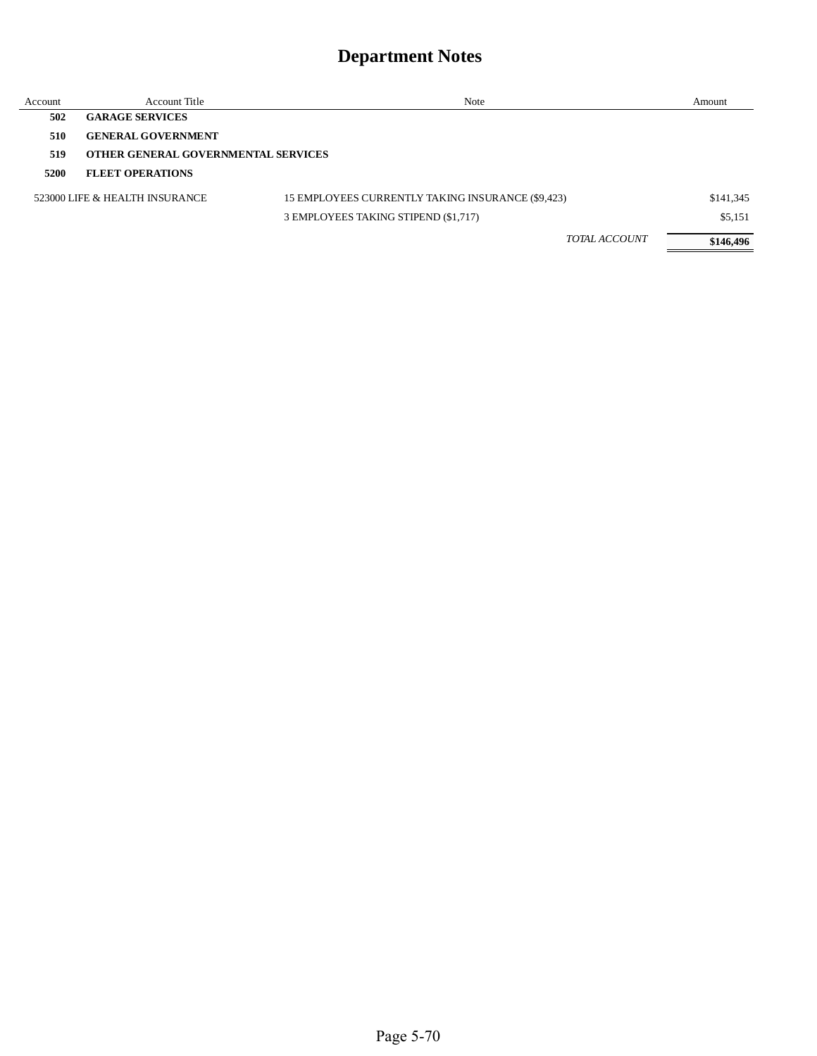# Department Notes

| Account | Account Title | Note | Amount |
|---|---|---|---|
| **502** | **GARAGE SERVICES** | | |
| **510** | **GENERAL GOVERNMENT** | | |
| **519** | **OTHER GENERAL GOVERNMENTAL SERVICES** | | |
| **5200** | **FLEET OPERATIONS** | | |
| 523000 | LIFE & HEALTH INSURANCE | 15 EMPLOYEES CURRENTLY TAKING INSURANCE ($9,423) | $141,345 |
| | | 3 EMPLOYEES TAKING STIPEND ($1,717) | $5,151 |
| | | *TOTAL ACCOUNT* | **$146,496** |